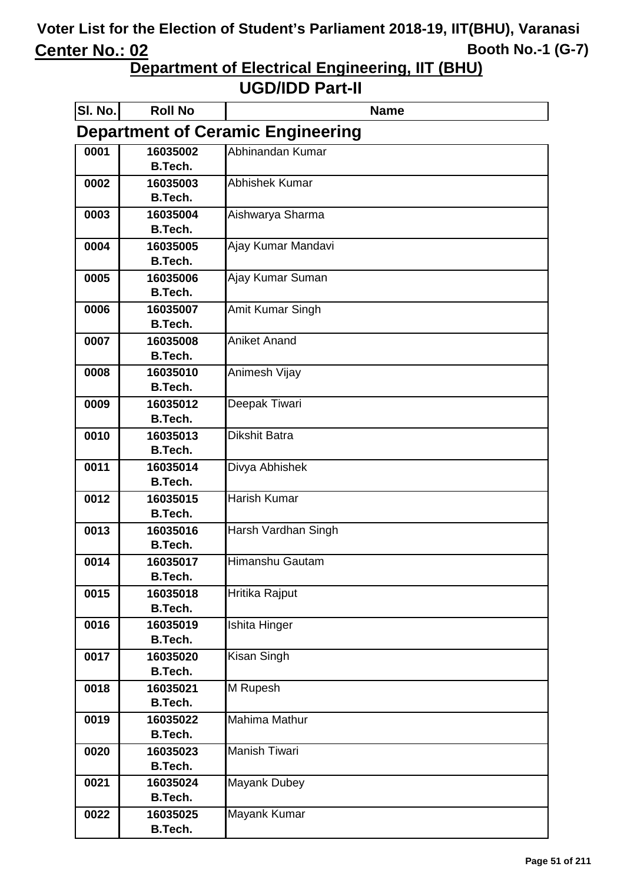# Voter List for the Election of Student's Parliament 2018-19, IIT(BHU), Varanasi

**Center No.: 02** **Booth No.-1 (G-7)**

## Department of Electrical Engineering, IIT (BHU)

## UGD/IDD Part-II

### Department of Ceramic Engineering

| Sl. No. | Roll No | Name |
|---|---|---|
| 0001 | 16035002 B.Tech. | Abhinandan Kumar |
| 0002 | 16035003 B.Tech. | Abhishek Kumar |
| 0003 | 16035004 B.Tech. | Aishwarya Sharma |
| 0004 | 16035005 B.Tech. | Ajay Kumar Mandavi |
| 0005 | 16035006 B.Tech. | Ajay Kumar Suman |
| 0006 | 16035007 B.Tech. | Amit Kumar Singh |
| 0007 | 16035008 B.Tech. | Aniket Anand |
| 0008 | 16035010 B.Tech. | Animesh Vijay |
| 0009 | 16035012 B.Tech. | Deepak Tiwari |
| 0010 | 16035013 B.Tech. | Dikshit Batra |
| 0011 | 16035014 B.Tech. | Divya Abhishek |
| 0012 | 16035015 B.Tech. | Harish Kumar |
| 0013 | 16035016 B.Tech. | Harsh Vardhan Singh |
| 0014 | 16035017 B.Tech. | Himanshu Gautam |
| 0015 | 16035018 B.Tech. | Hritika Rajput |
| 0016 | 16035019 B.Tech. | Ishita Hinger |
| 0017 | 16035020 B.Tech. | Kisan Singh |
| 0018 | 16035021 B.Tech. | M Rupesh |
| 0019 | 16035022 B.Tech. | Mahima Mathur |
| 0020 | 16035023 B.Tech. | Manish Tiwari |
| 0021 | 16035024 B.Tech. | Mayank Dubey |
| 0022 | 16035025 B.Tech. | Mayank Kumar |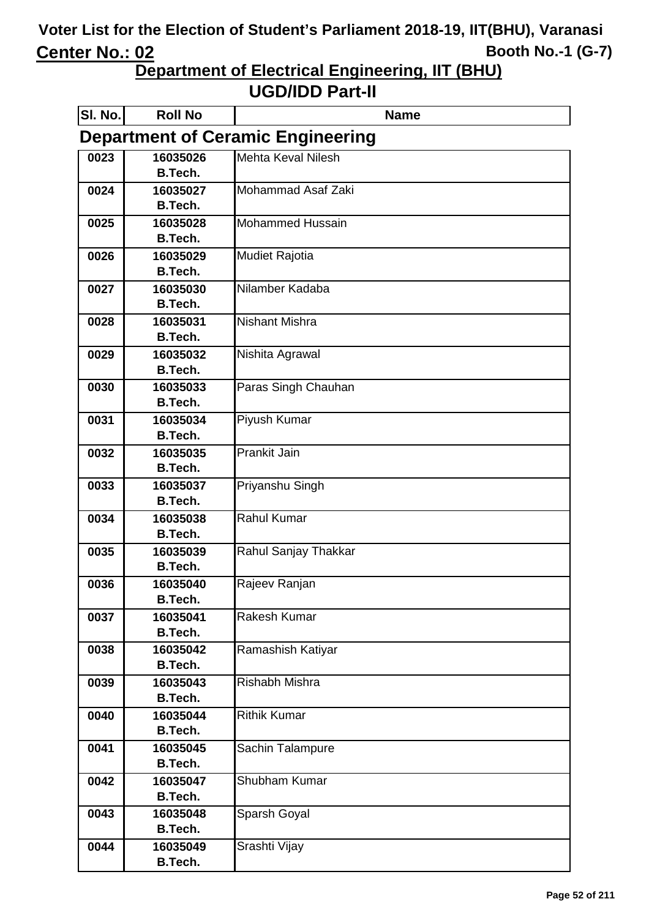# Voter List for the Election of Student's Parliament 2018-19, IIT(BHU), Varanasi

**Center No.: 02** | **Booth No.-1 (G-7)**

## Department of Electrical Engineering, IIT (BHU)

## UGD/IDD Part-II

### Department of Ceramic Engineering

| Sl. No. | Roll No | Name |
|---|---|---|
| 0023 | 16035026 B.Tech. | Mehta Keval Nilesh |
| 0024 | 16035027 B.Tech. | Mohammad Asaf Zaki |
| 0025 | 16035028 B.Tech. | Mohammed Hussain |
| 0026 | 16035029 B.Tech. | Mudiet Rajotia |
| 0027 | 16035030 B.Tech. | Nilamber Kadaba |
| 0028 | 16035031 B.Tech. | Nishant Mishra |
| 0029 | 16035032 B.Tech. | Nishita Agrawal |
| 0030 | 16035033 B.Tech. | Paras Singh Chauhan |
| 0031 | 16035034 B.Tech. | Piyush Kumar |
| 0032 | 16035035 B.Tech. | Prankit Jain |
| 0033 | 16035037 B.Tech. | Priyanshu Singh |
| 0034 | 16035038 B.Tech. | Rahul Kumar |
| 0035 | 16035039 B.Tech. | Rahul Sanjay Thakkar |
| 0036 | 16035040 B.Tech. | Rajeev Ranjan |
| 0037 | 16035041 B.Tech. | Rakesh Kumar |
| 0038 | 16035042 B.Tech. | Ramashish Katiyar |
| 0039 | 16035043 B.Tech. | Rishabh Mishra |
| 0040 | 16035044 B.Tech. | Rithik Kumar |
| 0041 | 16035045 B.Tech. | Sachin Talampure |
| 0042 | 16035047 B.Tech. | Shubham Kumar |
| 0043 | 16035048 B.Tech. | Sparsh Goyal |
| 0044 | 16035049 B.Tech. | Srashti Vijay |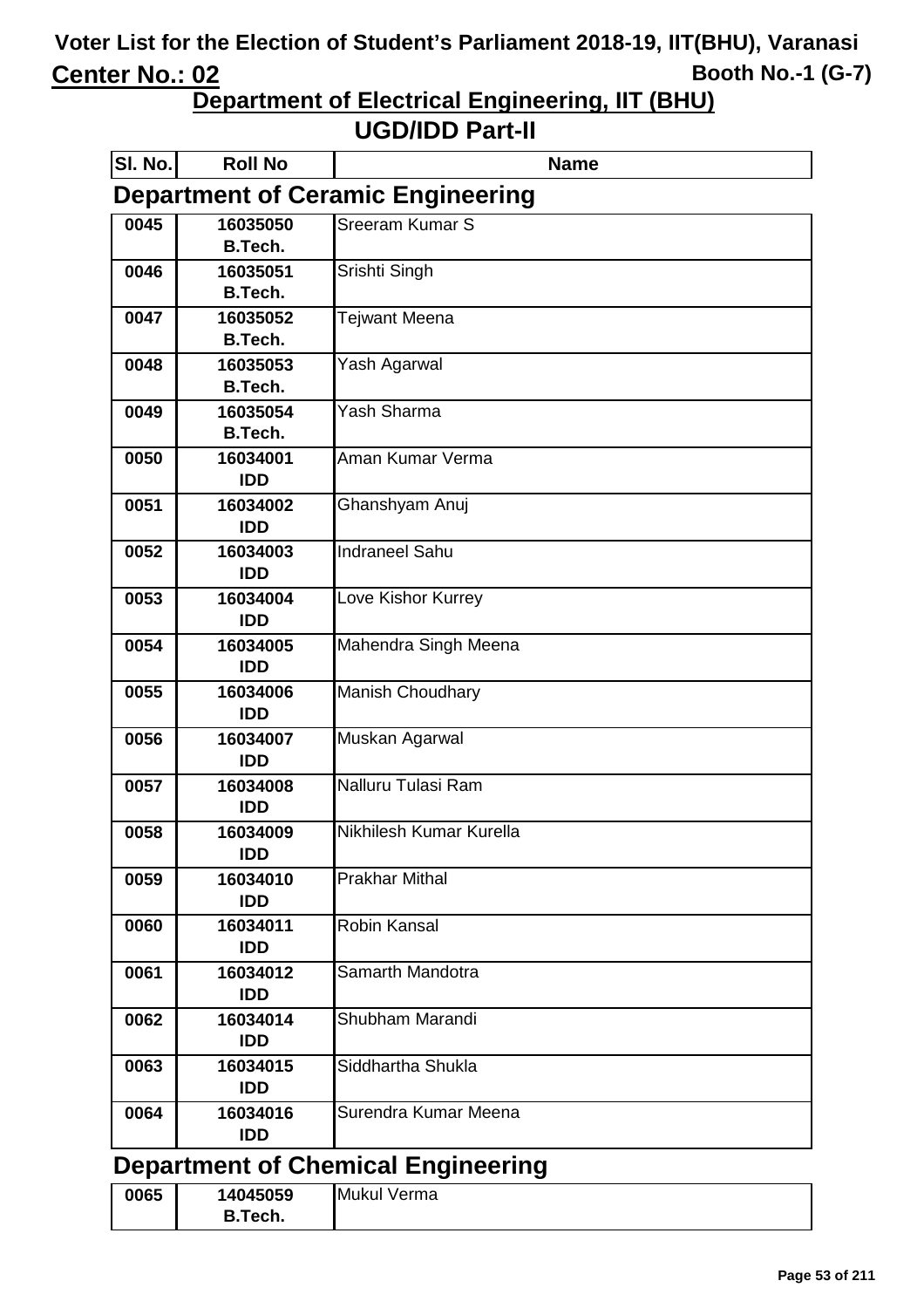# Voter List for the Election of Student's Parliament 2018-19, IIT(BHU), Varanasi

**Center No.: 02** **Booth No.-1 (G-7)**

## Department of Electrical Engineering, IIT (BHU)

## UGD/IDD Part-II

### Department of Ceramic Engineering

| Sl. No. | Roll No | Name |
|---|---|---|
| 0045 | 16035050 B.Tech. | Sreeram Kumar S |
| 0046 | 16035051 B.Tech. | Srishti Singh |
| 0047 | 16035052 B.Tech. | Tejwant Meena |
| 0048 | 16035053 B.Tech. | Yash Agarwal |
| 0049 | 16035054 B.Tech. | Yash Sharma |
| 0050 | 16034001 IDD | Aman Kumar Verma |
| 0051 | 16034002 IDD | Ghanshyam Anuj |
| 0052 | 16034003 IDD | Indraneel Sahu |
| 0053 | 16034004 IDD | Love Kishor Kurrey |
| 0054 | 16034005 IDD | Mahendra Singh Meena |
| 0055 | 16034006 IDD | Manish Choudhary |
| 0056 | 16034007 IDD | Muskan Agarwal |
| 0057 | 16034008 IDD | Nalluru Tulasi Ram |
| 0058 | 16034009 IDD | Nikhilesh Kumar Kurella |
| 0059 | 16034010 IDD | Prakhar Mithal |
| 0060 | 16034011 IDD | Robin Kansal |
| 0061 | 16034012 IDD | Samarth Mandotra |
| 0062 | 16034014 IDD | Shubham Marandi |
| 0063 | 16034015 IDD | Siddhartha Shukla |
| 0064 | 16034016 IDD | Surendra Kumar Meena |

### Department of Chemical Engineering

| Sl. No. | Roll No | Name |
|---|---|---|
| 0065 | 14045059 B.Tech. | Mukul Verma |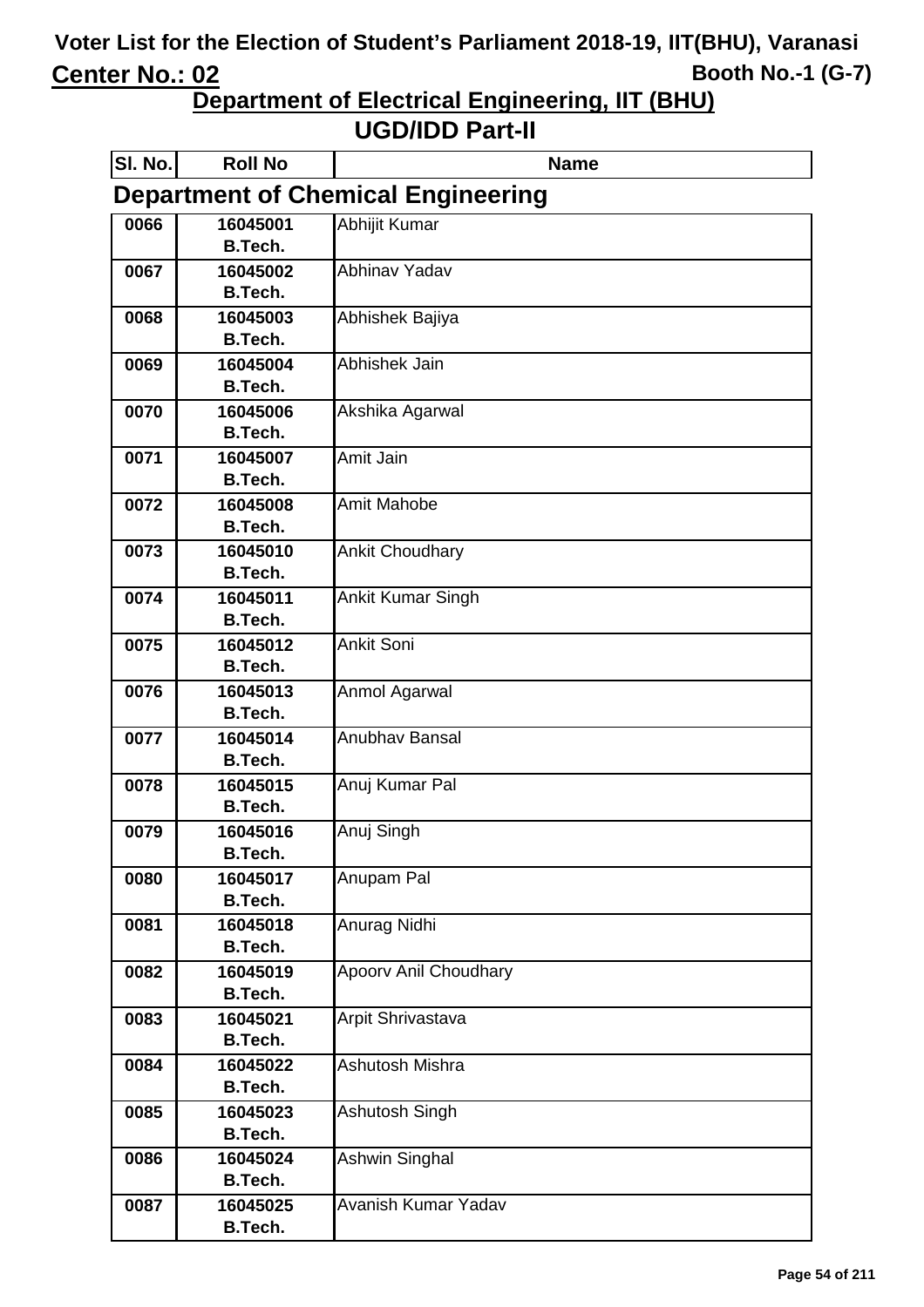# Voter List for the Election of Student's Parliament 2018-19, IIT(BHU), Varanasi

**Center No.: 02** **Booth No.-1 (G-7)**

## Department of Electrical Engineering, IIT (BHU)

## UGD/IDD Part-II

### Department of Chemical Engineering

| Sl. No. | Roll No | Name |
|---|---|---|
| 0066 | 16045001 B.Tech. | Abhijit Kumar |
| 0067 | 16045002 B.Tech. | Abhinav Yadav |
| 0068 | 16045003 B.Tech. | Abhishek Bajiya |
| 0069 | 16045004 B.Tech. | Abhishek Jain |
| 0070 | 16045006 B.Tech. | Akshika Agarwal |
| 0071 | 16045007 B.Tech. | Amit Jain |
| 0072 | 16045008 B.Tech. | Amit Mahobe |
| 0073 | 16045010 B.Tech. | Ankit Choudhary |
| 0074 | 16045011 B.Tech. | Ankit Kumar Singh |
| 0075 | 16045012 B.Tech. | Ankit Soni |
| 0076 | 16045013 B.Tech. | Anmol Agarwal |
| 0077 | 16045014 B.Tech. | Anubhav Bansal |
| 0078 | 16045015 B.Tech. | Anuj Kumar Pal |
| 0079 | 16045016 B.Tech. | Anuj Singh |
| 0080 | 16045017 B.Tech. | Anupam Pal |
| 0081 | 16045018 B.Tech. | Anurag Nidhi |
| 0082 | 16045019 B.Tech. | Apoorv Anil Choudhary |
| 0083 | 16045021 B.Tech. | Arpit Shrivastava |
| 0084 | 16045022 B.Tech. | Ashutosh Mishra |
| 0085 | 16045023 B.Tech. | Ashutosh Singh |
| 0086 | 16045024 B.Tech. | Ashwin Singhal |
| 0087 | 16045025 B.Tech. | Avanish Kumar Yadav |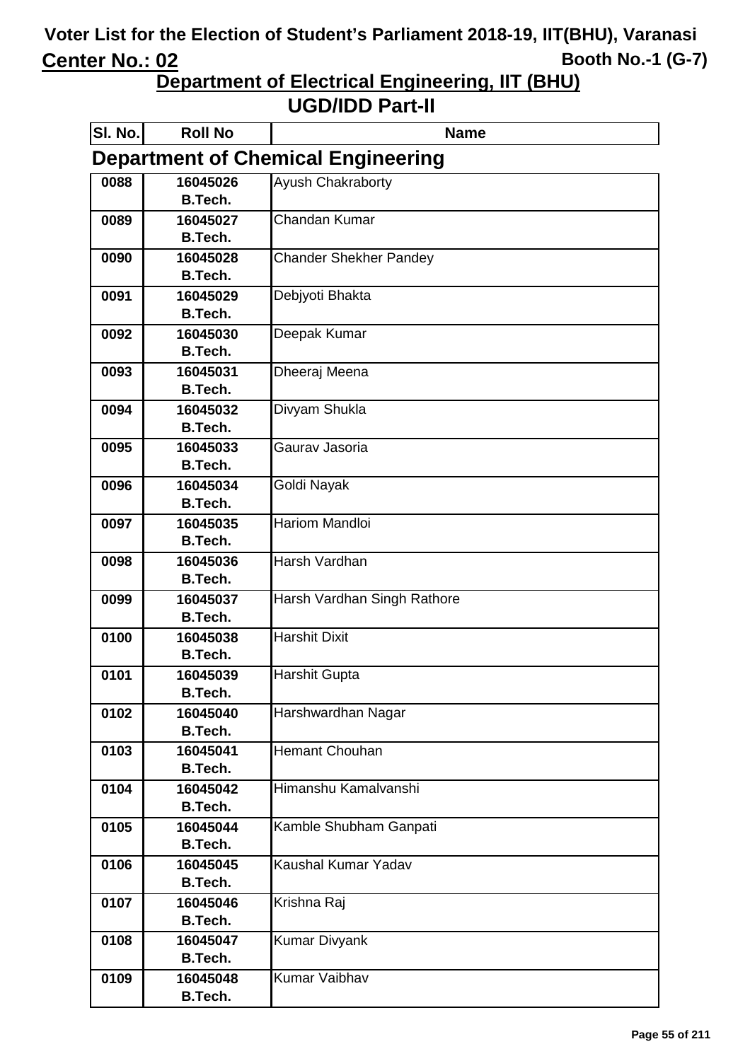# Voter List for the Election of Student's Parliament 2018-19, IIT(BHU), Varanasi

**Center No.: 02** **Booth No.-1 (G-7)**

## Department of Electrical Engineering, IIT (BHU)

## UGD/IDD Part-II

### Department of Chemical Engineering

| Sl. No. | Roll No | Name |
|---|---|---|
| 0088 | 16045026 B.Tech. | Ayush Chakraborty |
| 0089 | 16045027 B.Tech. | Chandan Kumar |
| 0090 | 16045028 B.Tech. | Chander Shekher Pandey |
| 0091 | 16045029 B.Tech. | Debjyoti Bhakta |
| 0092 | 16045030 B.Tech. | Deepak Kumar |
| 0093 | 16045031 B.Tech. | Dheeraj Meena |
| 0094 | 16045032 B.Tech. | Divyam Shukla |
| 0095 | 16045033 B.Tech. | Gaurav Jasoria |
| 0096 | 16045034 B.Tech. | Goldi Nayak |
| 0097 | 16045035 B.Tech. | Hariom Mandloi |
| 0098 | 16045036 B.Tech. | Harsh Vardhan |
| 0099 | 16045037 B.Tech. | Harsh Vardhan Singh Rathore |
| 0100 | 16045038 B.Tech. | Harshit Dixit |
| 0101 | 16045039 B.Tech. | Harshit Gupta |
| 0102 | 16045040 B.Tech. | Harshwardhan Nagar |
| 0103 | 16045041 B.Tech. | Hemant Chouhan |
| 0104 | 16045042 B.Tech. | Himanshu Kamalvanshi |
| 0105 | 16045044 B.Tech. | Kamble Shubham Ganpati |
| 0106 | 16045045 B.Tech. | Kaushal Kumar Yadav |
| 0107 | 16045046 B.Tech. | Krishna Raj |
| 0108 | 16045047 B.Tech. | Kumar Divyank |
| 0109 | 16045048 B.Tech. | Kumar Vaibhav |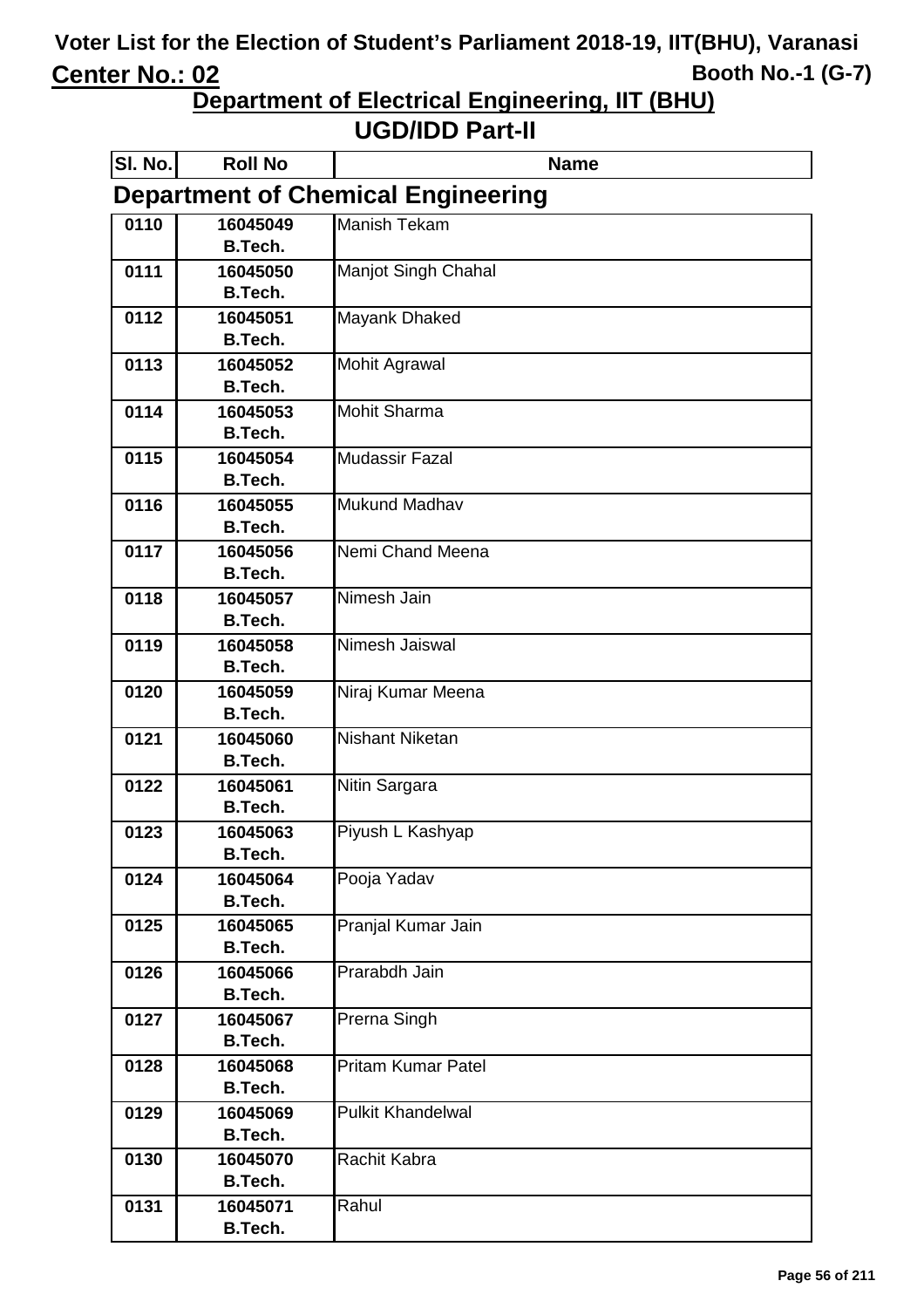# Voter List for the Election of Student's Parliament 2018-19, IIT(BHU), Varanasi

**Center No.: 02** **Booth No.-1 (G-7)**

## Department of Electrical Engineering, IIT (BHU)

## UGD/IDD Part-II

### Department of Chemical Engineering

| Sl. No. | Roll No | Name |
|---|---|---|
| 0110 | 16045049 B.Tech. | Manish Tekam |
| 0111 | 16045050 B.Tech. | Manjot Singh Chahal |
| 0112 | 16045051 B.Tech. | Mayank Dhaked |
| 0113 | 16045052 B.Tech. | Mohit Agrawal |
| 0114 | 16045053 B.Tech. | Mohit Sharma |
| 0115 | 16045054 B.Tech. | Mudassir Fazal |
| 0116 | 16045055 B.Tech. | Mukund Madhav |
| 0117 | 16045056 B.Tech. | Nemi Chand Meena |
| 0118 | 16045057 B.Tech. | Nimesh Jain |
| 0119 | 16045058 B.Tech. | Nimesh Jaiswal |
| 0120 | 16045059 B.Tech. | Niraj Kumar Meena |
| 0121 | 16045060 B.Tech. | Nishant Niketan |
| 0122 | 16045061 B.Tech. | Nitin Sargara |
| 0123 | 16045063 B.Tech. | Piyush L Kashyap |
| 0124 | 16045064 B.Tech. | Pooja Yadav |
| 0125 | 16045065 B.Tech. | Pranjal Kumar Jain |
| 0126 | 16045066 B.Tech. | Prarabdh Jain |
| 0127 | 16045067 B.Tech. | Prerna Singh |
| 0128 | 16045068 B.Tech. | Pritam Kumar Patel |
| 0129 | 16045069 B.Tech. | Pulkit Khandelwal |
| 0130 | 16045070 B.Tech. | Rachit Kabra |
| 0131 | 16045071 B.Tech. | Rahul |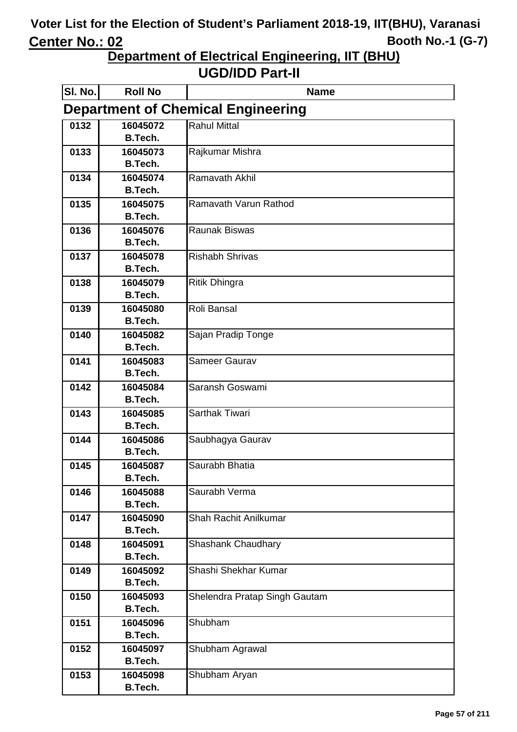# Voter List for the Election of Student's Parliament 2018-19, IIT(BHU), Varanasi

**Center No.: 02** **Booth No.-1 (G-7)**

## Department of Electrical Engineering, IIT (BHU)

## UGD/IDD Part-II

### Department of Chemical Engineering

| Sl. No. | Roll No | Name |
|---|---|---|
| 0132 | 16045072 B.Tech. | Rahul Mittal |
| 0133 | 16045073 B.Tech. | Rajkumar Mishra |
| 0134 | 16045074 B.Tech. | Ramavath Akhil |
| 0135 | 16045075 B.Tech. | Ramavath Varun Rathod |
| 0136 | 16045076 B.Tech. | Raunak Biswas |
| 0137 | 16045078 B.Tech. | Rishabh Shrivas |
| 0138 | 16045079 B.Tech. | Ritik Dhingra |
| 0139 | 16045080 B.Tech. | Roli Bansal |
| 0140 | 16045082 B.Tech. | Sajan Pradip Tonge |
| 0141 | 16045083 B.Tech. | Sameer Gaurav |
| 0142 | 16045084 B.Tech. | Saransh Goswami |
| 0143 | 16045085 B.Tech. | Sarthak Tiwari |
| 0144 | 16045086 B.Tech. | Saubhagya Gaurav |
| 0145 | 16045087 B.Tech. | Saurabh Bhatia |
| 0146 | 16045088 B.Tech. | Saurabh Verma |
| 0147 | 16045090 B.Tech. | Shah Rachit Anilkumar |
| 0148 | 16045091 B.Tech. | Shashank Chaudhary |
| 0149 | 16045092 B.Tech. | Shashi Shekhar Kumar |
| 0150 | 16045093 B.Tech. | Shelendra Pratap Singh Gautam |
| 0151 | 16045096 B.Tech. | Shubham |
| 0152 | 16045097 B.Tech. | Shubham Agrawal |
| 0153 | 16045098 B.Tech. | Shubham Aryan |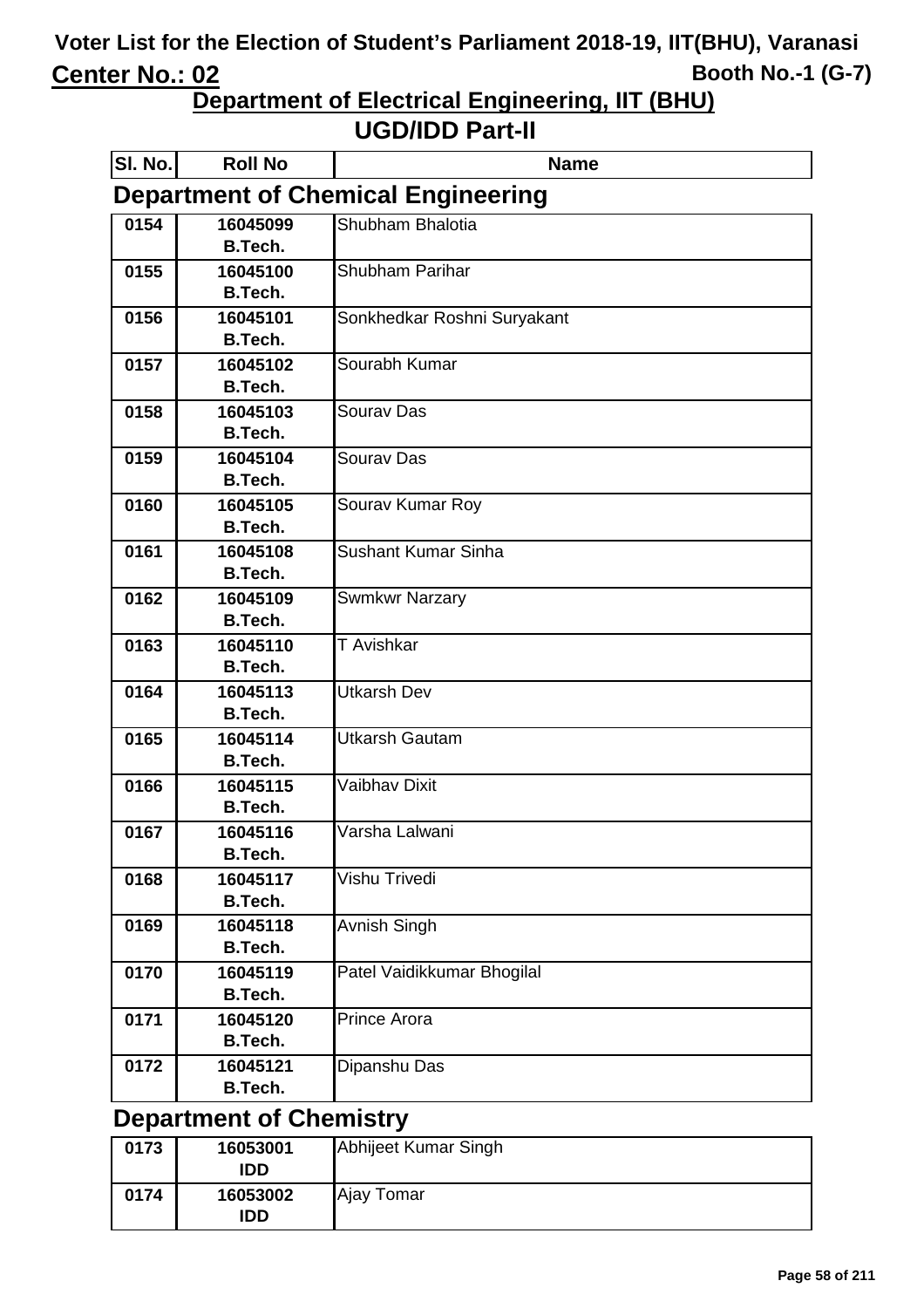# Voter List for the Election of Student's Parliament 2018-19, IIT(BHU), Varanasi

**Center No.: 02** | **Booth No.-1 (G-7)**

## Department of Electrical Engineering, IIT (BHU)

## UGD/IDD Part-II

### Department of Chemical Engineering

| Sl. No. | Roll No | Name |
|---|---|---|
| 0154 | 16045099 B.Tech. | Shubham Bhalotia |
| 0155 | 16045100 B.Tech. | Shubham Parihar |
| 0156 | 16045101 B.Tech. | Sonkhedkar Roshni Suryakant |
| 0157 | 16045102 B.Tech. | Sourabh Kumar |
| 0158 | 16045103 B.Tech. | Sourav Das |
| 0159 | 16045104 B.Tech. | Sourav Das |
| 0160 | 16045105 B.Tech. | Sourav Kumar Roy |
| 0161 | 16045108 B.Tech. | Sushant Kumar Sinha |
| 0162 | 16045109 B.Tech. | Swmkwr Narzary |
| 0163 | 16045110 B.Tech. | T Avishkar |
| 0164 | 16045113 B.Tech. | Utkarsh Dev |
| 0165 | 16045114 B.Tech. | Utkarsh Gautam |
| 0166 | 16045115 B.Tech. | Vaibhav Dixit |
| 0167 | 16045116 B.Tech. | Varsha Lalwani |
| 0168 | 16045117 B.Tech. | Vishu Trivedi |
| 0169 | 16045118 B.Tech. | Avnish Singh |
| 0170 | 16045119 B.Tech. | Patel Vaidikkumar Bhogilal |
| 0171 | 16045120 B.Tech. | Prince Arora |
| 0172 | 16045121 B.Tech. | Dipanshu Das |

### Department of Chemistry

| Sl. No. | Roll No | Name |
|---|---|---|
| 0173 | 16053001 IDD | Abhijeet Kumar Singh |
| 0174 | 16053002 IDD | Ajay Tomar |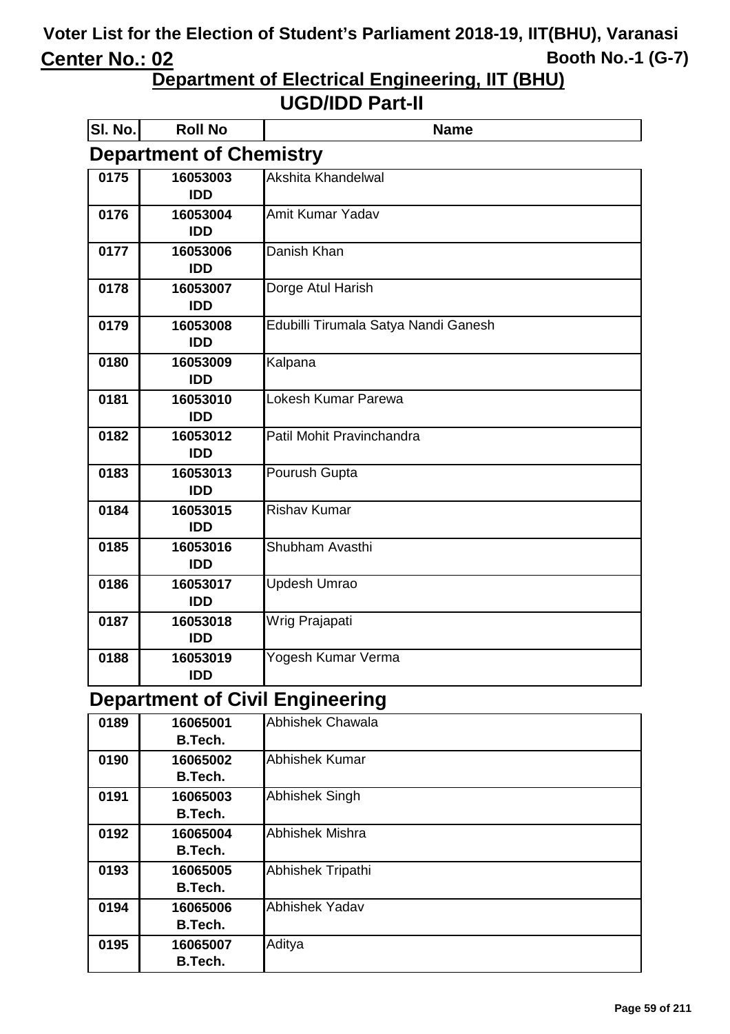# Voter List for the Election of Student's Parliament 2018-19, IIT(BHU), Varanasi

**Center No.: 02** **Booth No.-1 (G-7)**

## Department of Electrical Engineering, IIT (BHU)

## UGD/IDD Part-II

### Department of Chemistry

| Sl. No. | Roll No | Name |
|---|---|---|
| 0175 | 16053003 IDD | Akshita Khandelwal |
| 0176 | 16053004 IDD | Amit Kumar Yadav |
| 0177 | 16053006 IDD | Danish Khan |
| 0178 | 16053007 IDD | Dorge Atul Harish |
| 0179 | 16053008 IDD | Edubilli Tirumala Satya Nandi Ganesh |
| 0180 | 16053009 IDD | Kalpana |
| 0181 | 16053010 IDD | Lokesh Kumar Parewa |
| 0182 | 16053012 IDD | Patil Mohit Pravinchandra |
| 0183 | 16053013 IDD | Pourush Gupta |
| 0184 | 16053015 IDD | Rishav Kumar |
| 0185 | 16053016 IDD | Shubham Avasthi |
| 0186 | 16053017 IDD | Updesh Umrao |
| 0187 | 16053018 IDD | Wrig Prajapati |
| 0188 | 16053019 IDD | Yogesh Kumar Verma |

### Department of Civil Engineering

| Sl. No. | Roll No | Name |
|---|---|---|
| 0189 | 16065001 B.Tech. | Abhishek Chawala |
| 0190 | 16065002 B.Tech. | Abhishek Kumar |
| 0191 | 16065003 B.Tech. | Abhishek Singh |
| 0192 | 16065004 B.Tech. | Abhishek Mishra |
| 0193 | 16065005 B.Tech. | Abhishek Tripathi |
| 0194 | 16065006 B.Tech. | Abhishek Yadav |
| 0195 | 16065007 B.Tech. | Aditya |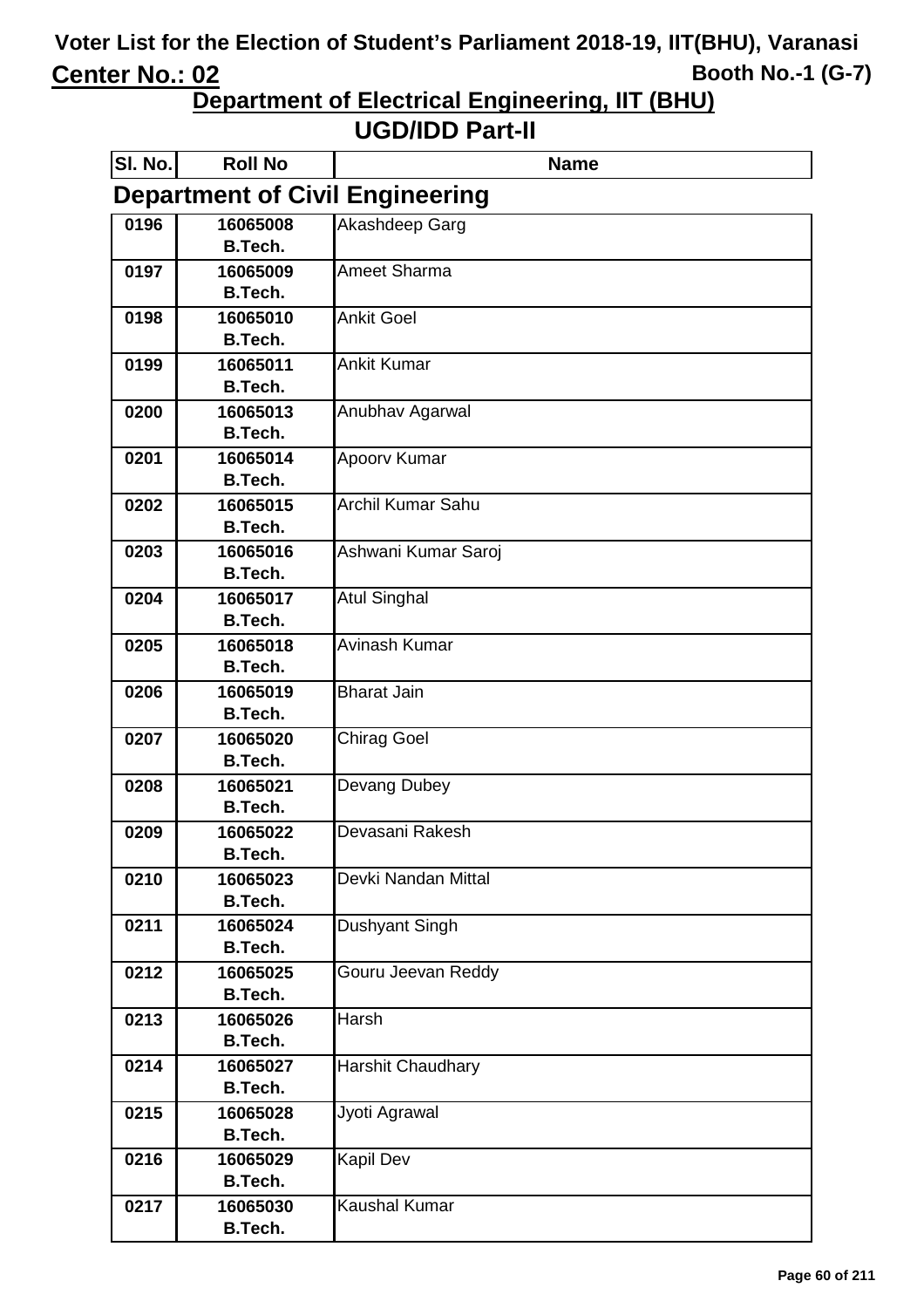# Voter List for the Election of Student's Parliament 2018-19, IIT(BHU), Varanasi

**Center No.: 02** **Booth No.-1 (G-7)**

## Department of Electrical Engineering, IIT (BHU)

## UGD/IDD Part-II

### Department of Civil Engineering

| Sl. No. | Roll No | Name |
|---|---|---|
| 0196 | 16065008 B.Tech. | Akashdeep Garg |
| 0197 | 16065009 B.Tech. | Ameet Sharma |
| 0198 | 16065010 B.Tech. | Ankit Goel |
| 0199 | 16065011 B.Tech. | Ankit Kumar |
| 0200 | 16065013 B.Tech. | Anubhav Agarwal |
| 0201 | 16065014 B.Tech. | Apoorv Kumar |
| 0202 | 16065015 B.Tech. | Archil Kumar Sahu |
| 0203 | 16065016 B.Tech. | Ashwani Kumar Saroj |
| 0204 | 16065017 B.Tech. | Atul Singhal |
| 0205 | 16065018 B.Tech. | Avinash Kumar |
| 0206 | 16065019 B.Tech. | Bharat Jain |
| 0207 | 16065020 B.Tech. | Chirag Goel |
| 0208 | 16065021 B.Tech. | Devang Dubey |
| 0209 | 16065022 B.Tech. | Devasani Rakesh |
| 0210 | 16065023 B.Tech. | Devki Nandan Mittal |
| 0211 | 16065024 B.Tech. | Dushyant Singh |
| 0212 | 16065025 B.Tech. | Gouru Jeevan Reddy |
| 0213 | 16065026 B.Tech. | Harsh |
| 0214 | 16065027 B.Tech. | Harshit Chaudhary |
| 0215 | 16065028 B.Tech. | Jyoti Agrawal |
| 0216 | 16065029 B.Tech. | Kapil Dev |
| 0217 | 16065030 B.Tech. | Kaushal Kumar |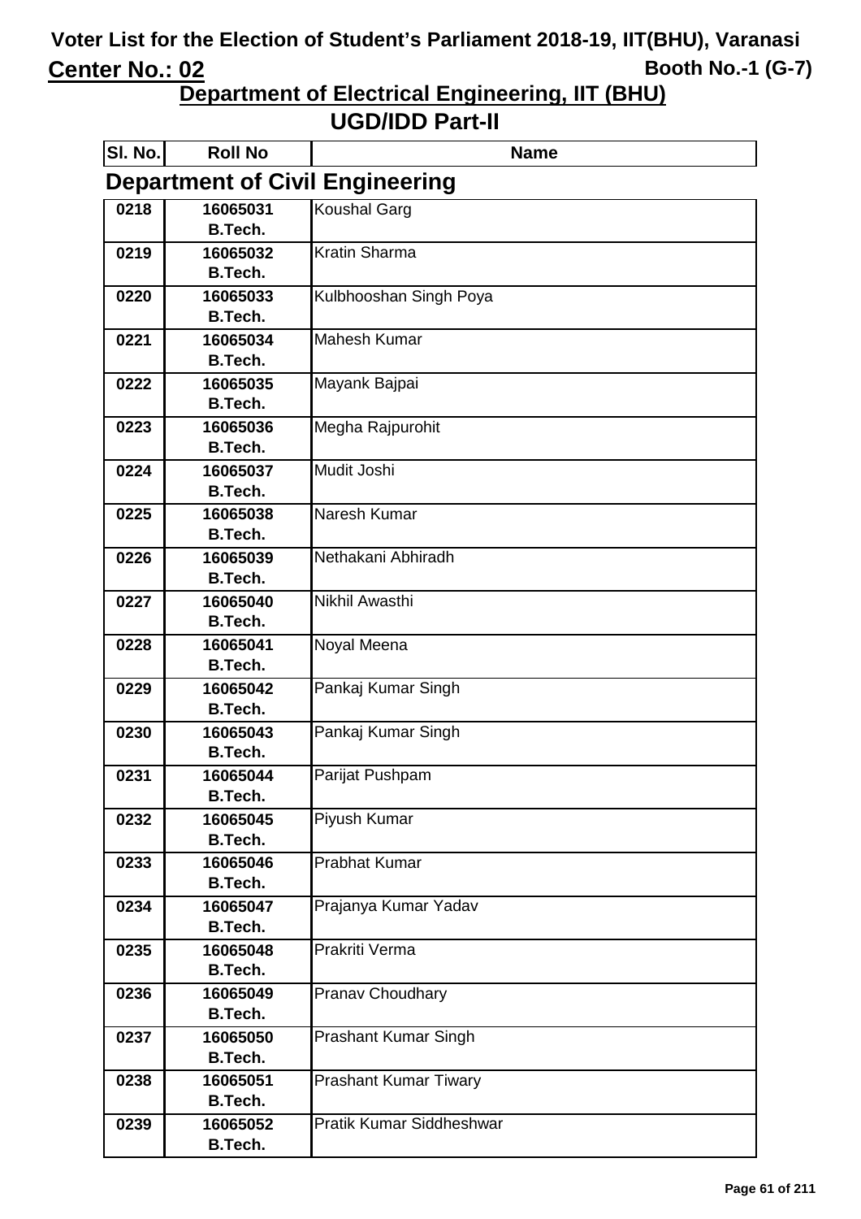# Voter List for the Election of Student's Parliament 2018-19, IIT(BHU), Varanasi

**Center No.: 02** **Booth No.-1 (G-7)**

## Department of Electrical Engineering, IIT (BHU)

## UGD/IDD Part-II

### Department of Civil Engineering

| Sl. No. | Roll No | Name |
|---|---|---|
| 0218 | 16065031 B.Tech. | Koushal Garg |
| 0219 | 16065032 B.Tech. | Kratin Sharma |
| 0220 | 16065033 B.Tech. | Kulbhooshan Singh Poya |
| 0221 | 16065034 B.Tech. | Mahesh Kumar |
| 0222 | 16065035 B.Tech. | Mayank Bajpai |
| 0223 | 16065036 B.Tech. | Megha Rajpurohit |
| 0224 | 16065037 B.Tech. | Mudit Joshi |
| 0225 | 16065038 B.Tech. | Naresh Kumar |
| 0226 | 16065039 B.Tech. | Nethakani Abhiradh |
| 0227 | 16065040 B.Tech. | Nikhil Awasthi |
| 0228 | 16065041 B.Tech. | Noyal Meena |
| 0229 | 16065042 B.Tech. | Pankaj Kumar Singh |
| 0230 | 16065043 B.Tech. | Pankaj Kumar Singh |
| 0231 | 16065044 B.Tech. | Parijat Pushpam |
| 0232 | 16065045 B.Tech. | Piyush Kumar |
| 0233 | 16065046 B.Tech. | Prabhat Kumar |
| 0234 | 16065047 B.Tech. | Prajanya Kumar Yadav |
| 0235 | 16065048 B.Tech. | Prakriti Verma |
| 0236 | 16065049 B.Tech. | Pranav Choudhary |
| 0237 | 16065050 B.Tech. | Prashant Kumar Singh |
| 0238 | 16065051 B.Tech. | Prashant Kumar Tiwary |
| 0239 | 16065052 B.Tech. | Pratik Kumar Siddheshwar |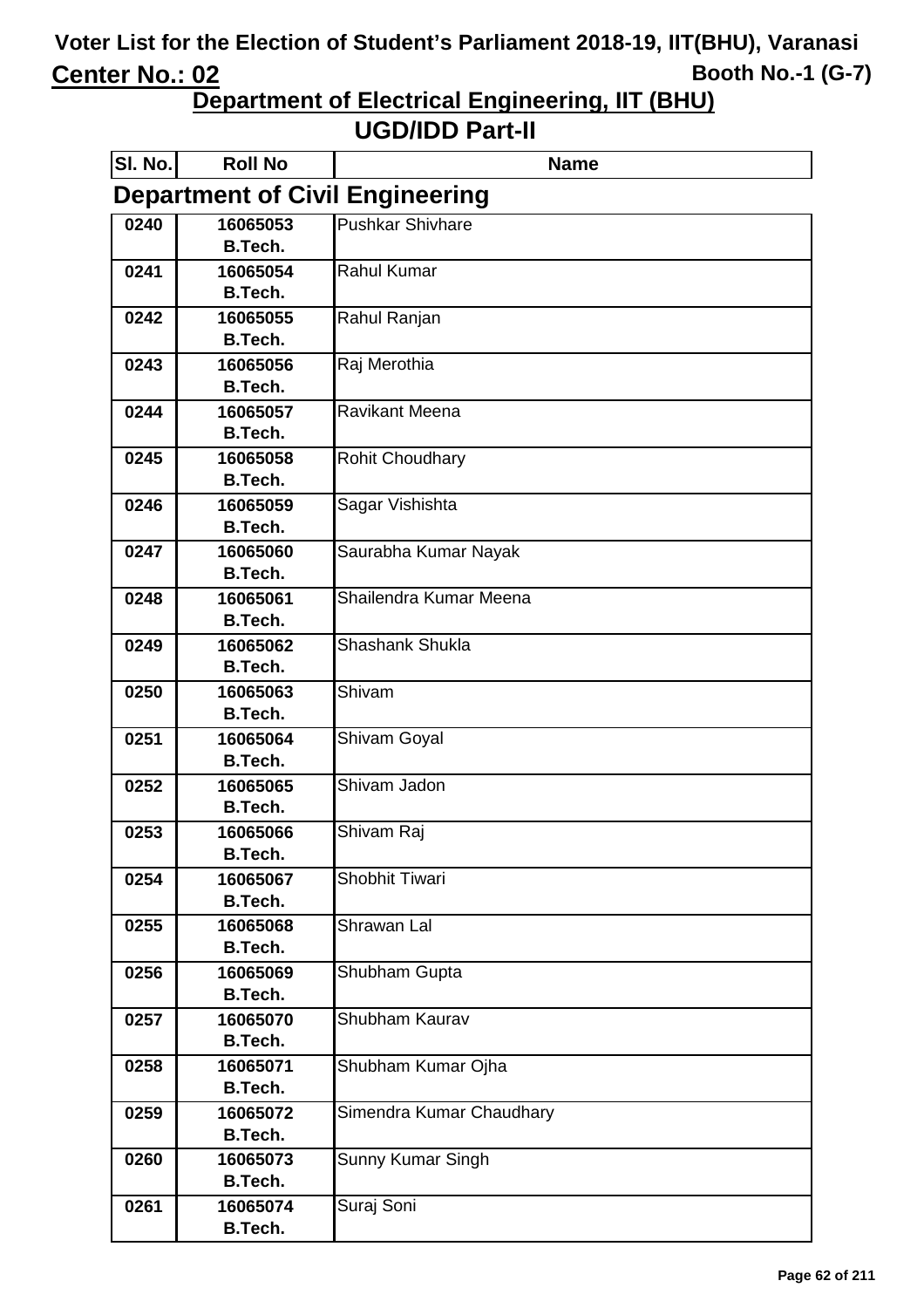# Voter List for the Election of Student's Parliament 2018-19, IIT(BHU), Varanasi

**Center No.: 02** **Booth No.-1 (G-7)**

## Department of Electrical Engineering, IIT (BHU)

## UGD/IDD Part-II

### Department of Civil Engineering

| Sl. No. | Roll No | Name |
|---|---|---|
| 0240 | 16065053 B.Tech. | Pushkar Shivhare |
| 0241 | 16065054 B.Tech. | Rahul Kumar |
| 0242 | 16065055 B.Tech. | Rahul Ranjan |
| 0243 | 16065056 B.Tech. | Raj Merothia |
| 0244 | 16065057 B.Tech. | Ravikant Meena |
| 0245 | 16065058 B.Tech. | Rohit Choudhary |
| 0246 | 16065059 B.Tech. | Sagar Vishishta |
| 0247 | 16065060 B.Tech. | Saurabha Kumar Nayak |
| 0248 | 16065061 B.Tech. | Shailendra Kumar Meena |
| 0249 | 16065062 B.Tech. | Shashank Shukla |
| 0250 | 16065063 B.Tech. | Shivam |
| 0251 | 16065064 B.Tech. | Shivam Goyal |
| 0252 | 16065065 B.Tech. | Shivam Jadon |
| 0253 | 16065066 B.Tech. | Shivam Raj |
| 0254 | 16065067 B.Tech. | Shobhit Tiwari |
| 0255 | 16065068 B.Tech. | Shrawan Lal |
| 0256 | 16065069 B.Tech. | Shubham Gupta |
| 0257 | 16065070 B.Tech. | Shubham Kaurav |
| 0258 | 16065071 B.Tech. | Shubham Kumar Ojha |
| 0259 | 16065072 B.Tech. | Simendra Kumar Chaudhary |
| 0260 | 16065073 B.Tech. | Sunny Kumar Singh |
| 0261 | 16065074 B.Tech. | Suraj Soni |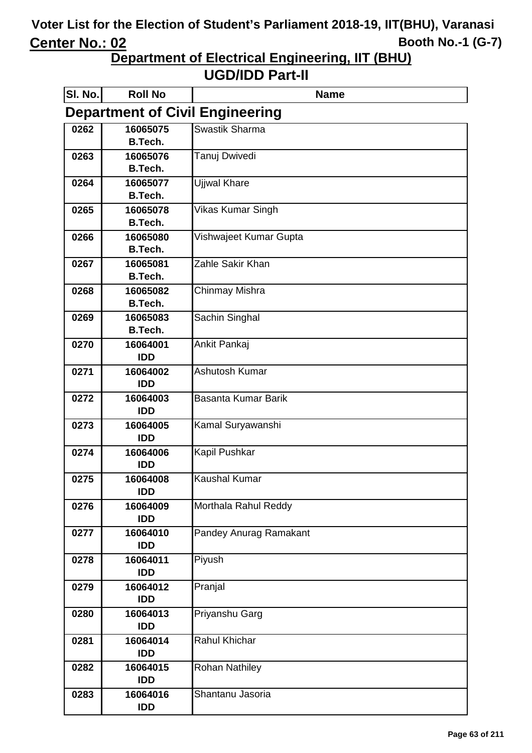# Voter List for the Election of Student's Parliament 2018-19, IIT(BHU), Varanasi

**Center No.: 02** **Booth No.-1 (G-7)**

## Department of Electrical Engineering, IIT (BHU)

## UGD/IDD Part-II

| Sl. No. | Roll No | Name |
|---|---|---|
| **Department of Civil Engineering** | | |
| 0262 | 16065075 B.Tech. | Swastik Sharma |
| 0263 | 16065076 B.Tech. | Tanuj Dwivedi |
| 0264 | 16065077 B.Tech. | Ujjwal Khare |
| 0265 | 16065078 B.Tech. | Vikas Kumar Singh |
| 0266 | 16065080 B.Tech. | Vishwajeet Kumar Gupta |
| 0267 | 16065081 B.Tech. | Zahle Sakir Khan |
| 0268 | 16065082 B.Tech. | Chinmay Mishra |
| 0269 | 16065083 B.Tech. | Sachin Singhal |
| 0270 | 16064001 IDD | Ankit Pankaj |
| 0271 | 16064002 IDD | Ashutosh Kumar |
| 0272 | 16064003 IDD | Basanta Kumar Barik |
| 0273 | 16064005 IDD | Kamal Suryawanshi |
| 0274 | 16064006 IDD | Kapil Pushkar |
| 0275 | 16064008 IDD | Kaushal Kumar |
| 0276 | 16064009 IDD | Morthala Rahul Reddy |
| 0277 | 16064010 IDD | Pandey Anurag Ramakant |
| 0278 | 16064011 IDD | Piyush |
| 0279 | 16064012 IDD | Pranjal |
| 0280 | 16064013 IDD | Priyanshu Garg |
| 0281 | 16064014 IDD | Rahul Khichar |
| 0282 | 16064015 IDD | Rohan Nathiley |
| 0283 | 16064016 IDD | Shantanu Jasoria |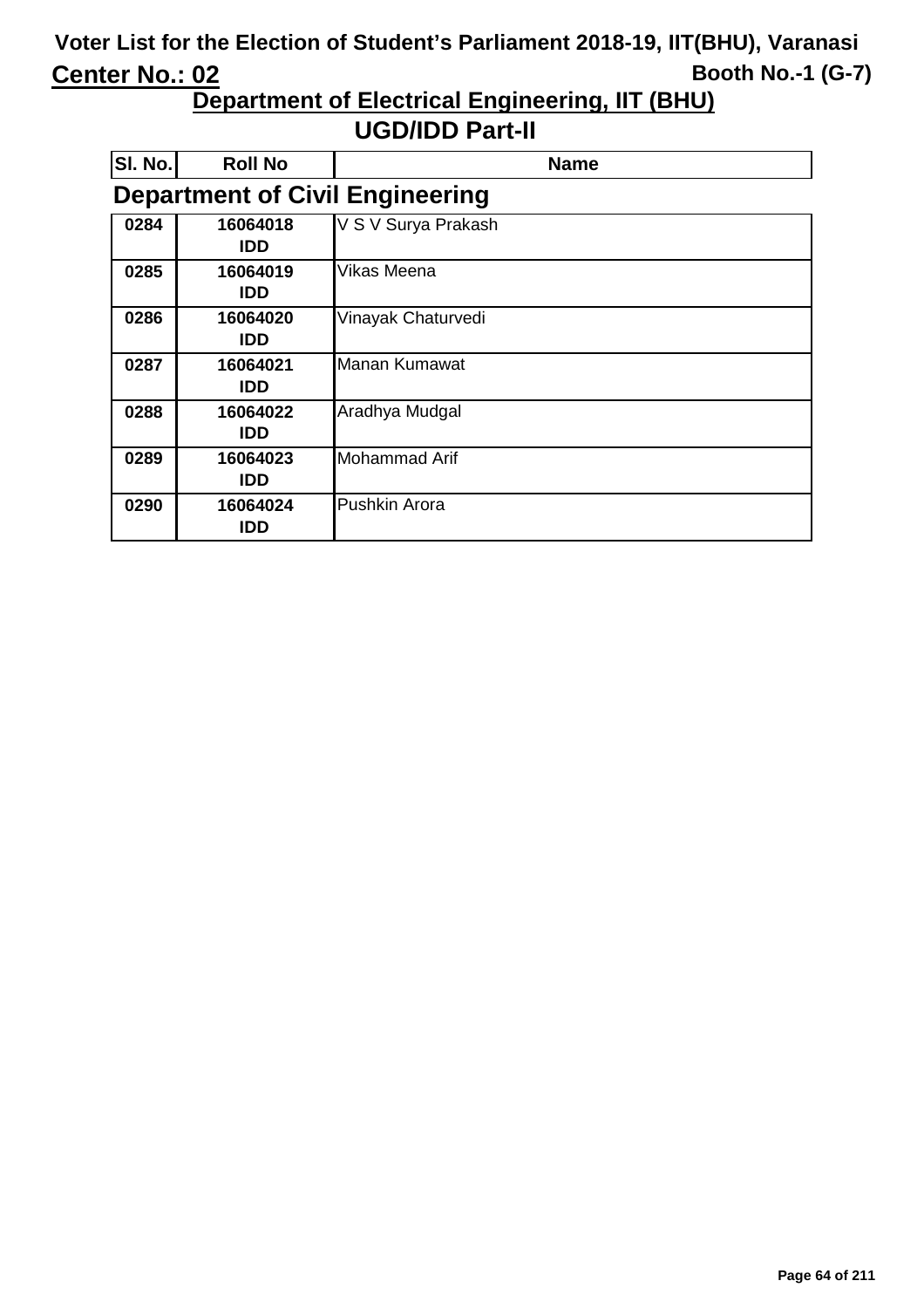# Voter List for the Election of Student's Parliament 2018-19, IIT(BHU), Varanasi

**Center No.: 02**

**Booth No.-1 (G-7)**

## Department of Electrical Engineering, IIT (BHU)

## UGD/IDD Part-II

### Department of Civil Engineering

| Sl. No. | Roll No | Name |
|---|---|---|
| 0284 | 16064018 IDD | V S V Surya Prakash |
| 0285 | 16064019 IDD | Vikas Meena |
| 0286 | 16064020 IDD | Vinayak Chaturvedi |
| 0287 | 16064021 IDD | Manan Kumawat |
| 0288 | 16064022 IDD | Aradhya Mudgal |
| 0289 | 16064023 IDD | Mohammad Arif |
| 0290 | 16064024 IDD | Pushkin Arora |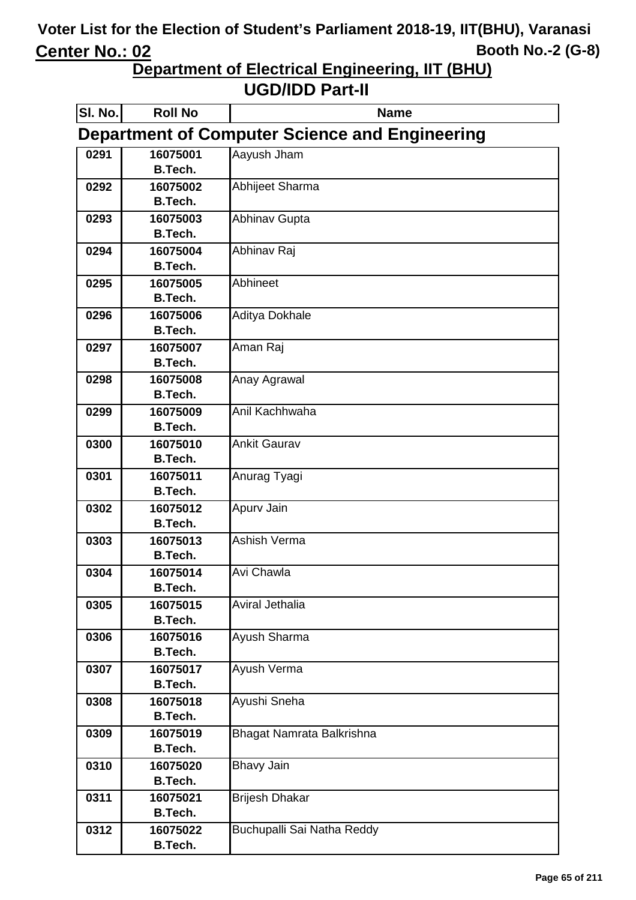# Voter List for the Election of Student's Parliament 2018-19, IIT(BHU), Varanasi

**Center No.: 02** | **Booth No.-2 (G-8)**

## Department of Electrical Engineering, IIT (BHU)

## UGD/IDD Part-II

### Department of Computer Science and Engineering

| Sl. No. | Roll No | Name |
|---|---|---|
| 0291 | 16075001 B.Tech. | Aayush Jham |
| 0292 | 16075002 B.Tech. | Abhijeet Sharma |
| 0293 | 16075003 B.Tech. | Abhinav Gupta |
| 0294 | 16075004 B.Tech. | Abhinav Raj |
| 0295 | 16075005 B.Tech. | Abhineet |
| 0296 | 16075006 B.Tech. | Aditya Dokhale |
| 0297 | 16075007 B.Tech. | Aman Raj |
| 0298 | 16075008 B.Tech. | Anay Agrawal |
| 0299 | 16075009 B.Tech. | Anil Kachhwaha |
| 0300 | 16075010 B.Tech. | Ankit Gaurav |
| 0301 | 16075011 B.Tech. | Anurag Tyagi |
| 0302 | 16075012 B.Tech. | Apurv Jain |
| 0303 | 16075013 B.Tech. | Ashish Verma |
| 0304 | 16075014 B.Tech. | Avi Chawla |
| 0305 | 16075015 B.Tech. | Aviral Jethalia |
| 0306 | 16075016 B.Tech. | Ayush Sharma |
| 0307 | 16075017 B.Tech. | Ayush Verma |
| 0308 | 16075018 B.Tech. | Ayushi Sneha |
| 0309 | 16075019 B.Tech. | Bhagat Namrata Balkrishna |
| 0310 | 16075020 B.Tech. | Bhavy Jain |
| 0311 | 16075021 B.Tech. | Brijesh Dhakar |
| 0312 | 16075022 B.Tech. | Buchupalli Sai Natha Reddy |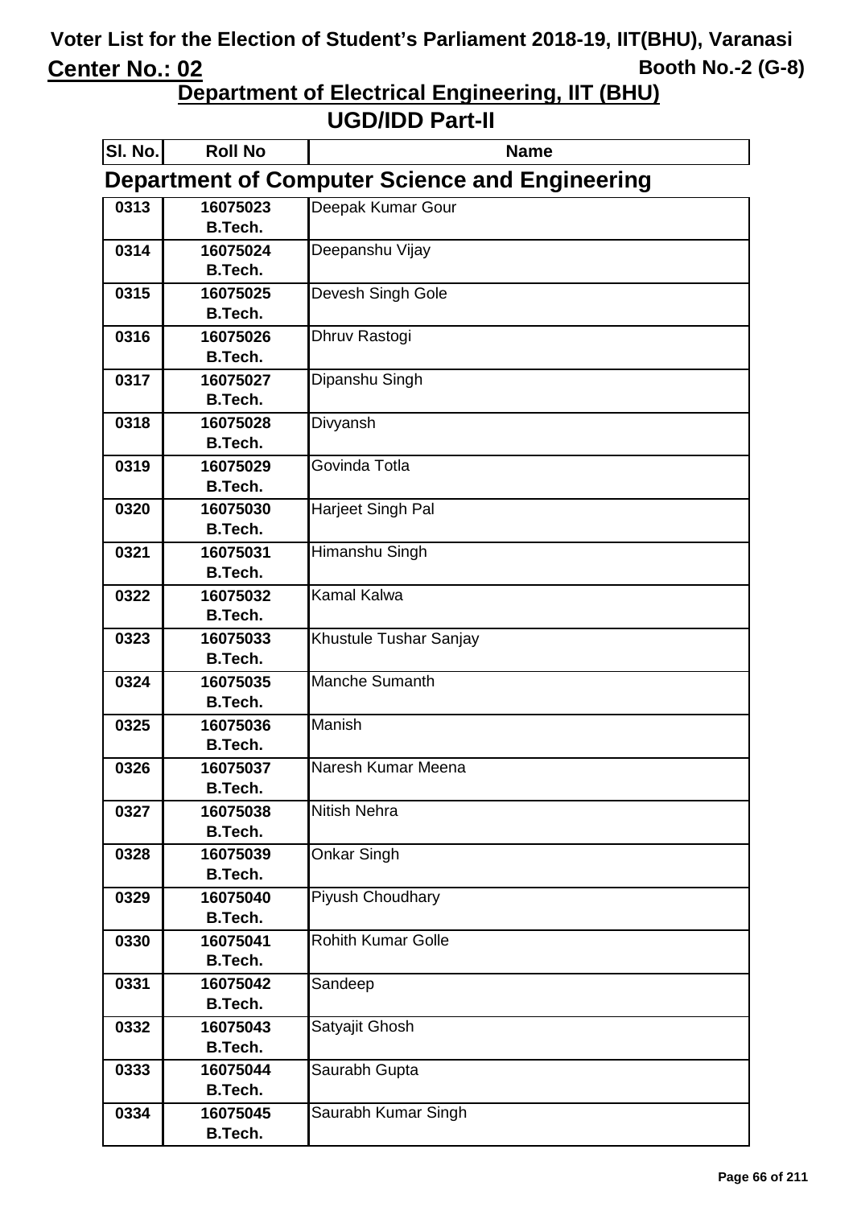# Voter List for the Election of Student's Parliament 2018-19, IIT(BHU), Varanasi

**Center No.: 02** **Booth No.-2 (G-8)**

## Department of Electrical Engineering, IIT (BHU)

## UGD/IDD Part-II

### Department of Computer Science and Engineering

| Sl. No. | Roll No | Name |
|---|---|---|
| 0313 | 16075023 B.Tech. | Deepak Kumar Gour |
| 0314 | 16075024 B.Tech. | Deepanshu Vijay |
| 0315 | 16075025 B.Tech. | Devesh Singh Gole |
| 0316 | 16075026 B.Tech. | Dhruv Rastogi |
| 0317 | 16075027 B.Tech. | Dipanshu Singh |
| 0318 | 16075028 B.Tech. | Divyansh |
| 0319 | 16075029 B.Tech. | Govinda Totla |
| 0320 | 16075030 B.Tech. | Harjeet Singh Pal |
| 0321 | 16075031 B.Tech. | Himanshu Singh |
| 0322 | 16075032 B.Tech. | Kamal Kalwa |
| 0323 | 16075033 B.Tech. | Khustule Tushar Sanjay |
| 0324 | 16075035 B.Tech. | Manche Sumanth |
| 0325 | 16075036 B.Tech. | Manish |
| 0326 | 16075037 B.Tech. | Naresh Kumar Meena |
| 0327 | 16075038 B.Tech. | Nitish Nehra |
| 0328 | 16075039 B.Tech. | Onkar Singh |
| 0329 | 16075040 B.Tech. | Piyush Choudhary |
| 0330 | 16075041 B.Tech. | Rohith Kumar Golle |
| 0331 | 16075042 B.Tech. | Sandeep |
| 0332 | 16075043 B.Tech. | Satyajit Ghosh |
| 0333 | 16075044 B.Tech. | Saurabh Gupta |
| 0334 | 16075045 B.Tech. | Saurabh Kumar Singh |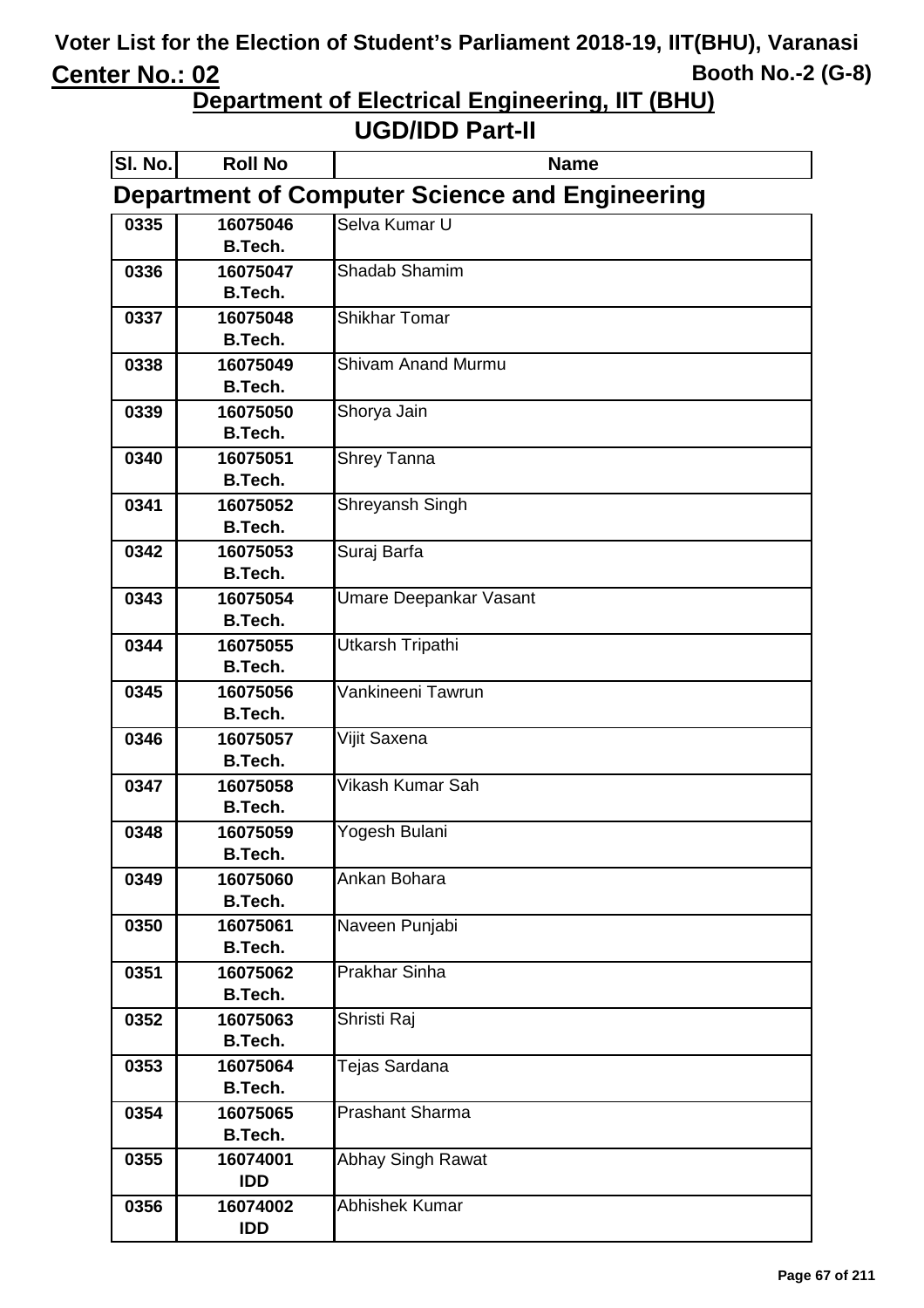# Voter List for the Election of Student's Parliament 2018-19, IIT(BHU), Varanasi

**Center No.: 02** **Booth No.-2 (G-8)**

## Department of Electrical Engineering, IIT (BHU)

## UGD/IDD Part-II

### Department of Computer Science and Engineering

| Sl. No. | Roll No | Name |
|---|---|---|
| 0335 | 16075046 B.Tech. | Selva Kumar U |
| 0336 | 16075047 B.Tech. | Shadab Shamim |
| 0337 | 16075048 B.Tech. | Shikhar Tomar |
| 0338 | 16075049 B.Tech. | Shivam Anand Murmu |
| 0339 | 16075050 B.Tech. | Shorya Jain |
| 0340 | 16075051 B.Tech. | Shrey Tanna |
| 0341 | 16075052 B.Tech. | Shreyansh Singh |
| 0342 | 16075053 B.Tech. | Suraj Barfa |
| 0343 | 16075054 B.Tech. | Umare Deepankar Vasant |
| 0344 | 16075055 B.Tech. | Utkarsh Tripathi |
| 0345 | 16075056 B.Tech. | Vankineeni Tawrun |
| 0346 | 16075057 B.Tech. | Vijit Saxena |
| 0347 | 16075058 B.Tech. | Vikash Kumar Sah |
| 0348 | 16075059 B.Tech. | Yogesh Bulani |
| 0349 | 16075060 B.Tech. | Ankan Bohara |
| 0350 | 16075061 B.Tech. | Naveen Punjabi |
| 0351 | 16075062 B.Tech. | Prakhar Sinha |
| 0352 | 16075063 B.Tech. | Shristi Raj |
| 0353 | 16075064 B.Tech. | Tejas Sardana |
| 0354 | 16075065 B.Tech. | Prashant Sharma |
| 0355 | 16074001 IDD | Abhay Singh Rawat |
| 0356 | 16074002 IDD | Abhishek Kumar |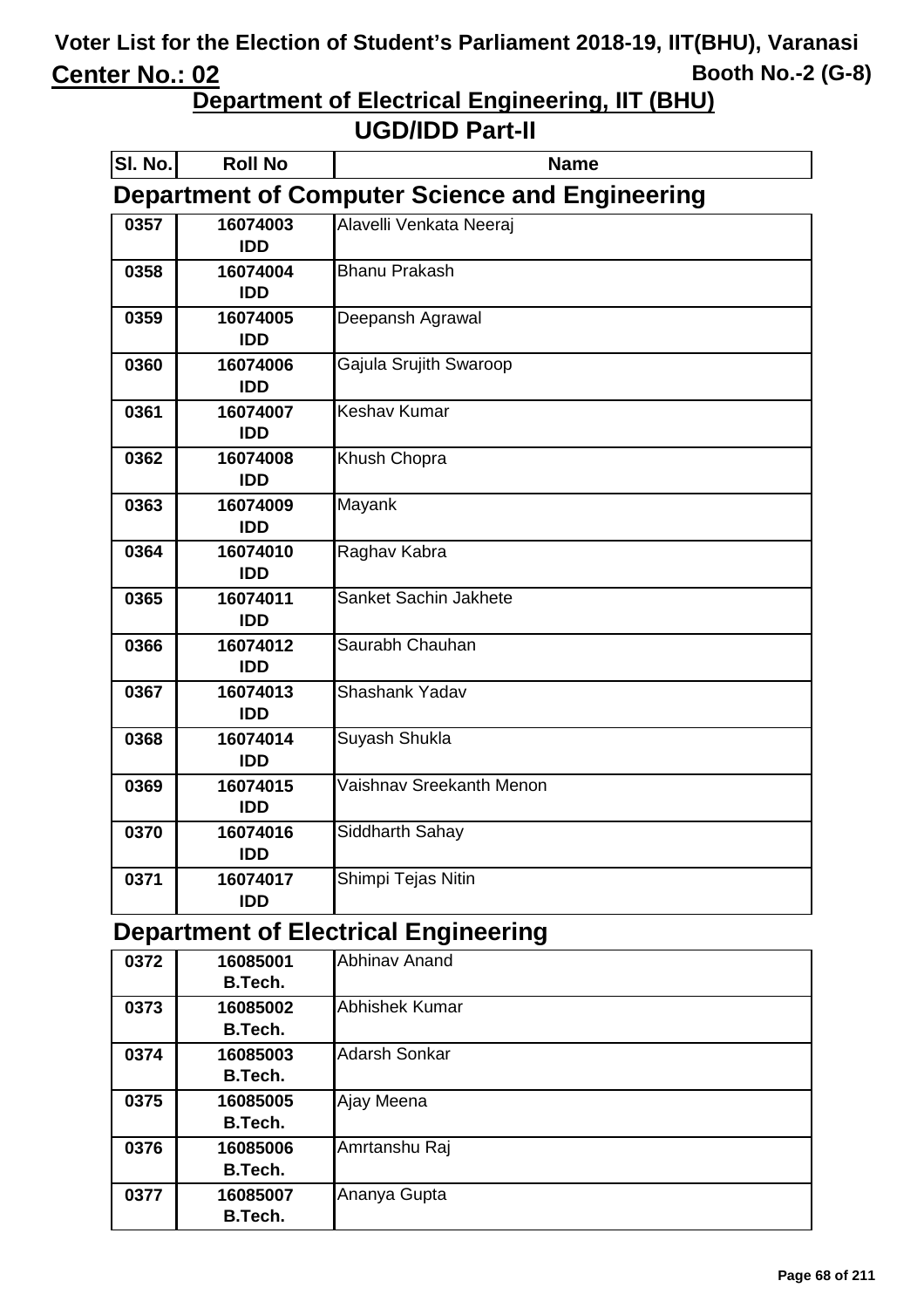# Voter List for the Election of Student's Parliament 2018-19, IIT(BHU), Varanasi

**Center No.: 02** **Booth No.-2 (G-8)**

## Department of Electrical Engineering, IIT (BHU)

## UGD/IDD Part-II

| Sl. No. | Roll No | Name |
|---|---|---|
| **Department of Computer Science and Engineering** | | |
| 0357 | 16074003 IDD | Alavelli Venkata Neeraj |
| 0358 | 16074004 IDD | Bhanu Prakash |
| 0359 | 16074005 IDD | Deepansh Agrawal |
| 0360 | 16074006 IDD | Gajula Srujith Swaroop |
| 0361 | 16074007 IDD | Keshav Kumar |
| 0362 | 16074008 IDD | Khush Chopra |
| 0363 | 16074009 IDD | Mayank |
| 0364 | 16074010 IDD | Raghav Kabra |
| 0365 | 16074011 IDD | Sanket Sachin Jakhete |
| 0366 | 16074012 IDD | Saurabh Chauhan |
| 0367 | 16074013 IDD | Shashank Yadav |
| 0368 | 16074014 IDD | Suyash Shukla |
| 0369 | 16074015 IDD | Vaishnav Sreekanth Menon |
| 0370 | 16074016 IDD | Siddharth Sahay |
| 0371 | 16074017 IDD | Shimpi Tejas Nitin |
| **Department of Electrical Engineering** | | |
| 0372 | 16085001 B.Tech. | Abhinav Anand |
| 0373 | 16085002 B.Tech. | Abhishek Kumar |
| 0374 | 16085003 B.Tech. | Adarsh Sonkar |
| 0375 | 16085005 B.Tech. | Ajay Meena |
| 0376 | 16085006 B.Tech. | Amrtanshu Raj |
| 0377 | 16085007 B.Tech. | Ananya Gupta |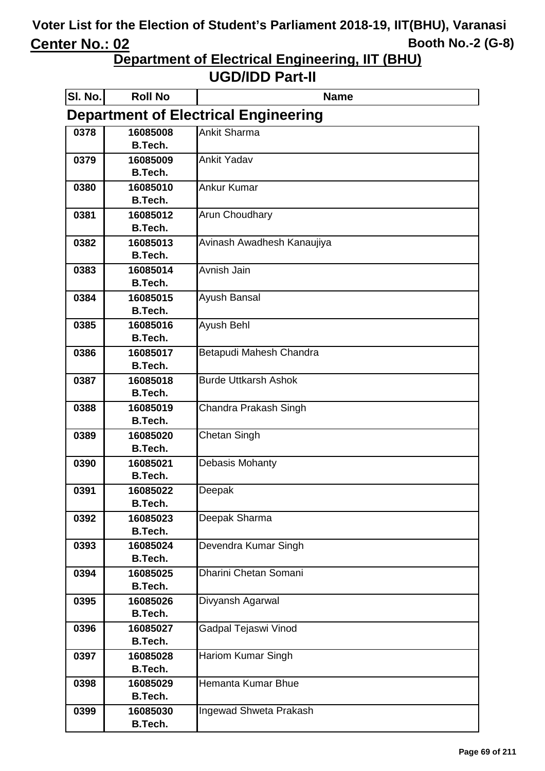# Voter List for the Election of Student's Parliament 2018-19, IIT(BHU), Varanasi

**Center No.: 02** **Booth No.-2 (G-8)**

## Department of Electrical Engineering, IIT (BHU)

## UGD/IDD Part-II

### Department of Electrical Engineering

| Sl. No. | Roll No | Name |
|---|---|---|
| 0378 | 16085008 B.Tech. | Ankit Sharma |
| 0379 | 16085009 B.Tech. | Ankit Yadav |
| 0380 | 16085010 B.Tech. | Ankur Kumar |
| 0381 | 16085012 B.Tech. | Arun Choudhary |
| 0382 | 16085013 B.Tech. | Avinash Awadhesh Kanaujiya |
| 0383 | 16085014 B.Tech. | Avnish Jain |
| 0384 | 16085015 B.Tech. | Ayush Bansal |
| 0385 | 16085016 B.Tech. | Ayush Behl |
| 0386 | 16085017 B.Tech. | Betapudi Mahesh Chandra |
| 0387 | 16085018 B.Tech. | Burde Uttkarsh Ashok |
| 0388 | 16085019 B.Tech. | Chandra Prakash Singh |
| 0389 | 16085020 B.Tech. | Chetan Singh |
| 0390 | 16085021 B.Tech. | Debasis Mohanty |
| 0391 | 16085022 B.Tech. | Deepak |
| 0392 | 16085023 B.Tech. | Deepak Sharma |
| 0393 | 16085024 B.Tech. | Devendra Kumar Singh |
| 0394 | 16085025 B.Tech. | Dharini Chetan Somani |
| 0395 | 16085026 B.Tech. | Divyansh Agarwal |
| 0396 | 16085027 B.Tech. | Gadpal Tejaswi Vinod |
| 0397 | 16085028 B.Tech. | Hariom Kumar Singh |
| 0398 | 16085029 B.Tech. | Hemanta Kumar Bhue |
| 0399 | 16085030 B.Tech. | Ingewad Shweta Prakash |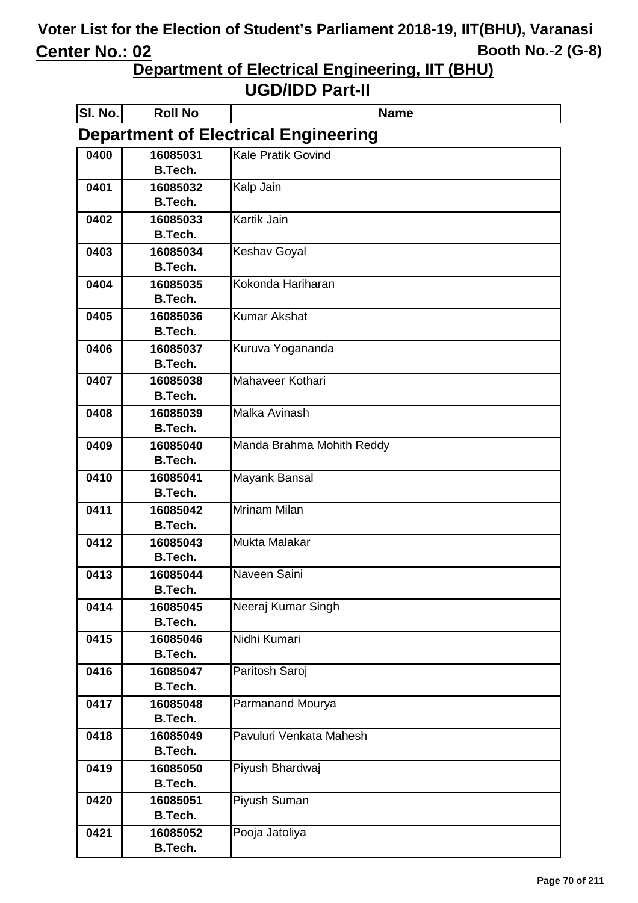# Voter List for the Election of Student's Parliament 2018-19, IIT(BHU), Varanasi

**Center No.: 02** **Booth No.-2 (G-8)**

## Department of Electrical Engineering, IIT (BHU)

## UGD/IDD Part-II

### Department of Electrical Engineering

| Sl. No. | Roll No | Name |
|---|---|---|
| 0400 | 16085031 B.Tech. | Kale Pratik Govind |
| 0401 | 16085032 B.Tech. | Kalp Jain |
| 0402 | 16085033 B.Tech. | Kartik Jain |
| 0403 | 16085034 B.Tech. | Keshav Goyal |
| 0404 | 16085035 B.Tech. | Kokonda Hariharan |
| 0405 | 16085036 B.Tech. | Kumar Akshat |
| 0406 | 16085037 B.Tech. | Kuruva Yogananda |
| 0407 | 16085038 B.Tech. | Mahaveer Kothari |
| 0408 | 16085039 B.Tech. | Malka Avinash |
| 0409 | 16085040 B.Tech. | Manda Brahma Mohith Reddy |
| 0410 | 16085041 B.Tech. | Mayank Bansal |
| 0411 | 16085042 B.Tech. | Mrinam Milan |
| 0412 | 16085043 B.Tech. | Mukta Malakar |
| 0413 | 16085044 B.Tech. | Naveen Saini |
| 0414 | 16085045 B.Tech. | Neeraj Kumar Singh |
| 0415 | 16085046 B.Tech. | Nidhi Kumari |
| 0416 | 16085047 B.Tech. | Paritosh Saroj |
| 0417 | 16085048 B.Tech. | Parmanand Mourya |
| 0418 | 16085049 B.Tech. | Pavuluri Venkata Mahesh |
| 0419 | 16085050 B.Tech. | Piyush Bhardwaj |
| 0420 | 16085051 B.Tech. | Piyush Suman |
| 0421 | 16085052 B.Tech. | Pooja Jatoliya |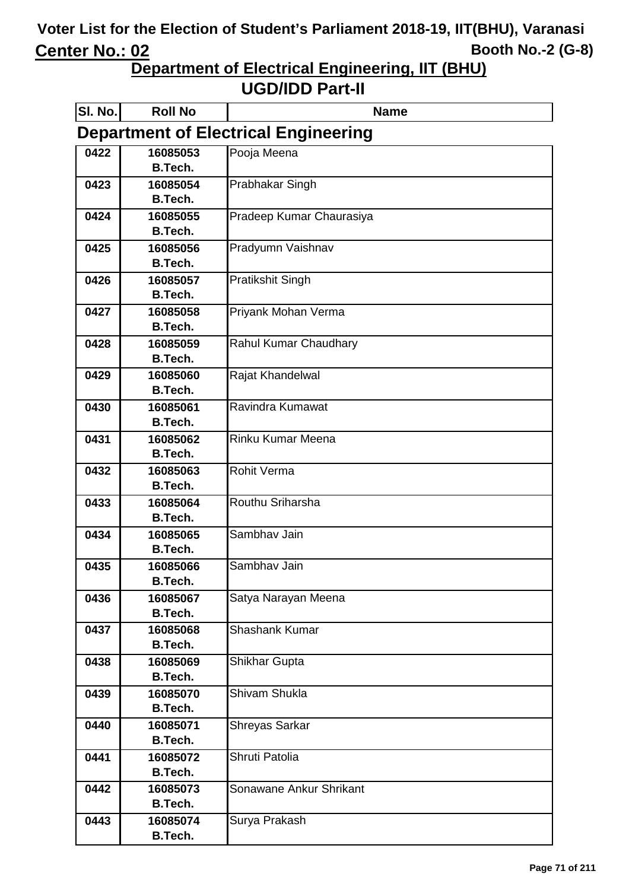# Voter List for the Election of Student's Parliament 2018-19, IIT(BHU), Varanasi

**Center No.: 02** **Booth No.-2 (G-8)**

## Department of Electrical Engineering, IIT (BHU)

## UGD/IDD Part-II

### Department of Electrical Engineering

| Sl. No. | Roll No | Name |
|---|---|---|
| 0422 | 16085053 B.Tech. | Pooja Meena |
| 0423 | 16085054 B.Tech. | Prabhakar Singh |
| 0424 | 16085055 B.Tech. | Pradeep Kumar Chaurasiya |
| 0425 | 16085056 B.Tech. | Pradyumn Vaishnav |
| 0426 | 16085057 B.Tech. | Pratikshit Singh |
| 0427 | 16085058 B.Tech. | Priyank Mohan Verma |
| 0428 | 16085059 B.Tech. | Rahul Kumar Chaudhary |
| 0429 | 16085060 B.Tech. | Rajat Khandelwal |
| 0430 | 16085061 B.Tech. | Ravindra Kumawat |
| 0431 | 16085062 B.Tech. | Rinku Kumar Meena |
| 0432 | 16085063 B.Tech. | Rohit Verma |
| 0433 | 16085064 B.Tech. | Routhu Sriharsha |
| 0434 | 16085065 B.Tech. | Sambhav Jain |
| 0435 | 16085066 B.Tech. | Sambhav Jain |
| 0436 | 16085067 B.Tech. | Satya Narayan Meena |
| 0437 | 16085068 B.Tech. | Shashank Kumar |
| 0438 | 16085069 B.Tech. | Shikhar Gupta |
| 0439 | 16085070 B.Tech. | Shivam Shukla |
| 0440 | 16085071 B.Tech. | Shreyas Sarkar |
| 0441 | 16085072 B.Tech. | Shruti Patolia |
| 0442 | 16085073 B.Tech. | Sonawane Ankur Shrikant |
| 0443 | 16085074 B.Tech. | Surya Prakash |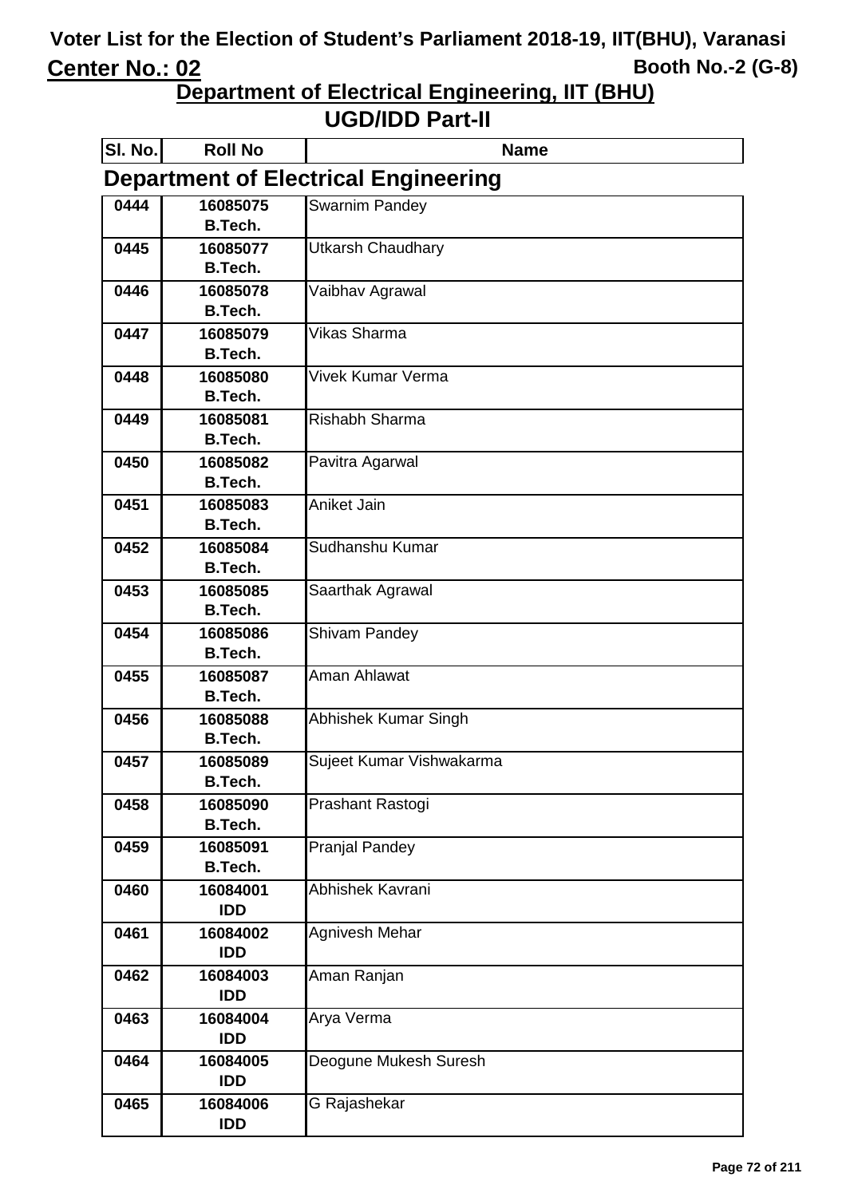# Voter List for the Election of Student's Parliament 2018-19, IIT(BHU), Varanasi

**Center No.: 02** **Booth No.-2 (G-8)**

## Department of Electrical Engineering, IIT (BHU)

## UGD/IDD Part-II

### Department of Electrical Engineering

| Sl. No. | Roll No | Name |
|---|---|---|
| 0444 | 16085075 B.Tech. | Swarnim Pandey |
| 0445 | 16085077 B.Tech. | Utkarsh Chaudhary |
| 0446 | 16085078 B.Tech. | Vaibhav Agrawal |
| 0447 | 16085079 B.Tech. | Vikas Sharma |
| 0448 | 16085080 B.Tech. | Vivek Kumar Verma |
| 0449 | 16085081 B.Tech. | Rishabh Sharma |
| 0450 | 16085082 B.Tech. | Pavitra Agarwal |
| 0451 | 16085083 B.Tech. | Aniket Jain |
| 0452 | 16085084 B.Tech. | Sudhanshu Kumar |
| 0453 | 16085085 B.Tech. | Saarthak Agrawal |
| 0454 | 16085086 B.Tech. | Shivam Pandey |
| 0455 | 16085087 B.Tech. | Aman Ahlawat |
| 0456 | 16085088 B.Tech. | Abhishek Kumar Singh |
| 0457 | 16085089 B.Tech. | Sujeet Kumar Vishwakarma |
| 0458 | 16085090 B.Tech. | Prashant Rastogi |
| 0459 | 16085091 B.Tech. | Pranjal Pandey |
| 0460 | 16084001 IDD | Abhishek Kavrani |
| 0461 | 16084002 IDD | Agnivesh Mehar |
| 0462 | 16084003 IDD | Aman Ranjan |
| 0463 | 16084004 IDD | Arya Verma |
| 0464 | 16084005 IDD | Deogune Mukesh Suresh |
| 0465 | 16084006 IDD | G Rajashekar |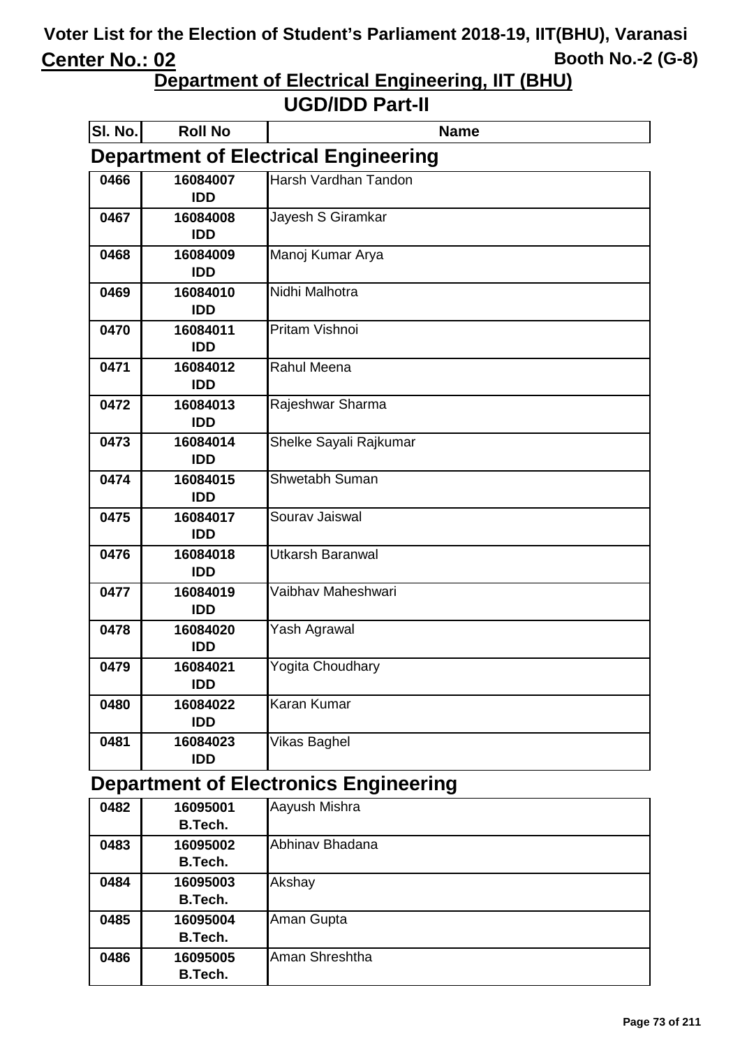# Voter List for the Election of Student's Parliament 2018-19, IIT(BHU), Varanasi

**Center No.: 02** **Booth No.-2 (G-8)**

## Department of Electrical Engineering, IIT (BHU)

## UGD/IDD Part-II

| Sl. No. | Roll No | Name |
|---|---|---|

### Department of Electrical Engineering

| Sl. No. | Roll No | Name |
|---|---|---|
| 0466 | 16084007 IDD | Harsh Vardhan Tandon |
| 0467 | 16084008 IDD | Jayesh S Giramkar |
| 0468 | 16084009 IDD | Manoj Kumar Arya |
| 0469 | 16084010 IDD | Nidhi Malhotra |
| 0470 | 16084011 IDD | Pritam Vishnoi |
| 0471 | 16084012 IDD | Rahul Meena |
| 0472 | 16084013 IDD | Rajeshwar Sharma |
| 0473 | 16084014 IDD | Shelke Sayali Rajkumar |
| 0474 | 16084015 IDD | Shwetabh Suman |
| 0475 | 16084017 IDD | Sourav Jaiswal |
| 0476 | 16084018 IDD | Utkarsh Baranwal |
| 0477 | 16084019 IDD | Vaibhav Maheshwari |
| 0478 | 16084020 IDD | Yash Agrawal |
| 0479 | 16084021 IDD | Yogita Choudhary |
| 0480 | 16084022 IDD | Karan Kumar |
| 0481 | 16084023 IDD | Vikas Baghel |

### Department of Electronics Engineering

| Sl. No. | Roll No | Name |
|---|---|---|
| 0482 | 16095001 B.Tech. | Aayush Mishra |
| 0483 | 16095002 B.Tech. | Abhinav Bhadana |
| 0484 | 16095003 B.Tech. | Akshay |
| 0485 | 16095004 B.Tech. | Aman Gupta |
| 0486 | 16095005 B.Tech. | Aman Shreshtha |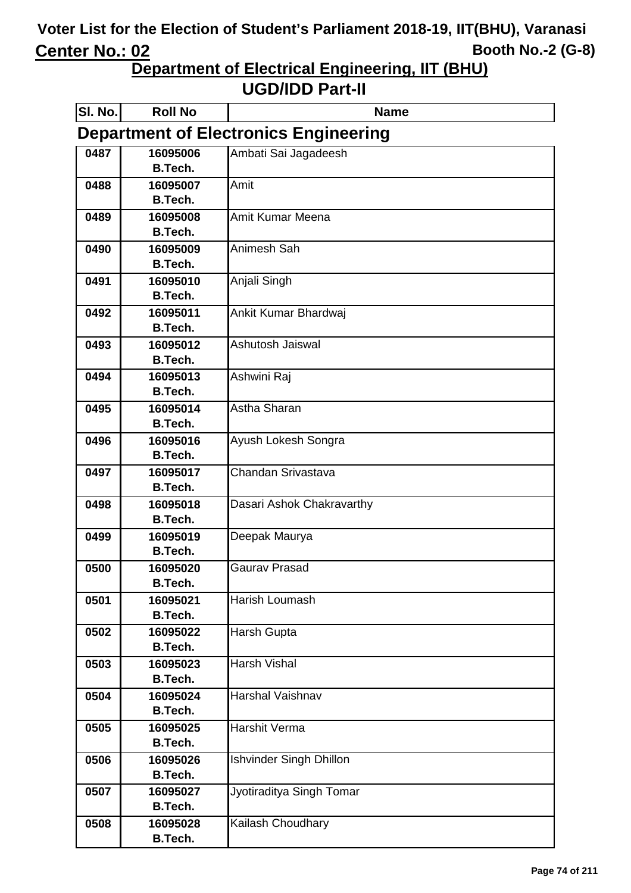# Voter List for the Election of Student's Parliament 2018-19, IIT(BHU), Varanasi

**Center No.: 02** **Booth No.-2 (G-8)**

## Department of Electrical Engineering, IIT (BHU)

## UGD/IDD Part-II

### Department of Electronics Engineering

| Sl. No. | Roll No | Name |
|---|---|---|
| 0487 | 16095006 B.Tech. | Ambati Sai Jagadeesh |
| 0488 | 16095007 B.Tech. | Amit |
| 0489 | 16095008 B.Tech. | Amit Kumar Meena |
| 0490 | 16095009 B.Tech. | Animesh Sah |
| 0491 | 16095010 B.Tech. | Anjali Singh |
| 0492 | 16095011 B.Tech. | Ankit Kumar Bhardwaj |
| 0493 | 16095012 B.Tech. | Ashutosh Jaiswal |
| 0494 | 16095013 B.Tech. | Ashwini Raj |
| 0495 | 16095014 B.Tech. | Astha Sharan |
| 0496 | 16095016 B.Tech. | Ayush Lokesh Songra |
| 0497 | 16095017 B.Tech. | Chandan Srivastava |
| 0498 | 16095018 B.Tech. | Dasari Ashok Chakravarthy |
| 0499 | 16095019 B.Tech. | Deepak Maurya |
| 0500 | 16095020 B.Tech. | Gaurav Prasad |
| 0501 | 16095021 B.Tech. | Harish Loumash |
| 0502 | 16095022 B.Tech. | Harsh Gupta |
| 0503 | 16095023 B.Tech. | Harsh Vishal |
| 0504 | 16095024 B.Tech. | Harshal Vaishnav |
| 0505 | 16095025 B.Tech. | Harshit Verma |
| 0506 | 16095026 B.Tech. | Ishvinder Singh Dhillon |
| 0507 | 16095027 B.Tech. | Jyotiraditya Singh Tomar |
| 0508 | 16095028 B.Tech. | Kailash Choudhary |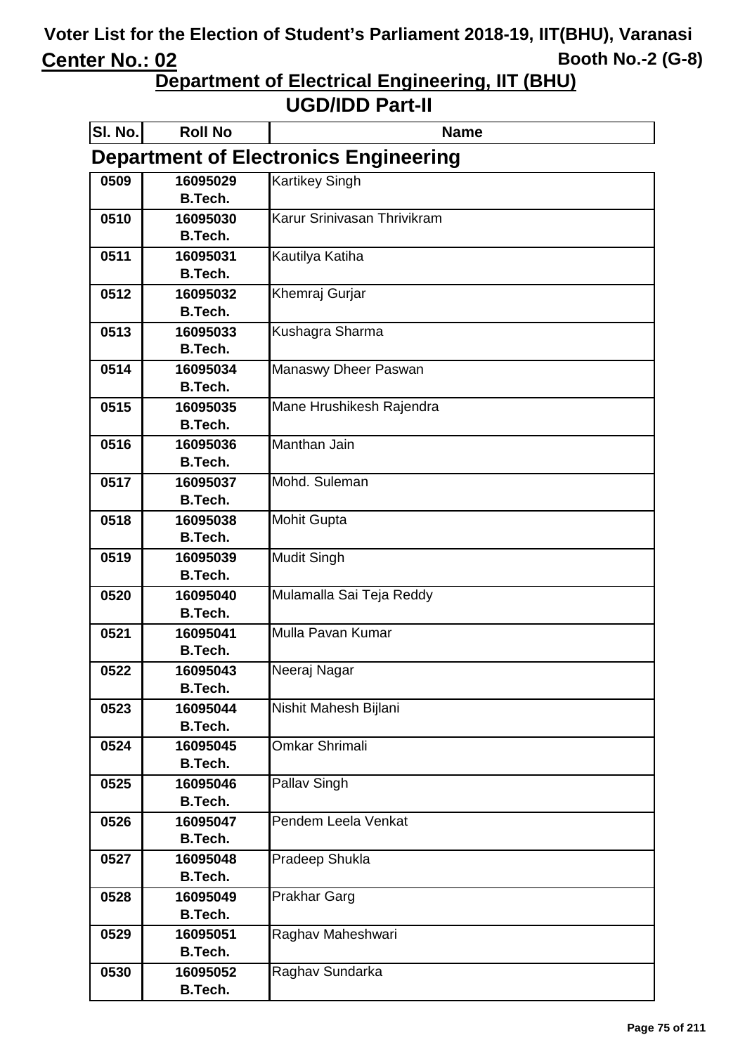# Voter List for the Election of Student's Parliament 2018-19, IIT(BHU), Varanasi

**Center No.: 02** **Booth No.-2 (G-8)**

## Department of Electrical Engineering, IIT (BHU)

## UGD/IDD Part-II

### Department of Electronics Engineering

| Sl. No. | Roll No | Name |
|---|---|---|
| 0509 | 16095029 B.Tech. | Kartikey Singh |
| 0510 | 16095030 B.Tech. | Karur Srinivasan Thrivikram |
| 0511 | 16095031 B.Tech. | Kautilya Katiha |
| 0512 | 16095032 B.Tech. | Khemraj Gurjar |
| 0513 | 16095033 B.Tech. | Kushagra Sharma |
| 0514 | 16095034 B.Tech. | Manaswy Dheer Paswan |
| 0515 | 16095035 B.Tech. | Mane Hrushikesh Rajendra |
| 0516 | 16095036 B.Tech. | Manthan Jain |
| 0517 | 16095037 B.Tech. | Mohd. Suleman |
| 0518 | 16095038 B.Tech. | Mohit Gupta |
| 0519 | 16095039 B.Tech. | Mudit Singh |
| 0520 | 16095040 B.Tech. | Mulamalla Sai Teja Reddy |
| 0521 | 16095041 B.Tech. | Mulla Pavan Kumar |
| 0522 | 16095043 B.Tech. | Neeraj Nagar |
| 0523 | 16095044 B.Tech. | Nishit Mahesh Bijlani |
| 0524 | 16095045 B.Tech. | Omkar Shrimali |
| 0525 | 16095046 B.Tech. | Pallav Singh |
| 0526 | 16095047 B.Tech. | Pendem Leela Venkat |
| 0527 | 16095048 B.Tech. | Pradeep Shukla |
| 0528 | 16095049 B.Tech. | Prakhar Garg |
| 0529 | 16095051 B.Tech. | Raghav Maheshwari |
| 0530 | 16095052 B.Tech. | Raghav Sundarka |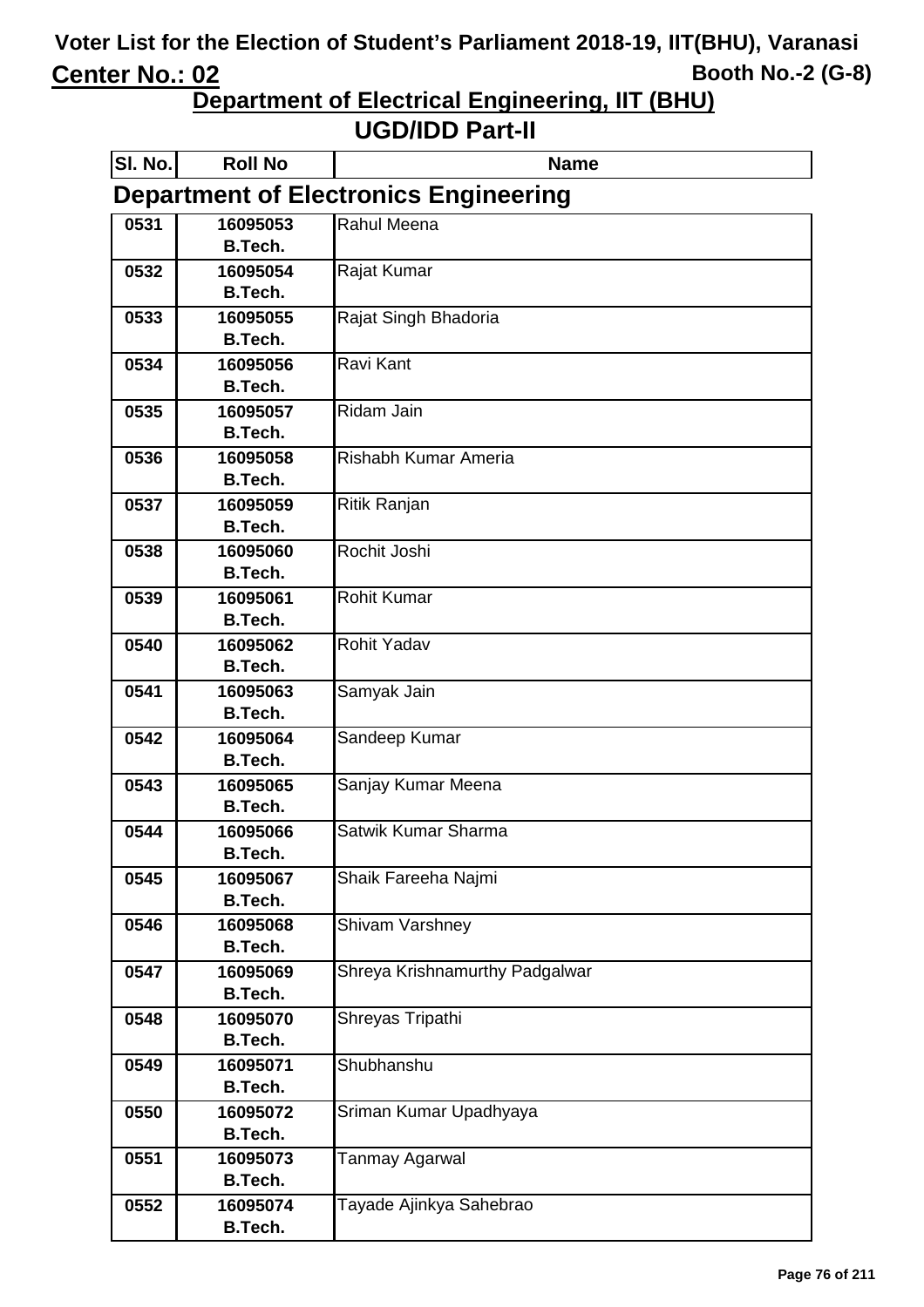# Voter List for the Election of Student's Parliament 2018-19, IIT(BHU), Varanasi

**Center No.: 02** **Booth No.-2 (G-8)**

## Department of Electrical Engineering, IIT (BHU)

## UGD/IDD Part-II

| Sl. No. | Roll No | Name |
|---|---|---|

### Department of Electronics Engineering

| Sl. No. | Roll No | Name |
|---|---|---|
| 0531 | 16095053 B.Tech. | Rahul Meena |
| 0532 | 16095054 B.Tech. | Rajat Kumar |
| 0533 | 16095055 B.Tech. | Rajat Singh Bhadoria |
| 0534 | 16095056 B.Tech. | Ravi Kant |
| 0535 | 16095057 B.Tech. | Ridam Jain |
| 0536 | 16095058 B.Tech. | Rishabh Kumar Ameria |
| 0537 | 16095059 B.Tech. | Ritik Ranjan |
| 0538 | 16095060 B.Tech. | Rochit Joshi |
| 0539 | 16095061 B.Tech. | Rohit Kumar |
| 0540 | 16095062 B.Tech. | Rohit Yadav |
| 0541 | 16095063 B.Tech. | Samyak Jain |
| 0542 | 16095064 B.Tech. | Sandeep Kumar |
| 0543 | 16095065 B.Tech. | Sanjay Kumar Meena |
| 0544 | 16095066 B.Tech. | Satwik Kumar Sharma |
| 0545 | 16095067 B.Tech. | Shaik Fareeha Najmi |
| 0546 | 16095068 B.Tech. | Shivam Varshney |
| 0547 | 16095069 B.Tech. | Shreya Krishnamurthy Padgalwar |
| 0548 | 16095070 B.Tech. | Shreyas Tripathi |
| 0549 | 16095071 B.Tech. | Shubhanshu |
| 0550 | 16095072 B.Tech. | Sriman Kumar Upadhyaya |
| 0551 | 16095073 B.Tech. | Tanmay Agarwal |
| 0552 | 16095074 B.Tech. | Tayade Ajinkya Sahebrao |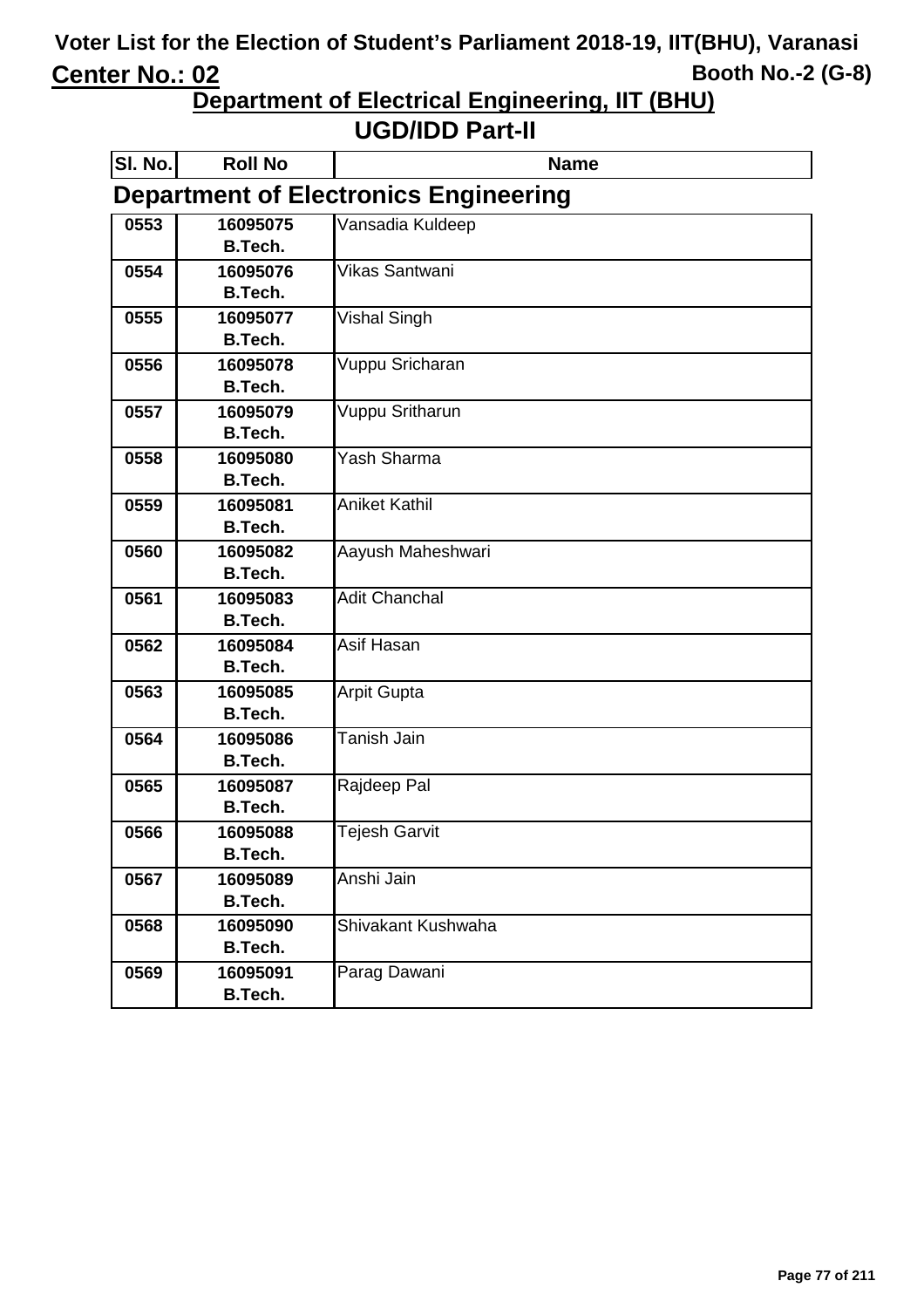# Voter List for the Election of Student's Parliament 2018-19, IIT(BHU), Varanasi

**Center No.: 02** **Booth No.-2 (G-8)**

## Department of Electrical Engineering, IIT (BHU)

## UGD/IDD Part-II

### Department of Electronics Engineering

| Sl. No. | Roll No | Name |
|---|---|---|
| 0553 | 16095075 B.Tech. | Vansadia Kuldeep |
| 0554 | 16095076 B.Tech. | Vikas Santwani |
| 0555 | 16095077 B.Tech. | Vishal Singh |
| 0556 | 16095078 B.Tech. | Vuppu Sricharan |
| 0557 | 16095079 B.Tech. | Vuppu Sritharun |
| 0558 | 16095080 B.Tech. | Yash Sharma |
| 0559 | 16095081 B.Tech. | Aniket Kathil |
| 0560 | 16095082 B.Tech. | Aayush Maheshwari |
| 0561 | 16095083 B.Tech. | Adit Chanchal |
| 0562 | 16095084 B.Tech. | Asif Hasan |
| 0563 | 16095085 B.Tech. | Arpit Gupta |
| 0564 | 16095086 B.Tech. | Tanish Jain |
| 0565 | 16095087 B.Tech. | Rajdeep Pal |
| 0566 | 16095088 B.Tech. | Tejesh Garvit |
| 0567 | 16095089 B.Tech. | Anshi Jain |
| 0568 | 16095090 B.Tech. | Shivakant Kushwaha |
| 0569 | 16095091 B.Tech. | Parag Dawani |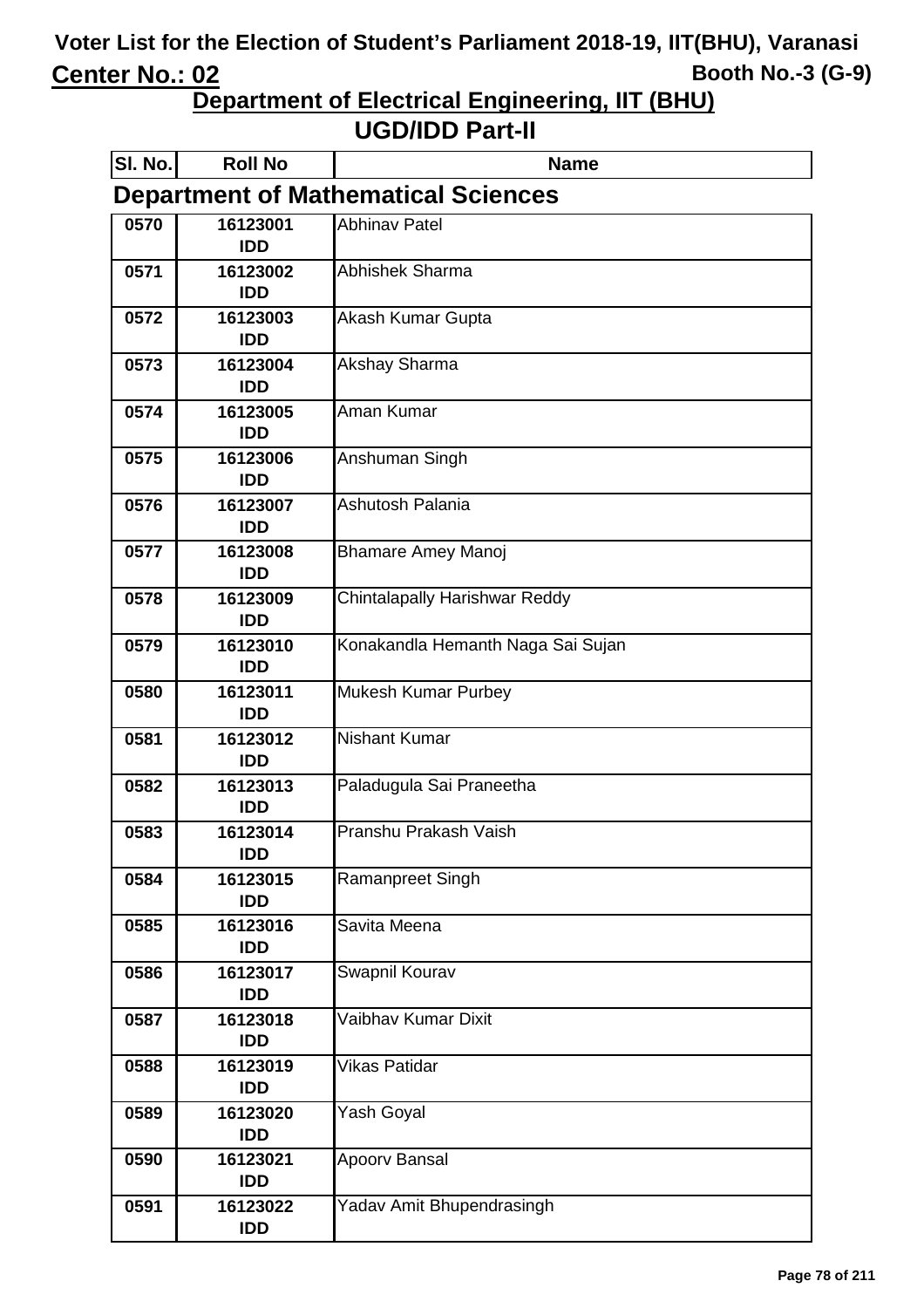# Voter List for the Election of Student's Parliament 2018-19, IIT(BHU), Varanasi

**Center No.: 02** **Booth No.-3 (G-9)**

## Department of Electrical Engineering, IIT (BHU)

## UGD/IDD Part-II

### Department of Mathematical Sciences

| Sl. No. | Roll No | Name |
|---|---|---|
| 0570 | 16123001 IDD | Abhinav Patel |
| 0571 | 16123002 IDD | Abhishek Sharma |
| 0572 | 16123003 IDD | Akash Kumar Gupta |
| 0573 | 16123004 IDD | Akshay Sharma |
| 0574 | 16123005 IDD | Aman Kumar |
| 0575 | 16123006 IDD | Anshuman Singh |
| 0576 | 16123007 IDD | Ashutosh Palania |
| 0577 | 16123008 IDD | Bhamare Amey Manoj |
| 0578 | 16123009 IDD | Chintalapally Harishwar Reddy |
| 0579 | 16123010 IDD | Konakandla Hemanth Naga Sai Sujan |
| 0580 | 16123011 IDD | Mukesh Kumar Purbey |
| 0581 | 16123012 IDD | Nishant Kumar |
| 0582 | 16123013 IDD | Paladugula Sai Praneetha |
| 0583 | 16123014 IDD | Pranshu Prakash Vaish |
| 0584 | 16123015 IDD | Ramanpreet Singh |
| 0585 | 16123016 IDD | Savita Meena |
| 0586 | 16123017 IDD | Swapnil Kourav |
| 0587 | 16123018 IDD | Vaibhav Kumar Dixit |
| 0588 | 16123019 IDD | Vikas Patidar |
| 0589 | 16123020 IDD | Yash Goyal |
| 0590 | 16123021 IDD | Apoorv Bansal |
| 0591 | 16123022 IDD | Yadav Amit Bhupendrasingh |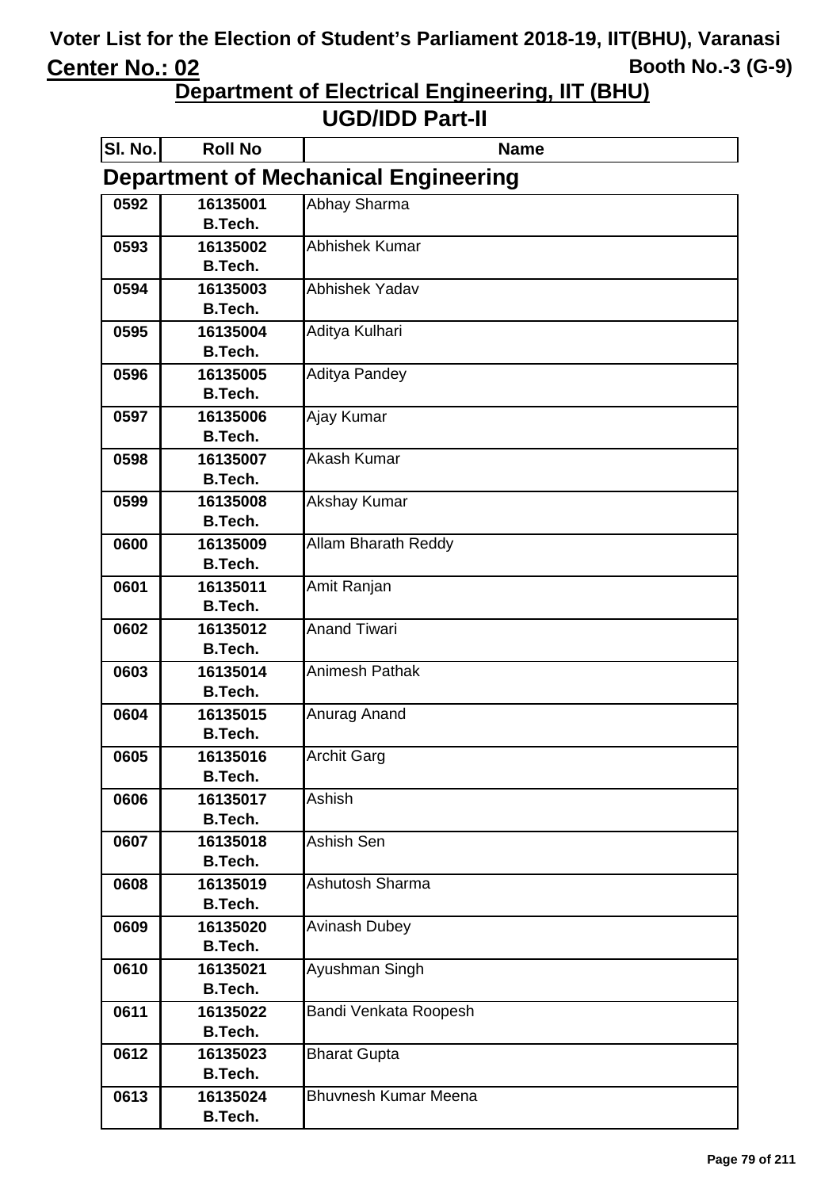# Voter List for the Election of Student's Parliament 2018-19, IIT(BHU), Varanasi

**Center No.: 02** **Booth No.-3 (G-9)**

## Department of Electrical Engineering, IIT (BHU)

## UGD/IDD Part-II

### Department of Mechanical Engineering

| Sl. No. | Roll No | Name |
|---|---|---|
| 0592 | 16135001 B.Tech. | Abhay Sharma |
| 0593 | 16135002 B.Tech. | Abhishek Kumar |
| 0594 | 16135003 B.Tech. | Abhishek Yadav |
| 0595 | 16135004 B.Tech. | Aditya Kulhari |
| 0596 | 16135005 B.Tech. | Aditya Pandey |
| 0597 | 16135006 B.Tech. | Ajay Kumar |
| 0598 | 16135007 B.Tech. | Akash Kumar |
| 0599 | 16135008 B.Tech. | Akshay Kumar |
| 0600 | 16135009 B.Tech. | Allam Bharath Reddy |
| 0601 | 16135011 B.Tech. | Amit Ranjan |
| 0602 | 16135012 B.Tech. | Anand Tiwari |
| 0603 | 16135014 B.Tech. | Animesh Pathak |
| 0604 | 16135015 B.Tech. | Anurag Anand |
| 0605 | 16135016 B.Tech. | Archit Garg |
| 0606 | 16135017 B.Tech. | Ashish |
| 0607 | 16135018 B.Tech. | Ashish Sen |
| 0608 | 16135019 B.Tech. | Ashutosh Sharma |
| 0609 | 16135020 B.Tech. | Avinash Dubey |
| 0610 | 16135021 B.Tech. | Ayushman Singh |
| 0611 | 16135022 B.Tech. | Bandi Venkata Roopesh |
| 0612 | 16135023 B.Tech. | Bharat Gupta |
| 0613 | 16135024 B.Tech. | Bhuvnesh Kumar Meena |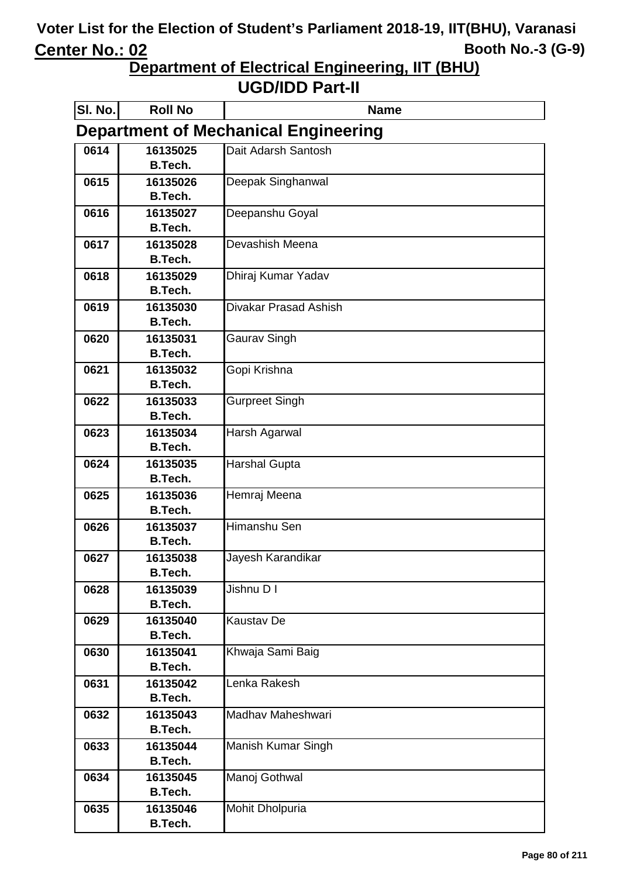# Voter List for the Election of Student's Parliament 2018-19, IIT(BHU), Varanasi

**Center No.: 02** **Booth No.-3 (G-9)**

## Department of Electrical Engineering, IIT (BHU)

## UGD/IDD Part-II

### Department of Mechanical Engineering

| Sl. No. | Roll No | Name |
|---|---|---|
| 0614 | 16135025 B.Tech. | Dait Adarsh Santosh |
| 0615 | 16135026 B.Tech. | Deepak Singhanwal |
| 0616 | 16135027 B.Tech. | Deepanshu Goyal |
| 0617 | 16135028 B.Tech. | Devashish Meena |
| 0618 | 16135029 B.Tech. | Dhiraj Kumar Yadav |
| 0619 | 16135030 B.Tech. | Divakar Prasad Ashish |
| 0620 | 16135031 B.Tech. | Gaurav Singh |
| 0621 | 16135032 B.Tech. | Gopi Krishna |
| 0622 | 16135033 B.Tech. | Gurpreet Singh |
| 0623 | 16135034 B.Tech. | Harsh Agarwal |
| 0624 | 16135035 B.Tech. | Harshal Gupta |
| 0625 | 16135036 B.Tech. | Hemraj Meena |
| 0626 | 16135037 B.Tech. | Himanshu Sen |
| 0627 | 16135038 B.Tech. | Jayesh Karandikar |
| 0628 | 16135039 B.Tech. | Jishnu D I |
| 0629 | 16135040 B.Tech. | Kaustav De |
| 0630 | 16135041 B.Tech. | Khwaja Sami Baig |
| 0631 | 16135042 B.Tech. | Lenka Rakesh |
| 0632 | 16135043 B.Tech. | Madhav Maheshwari |
| 0633 | 16135044 B.Tech. | Manish Kumar Singh |
| 0634 | 16135045 B.Tech. | Manoj Gothwal |
| 0635 | 16135046 B.Tech. | Mohit Dholpuria |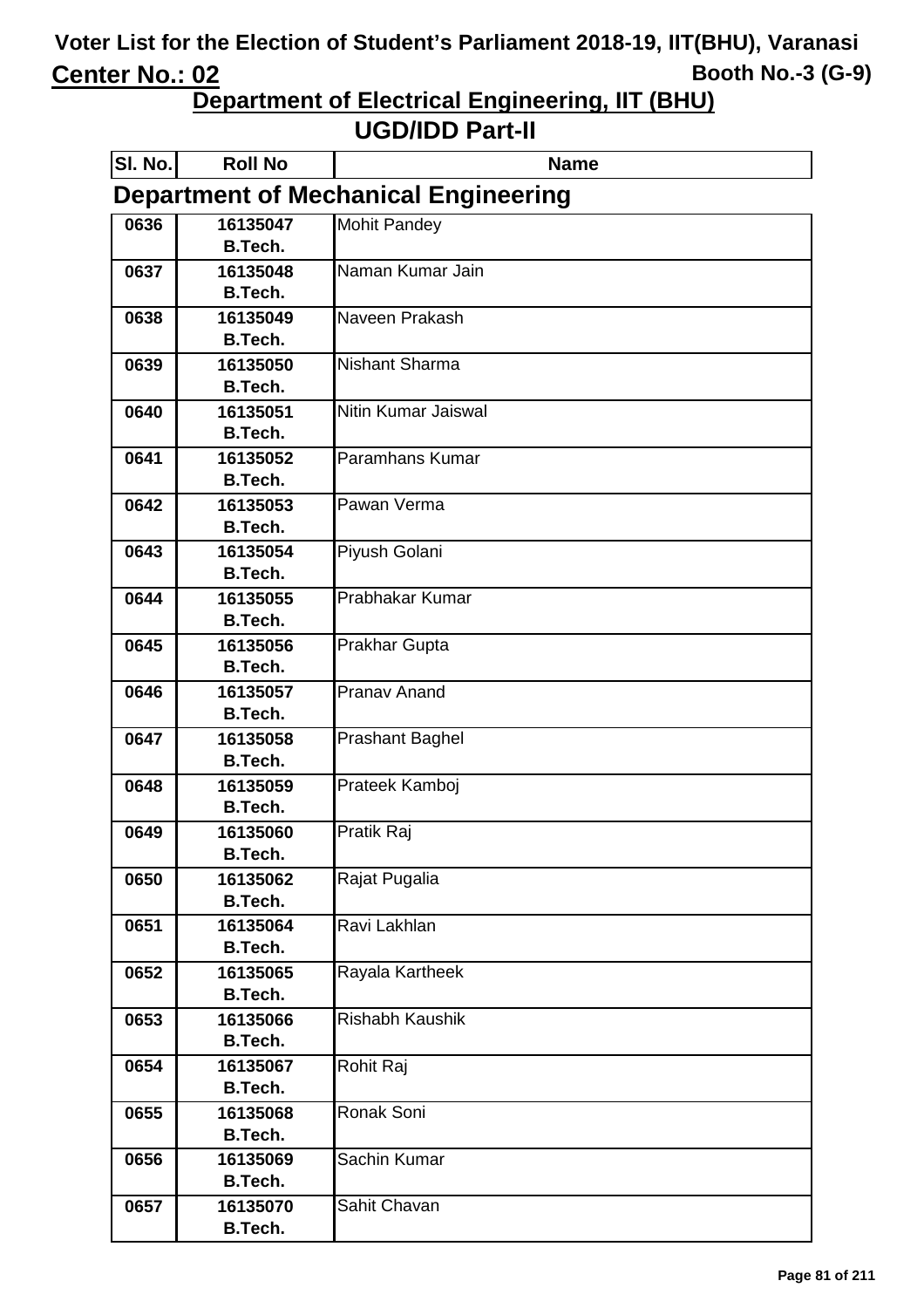# Voter List for the Election of Student's Parliament 2018-19, IIT(BHU), Varanasi

**Center No.: 02** **Booth No.-3 (G-9)**

## Department of Electrical Engineering, IIT (BHU)

## UGD/IDD Part-II

### Department of Mechanical Engineering

| Sl. No. | Roll No | Name |
|---|---|---|
| 0636 | 16135047 B.Tech. | Mohit Pandey |
| 0637 | 16135048 B.Tech. | Naman Kumar Jain |
| 0638 | 16135049 B.Tech. | Naveen Prakash |
| 0639 | 16135050 B.Tech. | Nishant Sharma |
| 0640 | 16135051 B.Tech. | Nitin Kumar Jaiswal |
| 0641 | 16135052 B.Tech. | Paramhans Kumar |
| 0642 | 16135053 B.Tech. | Pawan Verma |
| 0643 | 16135054 B.Tech. | Piyush Golani |
| 0644 | 16135055 B.Tech. | Prabhakar Kumar |
| 0645 | 16135056 B.Tech. | Prakhar Gupta |
| 0646 | 16135057 B.Tech. | Pranav Anand |
| 0647 | 16135058 B.Tech. | Prashant Baghel |
| 0648 | 16135059 B.Tech. | Prateek Kamboj |
| 0649 | 16135060 B.Tech. | Pratik Raj |
| 0650 | 16135062 B.Tech. | Rajat Pugalia |
| 0651 | 16135064 B.Tech. | Ravi Lakhlan |
| 0652 | 16135065 B.Tech. | Rayala Kartheek |
| 0653 | 16135066 B.Tech. | Rishabh Kaushik |
| 0654 | 16135067 B.Tech. | Rohit Raj |
| 0655 | 16135068 B.Tech. | Ronak Soni |
| 0656 | 16135069 B.Tech. | Sachin Kumar |
| 0657 | 16135070 B.Tech. | Sahit Chavan |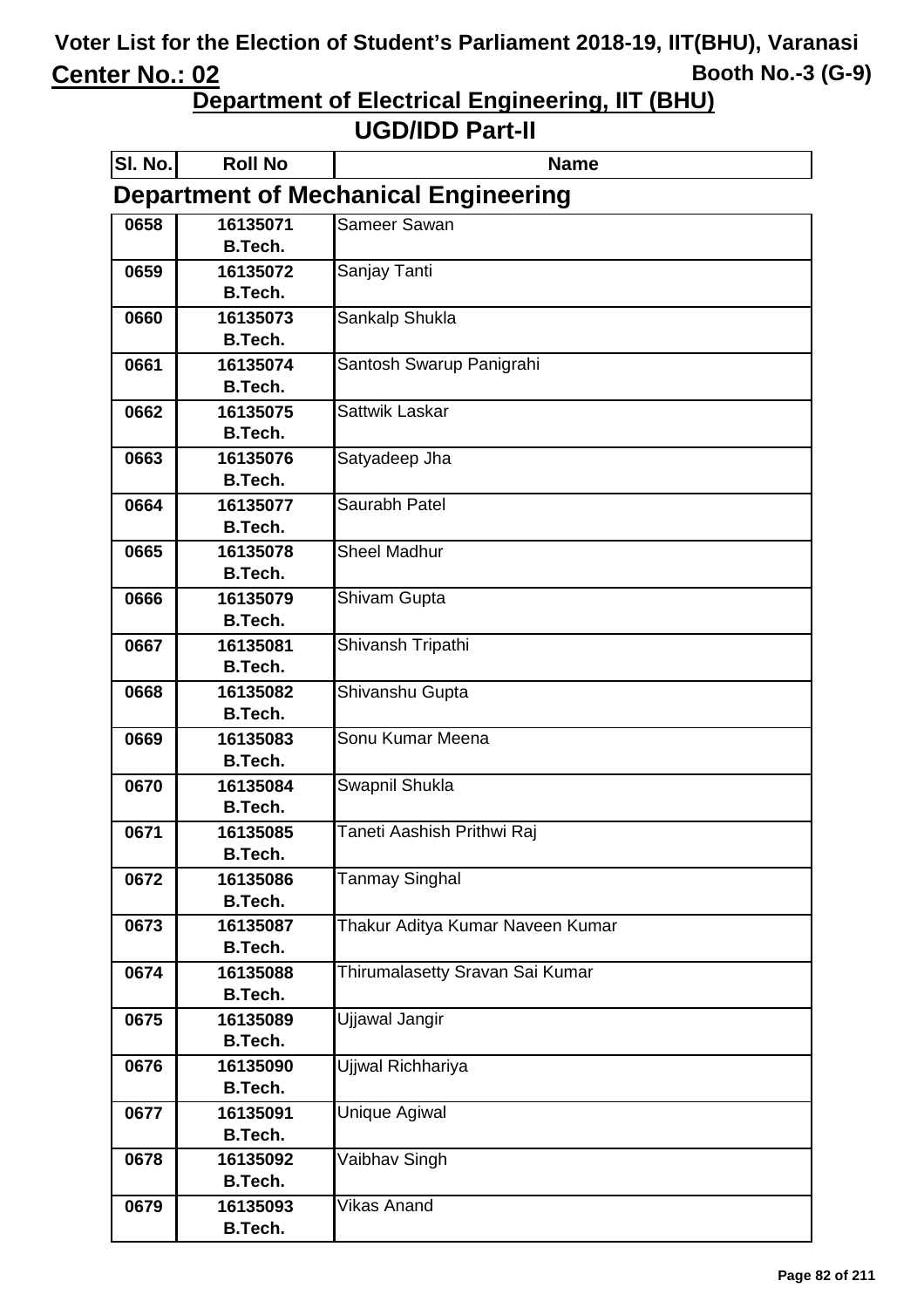# Voter List for the Election of Student's Parliament 2018-19, IIT(BHU), Varanasi

**Center No.: 02** — **Booth No.-3 (G-9)**

## Department of Electrical Engineering, IIT (BHU)

## UGD/IDD Part-II

### Department of Mechanical Engineering

| Sl. No. | Roll No | Name |
|---|---|---|
| 0658 | 16135071 B.Tech. | Sameer Sawan |
| 0659 | 16135072 B.Tech. | Sanjay Tanti |
| 0660 | 16135073 B.Tech. | Sankalp Shukla |
| 0661 | 16135074 B.Tech. | Santosh Swarup Panigrahi |
| 0662 | 16135075 B.Tech. | Sattwik Laskar |
| 0663 | 16135076 B.Tech. | Satyadeep Jha |
| 0664 | 16135077 B.Tech. | Saurabh Patel |
| 0665 | 16135078 B.Tech. | Sheel Madhur |
| 0666 | 16135079 B.Tech. | Shivam Gupta |
| 0667 | 16135081 B.Tech. | Shivansh Tripathi |
| 0668 | 16135082 B.Tech. | Shivanshu Gupta |
| 0669 | 16135083 B.Tech. | Sonu Kumar Meena |
| 0670 | 16135084 B.Tech. | Swapnil Shukla |
| 0671 | 16135085 B.Tech. | Taneti Aashish Prithwi Raj |
| 0672 | 16135086 B.Tech. | Tanmay Singhal |
| 0673 | 16135087 B.Tech. | Thakur Aditya Kumar Naveen Kumar |
| 0674 | 16135088 B.Tech. | Thirumalasetty Sravan Sai Kumar |
| 0675 | 16135089 B.Tech. | Ujjawal Jangir |
| 0676 | 16135090 B.Tech. | Ujjwal Richhariya |
| 0677 | 16135091 B.Tech. | Unique Agiwal |
| 0678 | 16135092 B.Tech. | Vaibhav Singh |
| 0679 | 16135093 B.Tech. | Vikas Anand |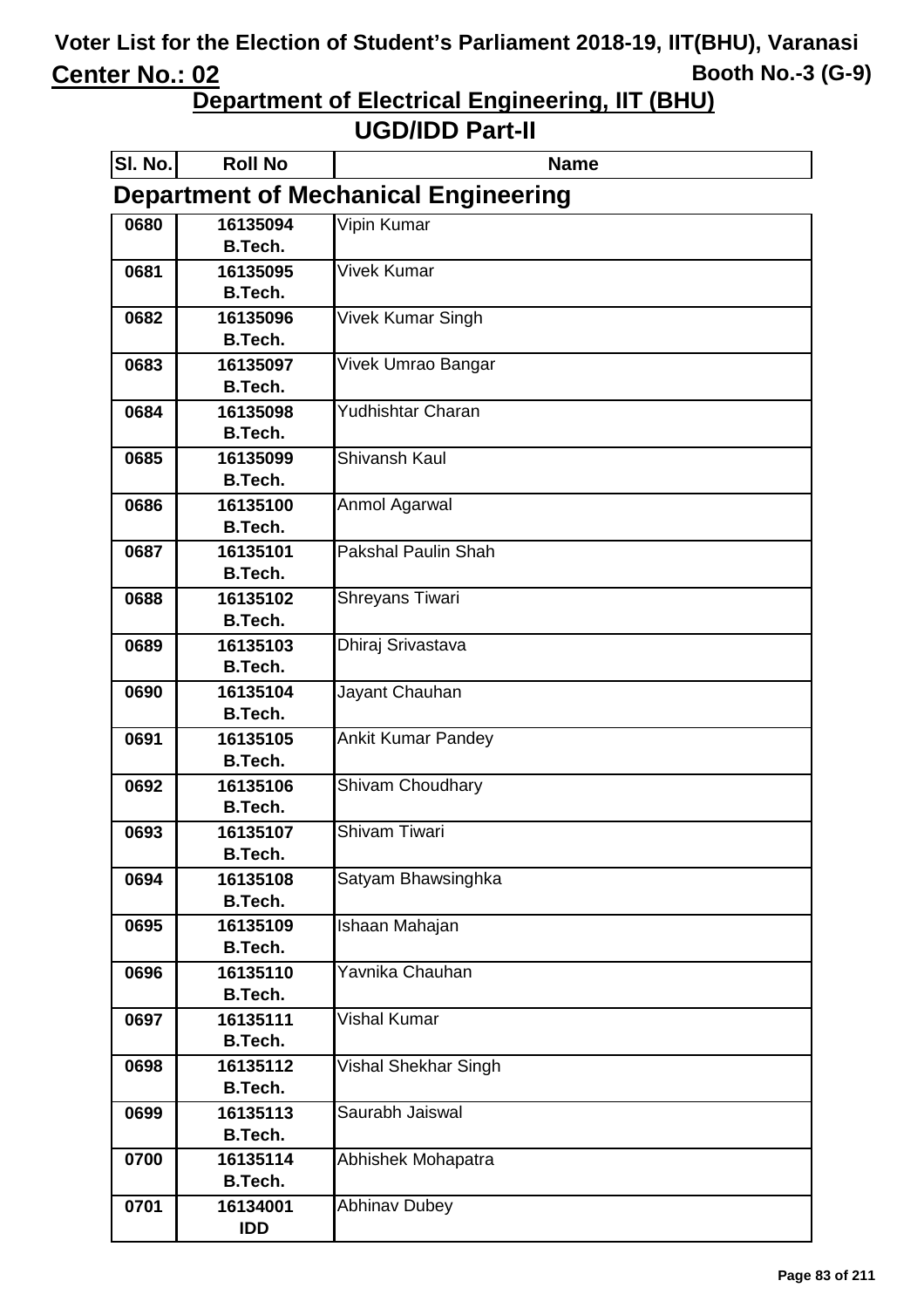# Voter List for the Election of Student's Parliament 2018-19, IIT(BHU), Varanasi

**Center No.: 02** | **Booth No.-3 (G-9)**

## Department of Electrical Engineering, IIT (BHU)

## UGD/IDD Part-II

### Department of Mechanical Engineering

| Sl. No. | Roll No | Name |
|---|---|---|
| 0680 | 16135094 B.Tech. | Vipin Kumar |
| 0681 | 16135095 B.Tech. | Vivek Kumar |
| 0682 | 16135096 B.Tech. | Vivek Kumar Singh |
| 0683 | 16135097 B.Tech. | Vivek Umrao Bangar |
| 0684 | 16135098 B.Tech. | Yudhishtar Charan |
| 0685 | 16135099 B.Tech. | Shivansh Kaul |
| 0686 | 16135100 B.Tech. | Anmol Agarwal |
| 0687 | 16135101 B.Tech. | Pakshal Paulin Shah |
| 0688 | 16135102 B.Tech. | Shreyans Tiwari |
| 0689 | 16135103 B.Tech. | Dhiraj Srivastava |
| 0690 | 16135104 B.Tech. | Jayant Chauhan |
| 0691 | 16135105 B.Tech. | Ankit Kumar Pandey |
| 0692 | 16135106 B.Tech. | Shivam Choudhary |
| 0693 | 16135107 B.Tech. | Shivam Tiwari |
| 0694 | 16135108 B.Tech. | Satyam Bhawsinghka |
| 0695 | 16135109 B.Tech. | Ishaan Mahajan |
| 0696 | 16135110 B.Tech. | Yavnika Chauhan |
| 0697 | 16135111 B.Tech. | Vishal Kumar |
| 0698 | 16135112 B.Tech. | Vishal Shekhar Singh |
| 0699 | 16135113 B.Tech. | Saurabh Jaiswal |
| 0700 | 16135114 B.Tech. | Abhishek Mohapatra |
| 0701 | 16134001 IDD | Abhinav Dubey |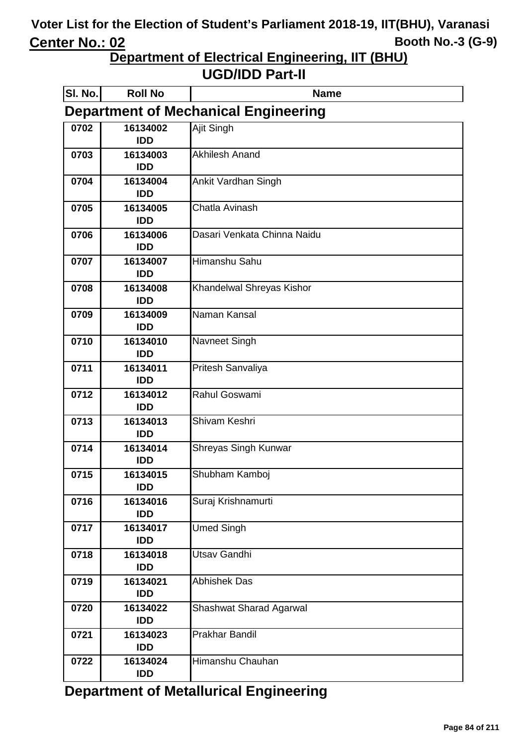# Voter List for the Election of Student's Parliament 2018-19, IIT(BHU), Varanasi

**Center No.: 02** **Booth No.-3 (G-9)**

## Department of Electrical Engineering, IIT (BHU)

## UGD/IDD Part-II

### Department of Mechanical Engineering

| Sl. No. | Roll No | Name |
|---|---|---|
| 0702 | 16134002 IDD | Ajit Singh |
| 0703 | 16134003 IDD | Akhilesh Anand |
| 0704 | 16134004 IDD | Ankit Vardhan Singh |
| 0705 | 16134005 IDD | Chatla Avinash |
| 0706 | 16134006 IDD | Dasari Venkata Chinna Naidu |
| 0707 | 16134007 IDD | Himanshu Sahu |
| 0708 | 16134008 IDD | Khandelwal Shreyas Kishor |
| 0709 | 16134009 IDD | Naman Kansal |
| 0710 | 16134010 IDD | Navneet Singh |
| 0711 | 16134011 IDD | Pritesh Sanvaliya |
| 0712 | 16134012 IDD | Rahul Goswami |
| 0713 | 16134013 IDD | Shivam Keshri |
| 0714 | 16134014 IDD | Shreyas Singh Kunwar |
| 0715 | 16134015 IDD | Shubham Kamboj |
| 0716 | 16134016 IDD | Suraj Krishnamurti |
| 0717 | 16134017 IDD | Umed Singh |
| 0718 | 16134018 IDD | Utsav Gandhi |
| 0719 | 16134021 IDD | Abhishek Das |
| 0720 | 16134022 IDD | Shashwat Sharad Agarwal |
| 0721 | 16134023 IDD | Prakhar Bandil |
| 0722 | 16134024 IDD | Himanshu Chauhan |

### Department of Metallurical Engineering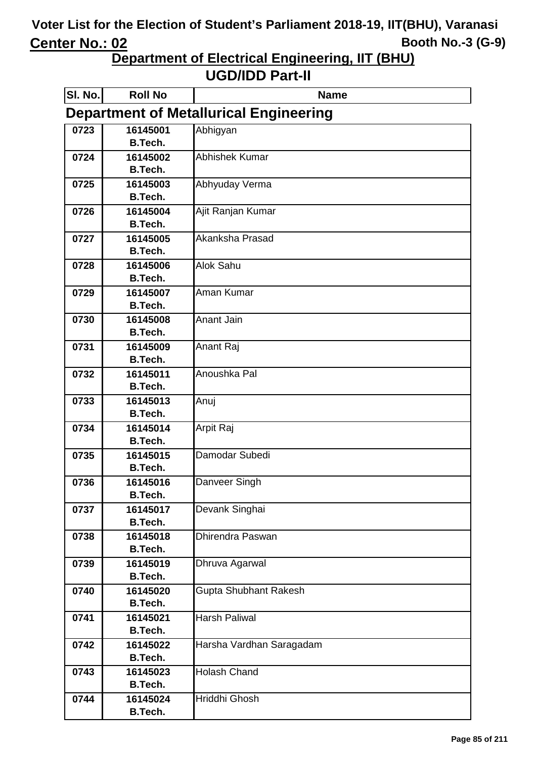# Voter List for the Election of Student's Parliament 2018-19, IIT(BHU), Varanasi

**Center No.: 02** | **Booth No.-3 (G-9)**

## Department of Electrical Engineering, IIT (BHU)

## UGD/IDD Part-II

### Department of Metallurical Engineering

| Sl. No. | Roll No | Name |
|---|---|---|
| 0723 | 16145001 B.Tech. | Abhigyan |
| 0724 | 16145002 B.Tech. | Abhishek Kumar |
| 0725 | 16145003 B.Tech. | Abhyuday Verma |
| 0726 | 16145004 B.Tech. | Ajit Ranjan Kumar |
| 0727 | 16145005 B.Tech. | Akanksha Prasad |
| 0728 | 16145006 B.Tech. | Alok Sahu |
| 0729 | 16145007 B.Tech. | Aman Kumar |
| 0730 | 16145008 B.Tech. | Anant Jain |
| 0731 | 16145009 B.Tech. | Anant Raj |
| 0732 | 16145011 B.Tech. | Anoushka Pal |
| 0733 | 16145013 B.Tech. | Anuj |
| 0734 | 16145014 B.Tech. | Arpit Raj |
| 0735 | 16145015 B.Tech. | Damodar Subedi |
| 0736 | 16145016 B.Tech. | Danveer Singh |
| 0737 | 16145017 B.Tech. | Devank Singhai |
| 0738 | 16145018 B.Tech. | Dhirendra Paswan |
| 0739 | 16145019 B.Tech. | Dhruva Agarwal |
| 0740 | 16145020 B.Tech. | Gupta Shubhant Rakesh |
| 0741 | 16145021 B.Tech. | Harsh Paliwal |
| 0742 | 16145022 B.Tech. | Harsha Vardhan Saragadam |
| 0743 | 16145023 B.Tech. | Holash Chand |
| 0744 | 16145024 B.Tech. | Hriddhi Ghosh |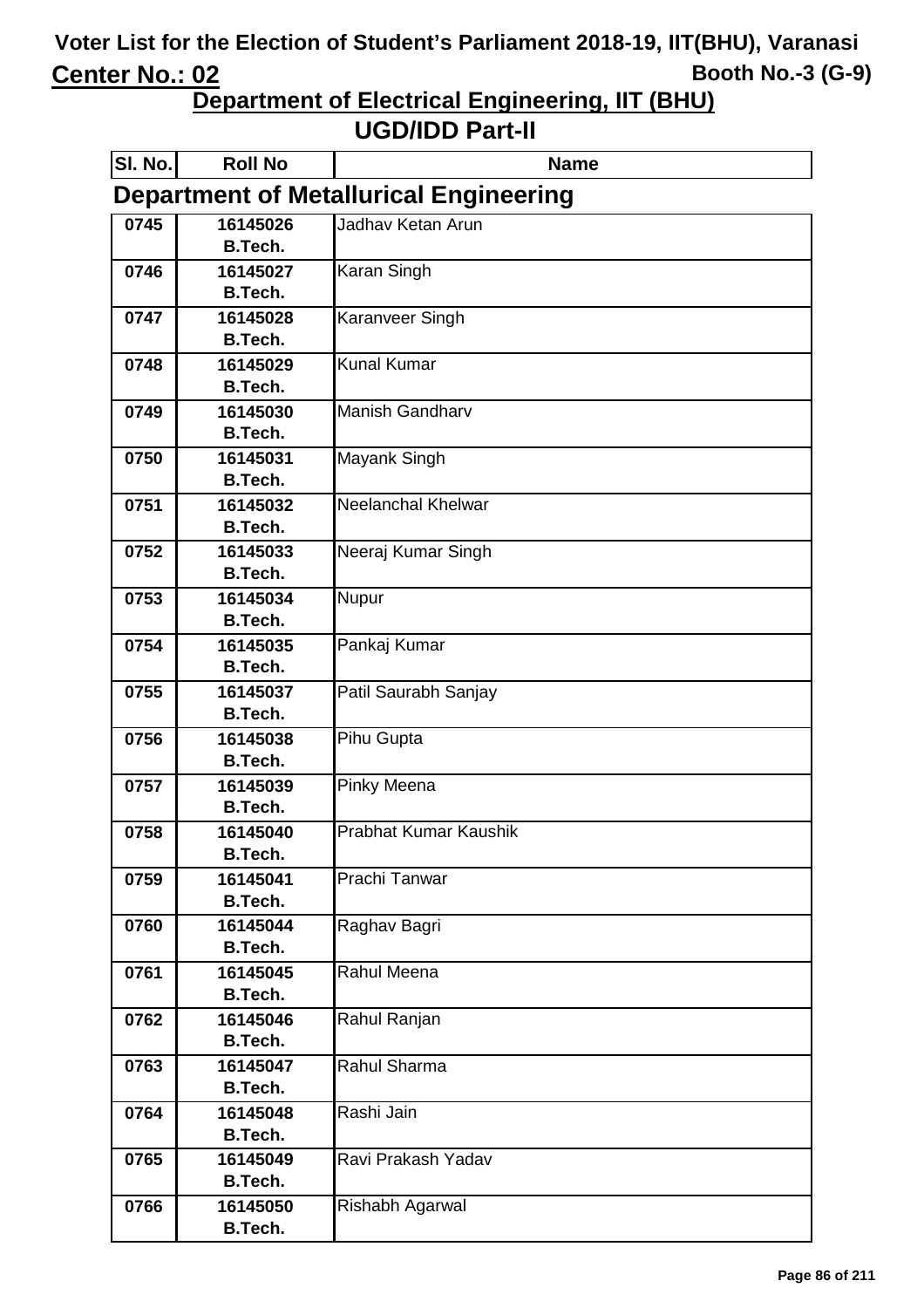# Voter List for the Election of Student's Parliament 2018-19, IIT(BHU), Varanasi

**Center No.: 02** **Booth No.-3 (G-9)**

## Department of Electrical Engineering, IIT (BHU)

## UGD/IDD Part-II

### Department of Metallurical Engineering

| Sl. No. | Roll No | Name |
|---|---|---|
| 0745 | 16145026 B.Tech. | Jadhav Ketan Arun |
| 0746 | 16145027 B.Tech. | Karan Singh |
| 0747 | 16145028 B.Tech. | Karanveer Singh |
| 0748 | 16145029 B.Tech. | Kunal Kumar |
| 0749 | 16145030 B.Tech. | Manish Gandharv |
| 0750 | 16145031 B.Tech. | Mayank Singh |
| 0751 | 16145032 B.Tech. | Neelanchal Khelwar |
| 0752 | 16145033 B.Tech. | Neeraj Kumar Singh |
| 0753 | 16145034 B.Tech. | Nupur |
| 0754 | 16145035 B.Tech. | Pankaj Kumar |
| 0755 | 16145037 B.Tech. | Patil Saurabh Sanjay |
| 0756 | 16145038 B.Tech. | Pihu Gupta |
| 0757 | 16145039 B.Tech. | Pinky Meena |
| 0758 | 16145040 B.Tech. | Prabhat Kumar Kaushik |
| 0759 | 16145041 B.Tech. | Prachi Tanwar |
| 0760 | 16145044 B.Tech. | Raghav Bagri |
| 0761 | 16145045 B.Tech. | Rahul Meena |
| 0762 | 16145046 B.Tech. | Rahul Ranjan |
| 0763 | 16145047 B.Tech. | Rahul Sharma |
| 0764 | 16145048 B.Tech. | Rashi Jain |
| 0765 | 16145049 B.Tech. | Ravi Prakash Yadav |
| 0766 | 16145050 B.Tech. | Rishabh Agarwal |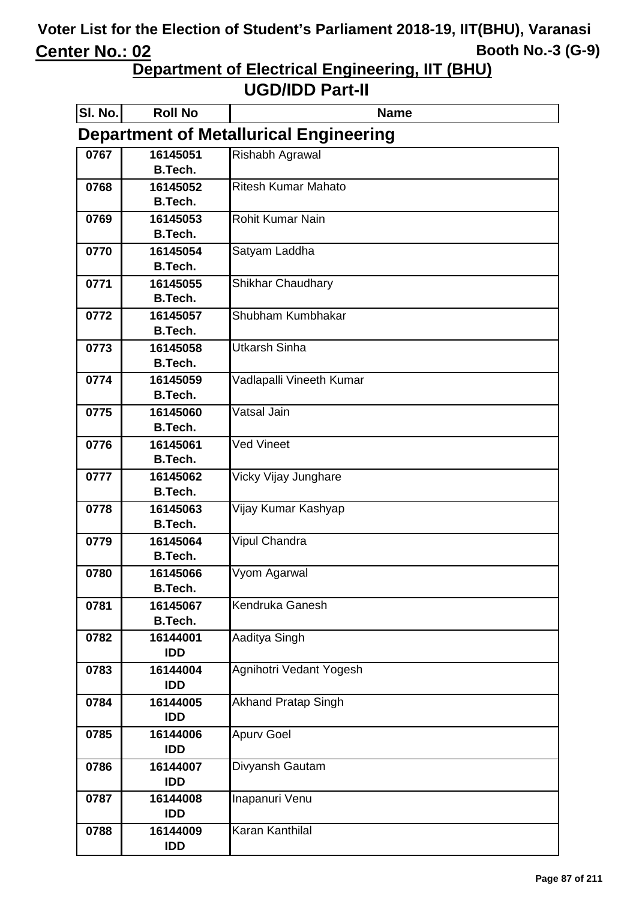# Voter List for the Election of Student's Parliament 2018-19, IIT(BHU), Varanasi

**Center No.: 02** **Booth No.-3 (G-9)**

## Department of Electrical Engineering, IIT (BHU)

## UGD/IDD Part-II

### Department of Metallurical Engineering

| Sl. No. | Roll No | Name |
|---|---|---|
| 0767 | 16145051 B.Tech. | Rishabh Agrawal |
| 0768 | 16145052 B.Tech. | Ritesh Kumar Mahato |
| 0769 | 16145053 B.Tech. | Rohit Kumar Nain |
| 0770 | 16145054 B.Tech. | Satyam Laddha |
| 0771 | 16145055 B.Tech. | Shikhar Chaudhary |
| 0772 | 16145057 B.Tech. | Shubham Kumbhakar |
| 0773 | 16145058 B.Tech. | Utkarsh Sinha |
| 0774 | 16145059 B.Tech. | Vadlapalli Vineeth Kumar |
| 0775 | 16145060 B.Tech. | Vatsal Jain |
| 0776 | 16145061 B.Tech. | Ved Vineet |
| 0777 | 16145062 B.Tech. | Vicky Vijay Junghare |
| 0778 | 16145063 B.Tech. | Vijay Kumar Kashyap |
| 0779 | 16145064 B.Tech. | Vipul Chandra |
| 0780 | 16145066 B.Tech. | Vyom Agarwal |
| 0781 | 16145067 B.Tech. | Kendruka Ganesh |
| 0782 | 16144001 IDD | Aaditya Singh |
| 0783 | 16144004 IDD | Agnihotri Vedant Yogesh |
| 0784 | 16144005 IDD | Akhand Pratap Singh |
| 0785 | 16144006 IDD | Apurv Goel |
| 0786 | 16144007 IDD | Divyansh Gautam |
| 0787 | 16144008 IDD | Inapanuri Venu |
| 0788 | 16144009 IDD | Karan Kanthilal |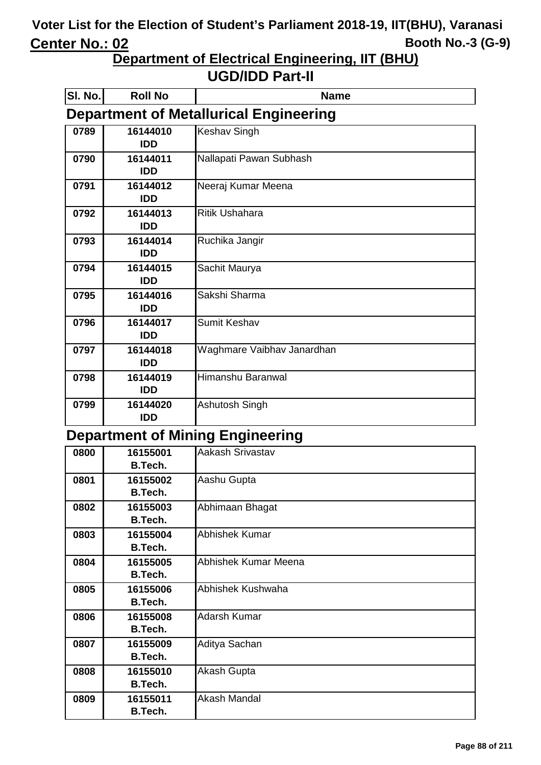# Voter List for the Election of Student's Parliament 2018-19, IIT(BHU), Varanasi

**Center No.: 02** | **Booth No.-3 (G-9)**

## Department of Electrical Engineering, IIT (BHU)

## UGD/IDD Part-II

### Department of Metallurical Engineering

| Sl. No. | Roll No | Name |
|---|---|---|
| 0789 | 16144010 IDD | Keshav Singh |
| 0790 | 16144011 IDD | Nallapati Pawan Subhash |
| 0791 | 16144012 IDD | Neeraj Kumar Meena |
| 0792 | 16144013 IDD | Ritik Ushahara |
| 0793 | 16144014 IDD | Ruchika Jangir |
| 0794 | 16144015 IDD | Sachit Maurya |
| 0795 | 16144016 IDD | Sakshi Sharma |
| 0796 | 16144017 IDD | Sumit Keshav |
| 0797 | 16144018 IDD | Waghmare Vaibhav Janardhan |
| 0798 | 16144019 IDD | Himanshu Baranwal |
| 0799 | 16144020 IDD | Ashutosh Singh |

### Department of Mining Engineering

| Sl. No. | Roll No | Name |
|---|---|---|
| 0800 | 16155001 B.Tech. | Aakash Srivastav |
| 0801 | 16155002 B.Tech. | Aashu Gupta |
| 0802 | 16155003 B.Tech. | Abhimaan Bhagat |
| 0803 | 16155004 B.Tech. | Abhishek Kumar |
| 0804 | 16155005 B.Tech. | Abhishek Kumar Meena |
| 0805 | 16155006 B.Tech. | Abhishek Kushwaha |
| 0806 | 16155008 B.Tech. | Adarsh Kumar |
| 0807 | 16155009 B.Tech. | Aditya Sachan |
| 0808 | 16155010 B.Tech. | Akash Gupta |
| 0809 | 16155011 B.Tech. | Akash Mandal |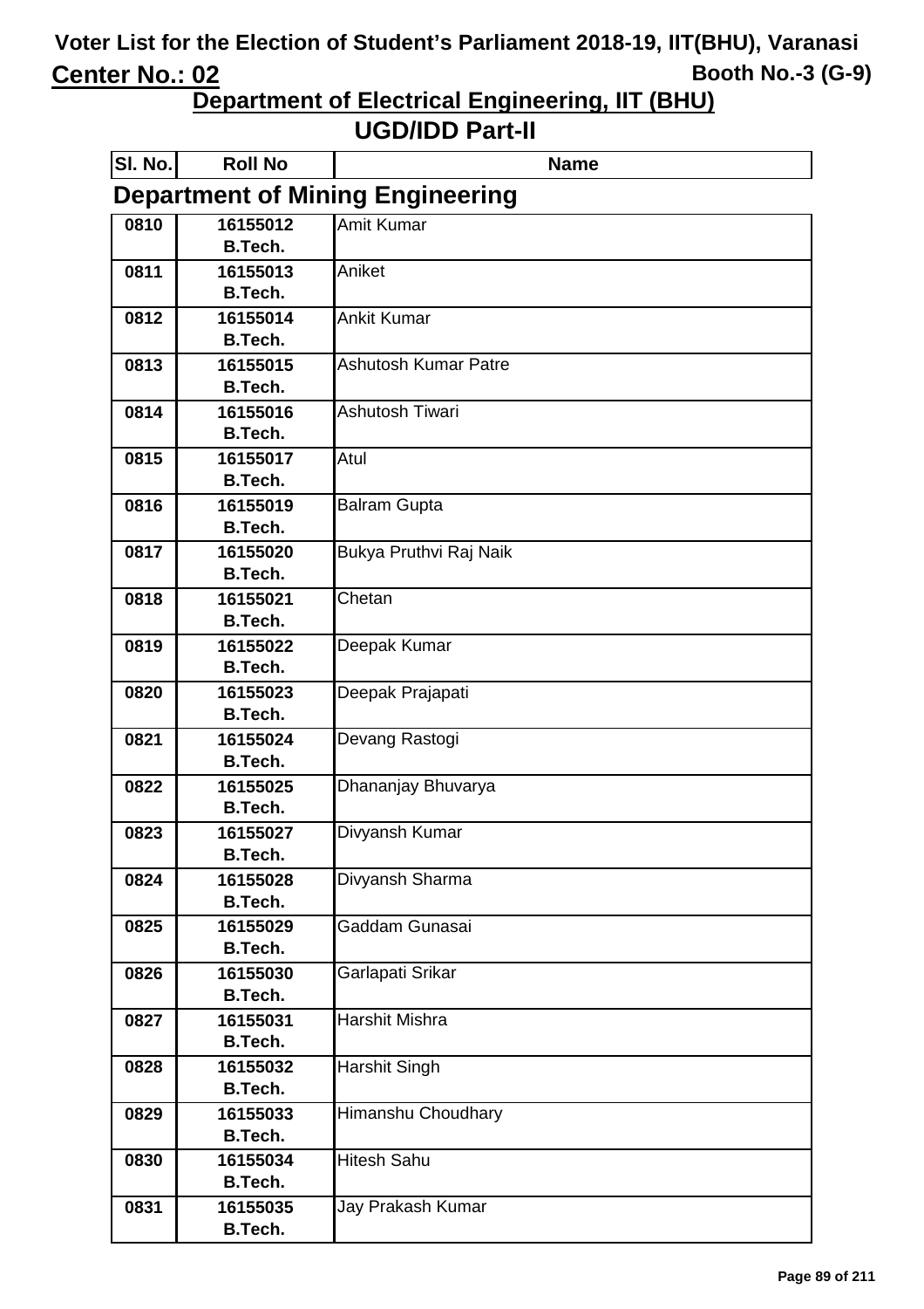# Voter List for the Election of Student's Parliament 2018-19, IIT(BHU), Varanasi

**Center No.: 02** **Booth No.-3 (G-9)**

## Department of Electrical Engineering, IIT (BHU)

## UGD/IDD Part-II

### Department of Mining Engineering

| Sl. No. | Roll No | Name |
|---|---|---|
| 0810 | 16155012 B.Tech. | Amit Kumar |
| 0811 | 16155013 B.Tech. | Aniket |
| 0812 | 16155014 B.Tech. | Ankit Kumar |
| 0813 | 16155015 B.Tech. | Ashutosh Kumar Patre |
| 0814 | 16155016 B.Tech. | Ashutosh Tiwari |
| 0815 | 16155017 B.Tech. | Atul |
| 0816 | 16155019 B.Tech. | Balram Gupta |
| 0817 | 16155020 B.Tech. | Bukya Pruthvi Raj Naik |
| 0818 | 16155021 B.Tech. | Chetan |
| 0819 | 16155022 B.Tech. | Deepak Kumar |
| 0820 | 16155023 B.Tech. | Deepak Prajapati |
| 0821 | 16155024 B.Tech. | Devang Rastogi |
| 0822 | 16155025 B.Tech. | Dhananjay Bhuvarya |
| 0823 | 16155027 B.Tech. | Divyansh Kumar |
| 0824 | 16155028 B.Tech. | Divyansh Sharma |
| 0825 | 16155029 B.Tech. | Gaddam Gunasai |
| 0826 | 16155030 B.Tech. | Garlapati Srikar |
| 0827 | 16155031 B.Tech. | Harshit Mishra |
| 0828 | 16155032 B.Tech. | Harshit Singh |
| 0829 | 16155033 B.Tech. | Himanshu Choudhary |
| 0830 | 16155034 B.Tech. | Hitesh Sahu |
| 0831 | 16155035 B.Tech. | Jay Prakash Kumar |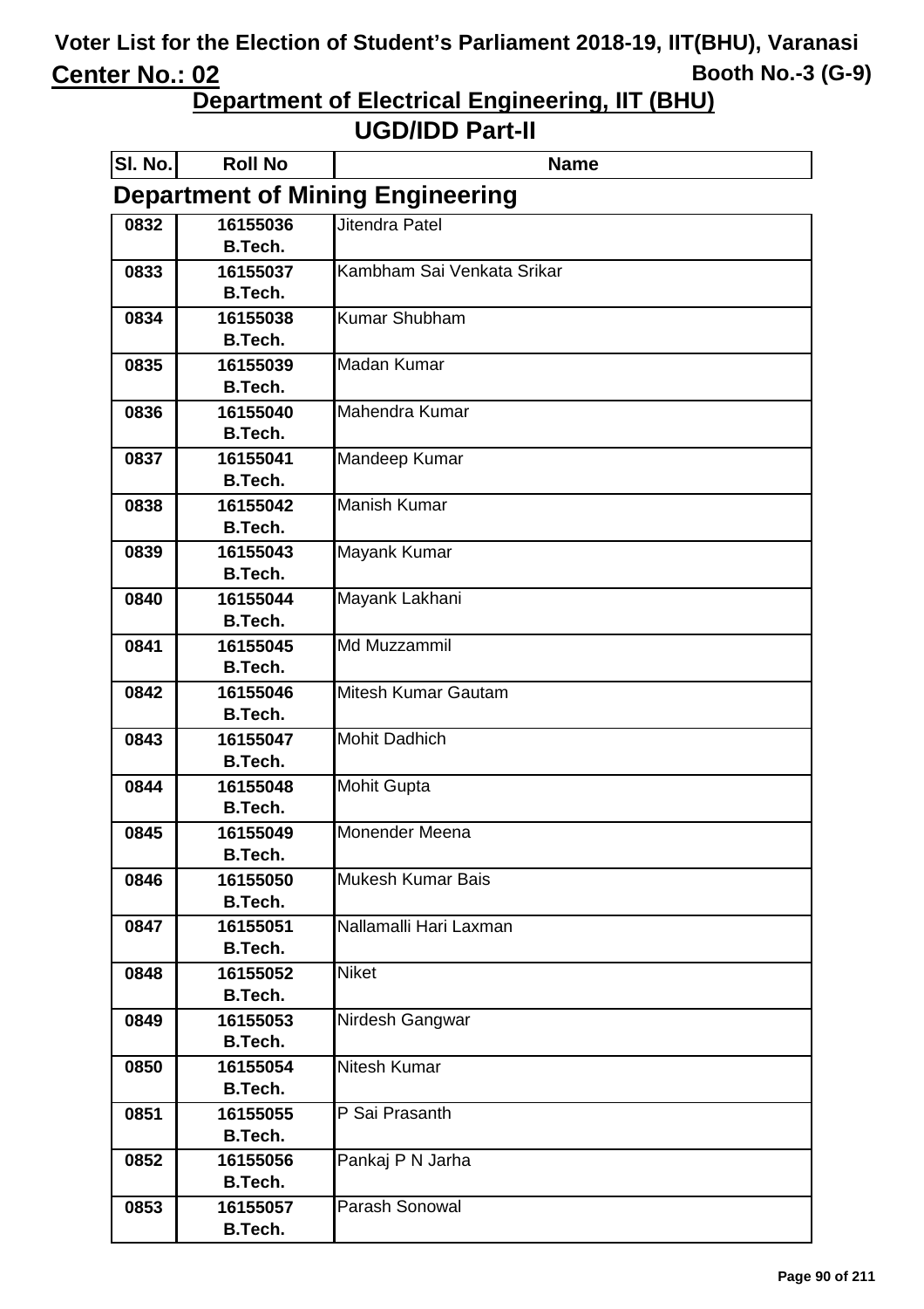# Voter List for the Election of Student's Parliament 2018-19, IIT(BHU), Varanasi

**Center No.: 02** **Booth No.-3 (G-9)**

## Department of Electrical Engineering, IIT (BHU)

## UGD/IDD Part-II

### Department of Mining Engineering

| Sl. No. | Roll No | Name |
|---|---|---|
| 0832 | 16155036 B.Tech. | Jitendra Patel |
| 0833 | 16155037 B.Tech. | Kambham Sai Venkata Srikar |
| 0834 | 16155038 B.Tech. | Kumar Shubham |
| 0835 | 16155039 B.Tech. | Madan Kumar |
| 0836 | 16155040 B.Tech. | Mahendra Kumar |
| 0837 | 16155041 B.Tech. | Mandeep Kumar |
| 0838 | 16155042 B.Tech. | Manish Kumar |
| 0839 | 16155043 B.Tech. | Mayank Kumar |
| 0840 | 16155044 B.Tech. | Mayank Lakhani |
| 0841 | 16155045 B.Tech. | Md Muzzammil |
| 0842 | 16155046 B.Tech. | Mitesh Kumar Gautam |
| 0843 | 16155047 B.Tech. | Mohit Dadhich |
| 0844 | 16155048 B.Tech. | Mohit Gupta |
| 0845 | 16155049 B.Tech. | Monender Meena |
| 0846 | 16155050 B.Tech. | Mukesh Kumar Bais |
| 0847 | 16155051 B.Tech. | Nallamalli Hari Laxman |
| 0848 | 16155052 B.Tech. | Niket |
| 0849 | 16155053 B.Tech. | Nirdesh Gangwar |
| 0850 | 16155054 B.Tech. | Nitesh Kumar |
| 0851 | 16155055 B.Tech. | P Sai Prasanth |
| 0852 | 16155056 B.Tech. | Pankaj P N Jarha |
| 0853 | 16155057 B.Tech. | Parash Sonowal |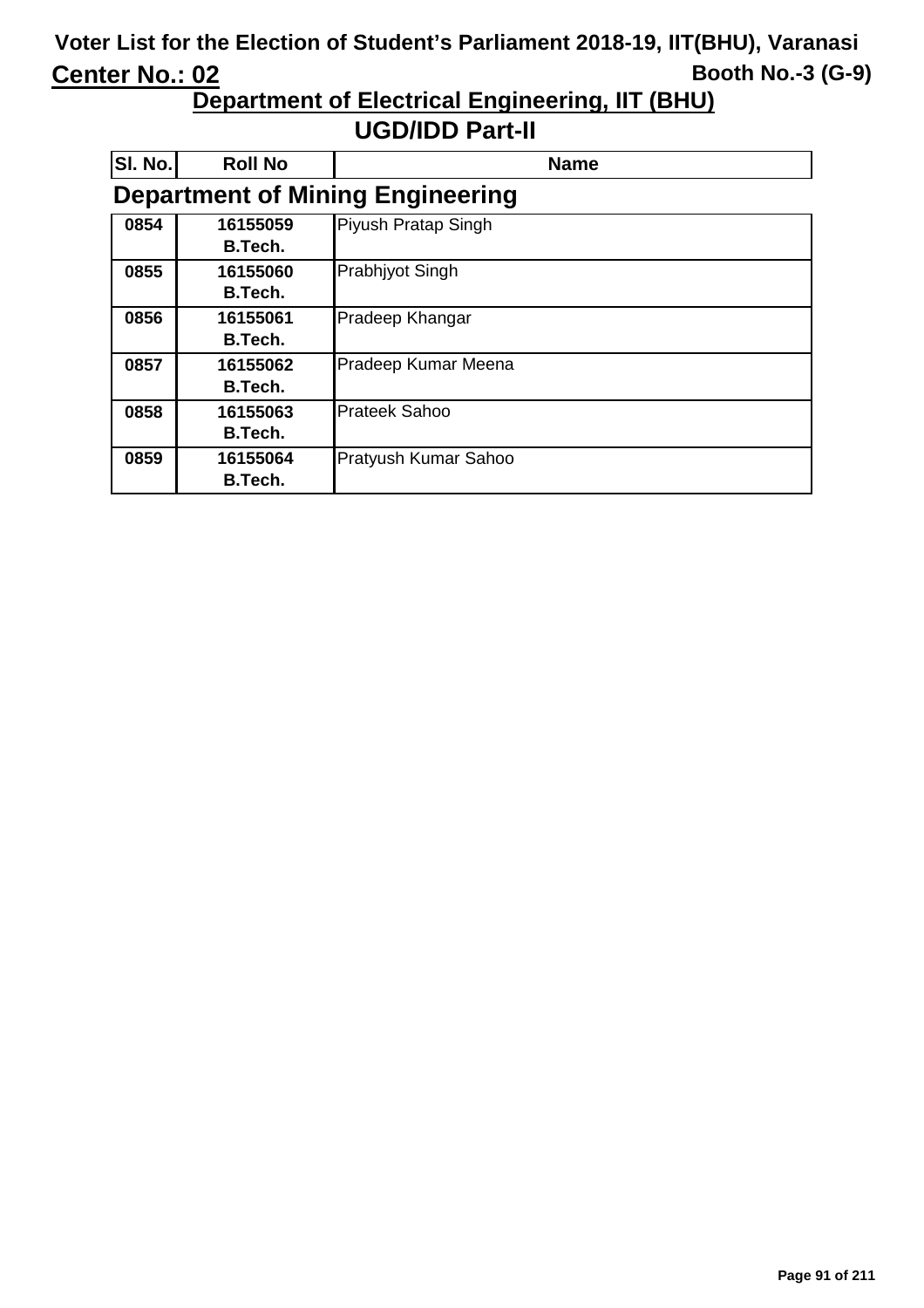# Voter List for the Election of Student's Parliament 2018-19, IIT(BHU), Varanasi

**Center No.: 02** | **Booth No.-3 (G-9)**

## Department of Electrical Engineering, IIT (BHU)

## UGD/IDD Part-II

### Department of Mining Engineering

| Sl. No. | Roll No | Name |
|---|---|---|
| 0854 | 16155059 B.Tech. | Piyush Pratap Singh |
| 0855 | 16155060 B.Tech. | Prabhjyot Singh |
| 0856 | 16155061 B.Tech. | Pradeep Khangar |
| 0857 | 16155062 B.Tech. | Pradeep Kumar Meena |
| 0858 | 16155063 B.Tech. | Prateek Sahoo |
| 0859 | 16155064 B.Tech. | Pratyush Kumar Sahoo |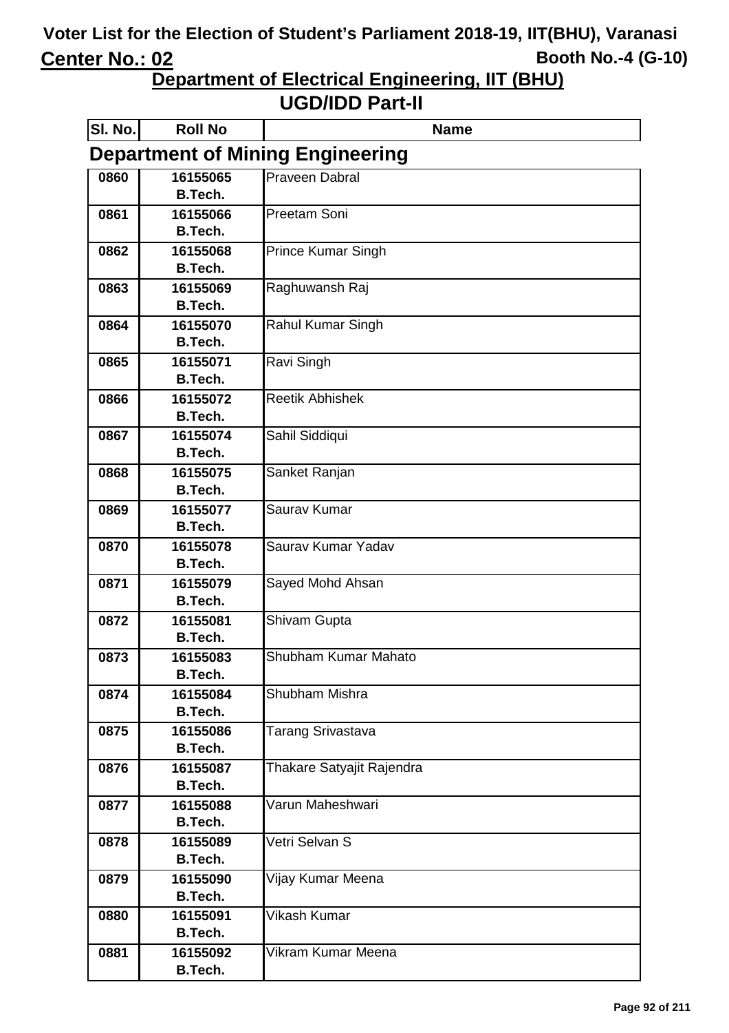# Voter List for the Election of Student's Parliament 2018-19, IIT(BHU), Varanasi

**Center No.: 02** **Booth No.-4 (G-10)**

## Department of Electrical Engineering, IIT (BHU)

## UGD/IDD Part-II

### Department of Mining Engineering

| Sl. No. | Roll No | Name |
|---|---|---|
| 0860 | 16155065 B.Tech. | Praveen Dabral |
| 0861 | 16155066 B.Tech. | Preetam Soni |
| 0862 | 16155068 B.Tech. | Prince Kumar Singh |
| 0863 | 16155069 B.Tech. | Raghuwansh Raj |
| 0864 | 16155070 B.Tech. | Rahul Kumar Singh |
| 0865 | 16155071 B.Tech. | Ravi Singh |
| 0866 | 16155072 B.Tech. | Reetik Abhishek |
| 0867 | 16155074 B.Tech. | Sahil Siddiqui |
| 0868 | 16155075 B.Tech. | Sanket Ranjan |
| 0869 | 16155077 B.Tech. | Saurav Kumar |
| 0870 | 16155078 B.Tech. | Saurav Kumar Yadav |
| 0871 | 16155079 B.Tech. | Sayed Mohd Ahsan |
| 0872 | 16155081 B.Tech. | Shivam Gupta |
| 0873 | 16155083 B.Tech. | Shubham Kumar Mahato |
| 0874 | 16155084 B.Tech. | Shubham Mishra |
| 0875 | 16155086 B.Tech. | Tarang Srivastava |
| 0876 | 16155087 B.Tech. | Thakare Satyajit Rajendra |
| 0877 | 16155088 B.Tech. | Varun Maheshwari |
| 0878 | 16155089 B.Tech. | Vetri Selvan S |
| 0879 | 16155090 B.Tech. | Vijay Kumar Meena |
| 0880 | 16155091 B.Tech. | Vikash Kumar |
| 0881 | 16155092 B.Tech. | Vikram Kumar Meena |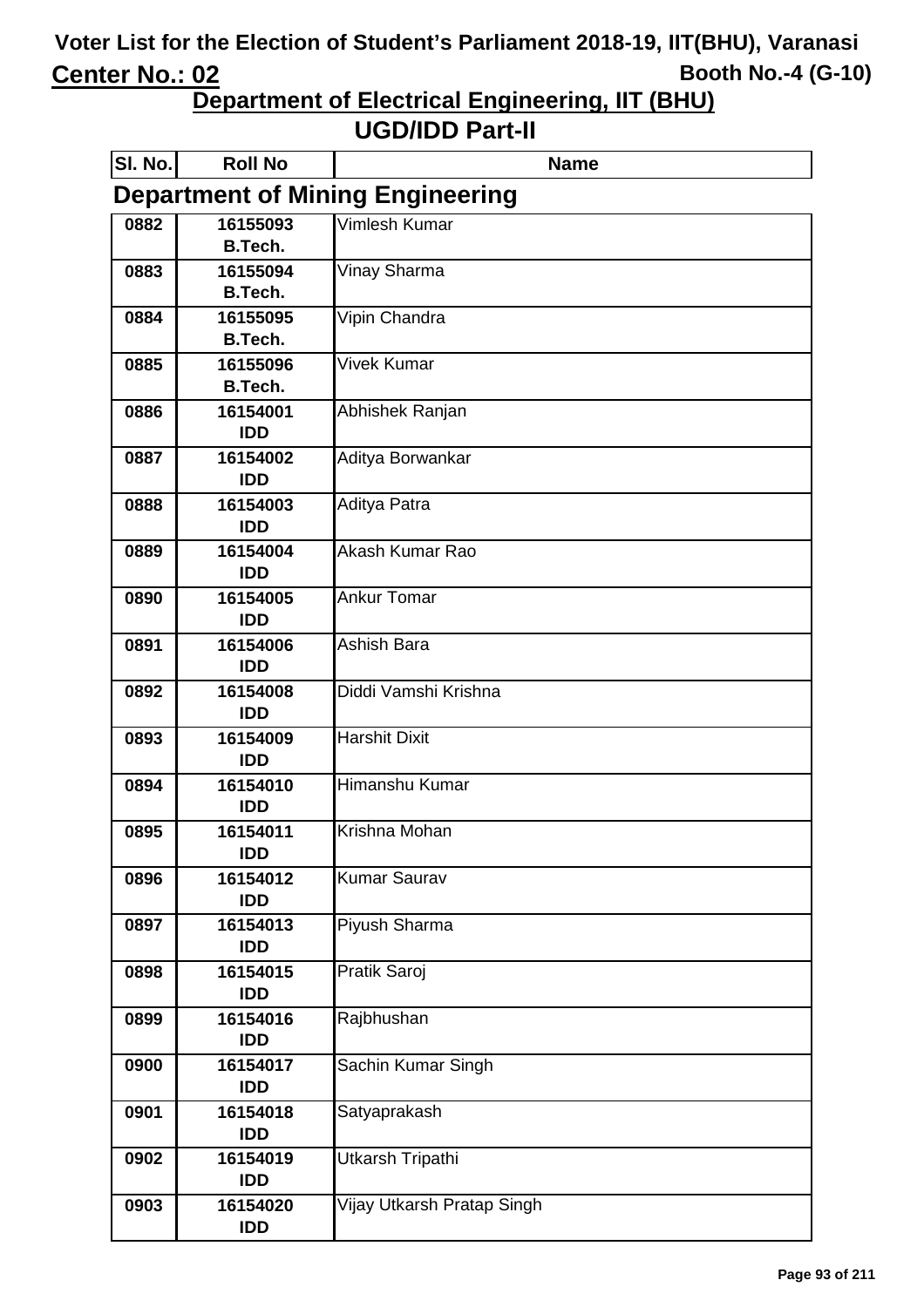# Voter List for the Election of Student's Parliament 2018-19, IIT(BHU), Varanasi

**Center No.: 02** **Booth No.-4 (G-10)**

## Department of Electrical Engineering, IIT (BHU)

## UGD/IDD Part-II

### Department of Mining Engineering

| Sl. No. | Roll No | Name |
|---|---|---|
| 0882 | 16155093 B.Tech. | Vimlesh Kumar |
| 0883 | 16155094 B.Tech. | Vinay Sharma |
| 0884 | 16155095 B.Tech. | Vipin Chandra |
| 0885 | 16155096 B.Tech. | Vivek Kumar |
| 0886 | 16154001 IDD | Abhishek Ranjan |
| 0887 | 16154002 IDD | Aditya Borwankar |
| 0888 | 16154003 IDD | Aditya Patra |
| 0889 | 16154004 IDD | Akash Kumar Rao |
| 0890 | 16154005 IDD | Ankur Tomar |
| 0891 | 16154006 IDD | Ashish Bara |
| 0892 | 16154008 IDD | Diddi Vamshi Krishna |
| 0893 | 16154009 IDD | Harshit Dixit |
| 0894 | 16154010 IDD | Himanshu Kumar |
| 0895 | 16154011 IDD | Krishna Mohan |
| 0896 | 16154012 IDD | Kumar Saurav |
| 0897 | 16154013 IDD | Piyush Sharma |
| 0898 | 16154015 IDD | Pratik Saroj |
| 0899 | 16154016 IDD | Rajbhushan |
| 0900 | 16154017 IDD | Sachin Kumar Singh |
| 0901 | 16154018 IDD | Satyaprakash |
| 0902 | 16154019 IDD | Utkarsh Tripathi |
| 0903 | 16154020 IDD | Vijay Utkarsh Pratap Singh |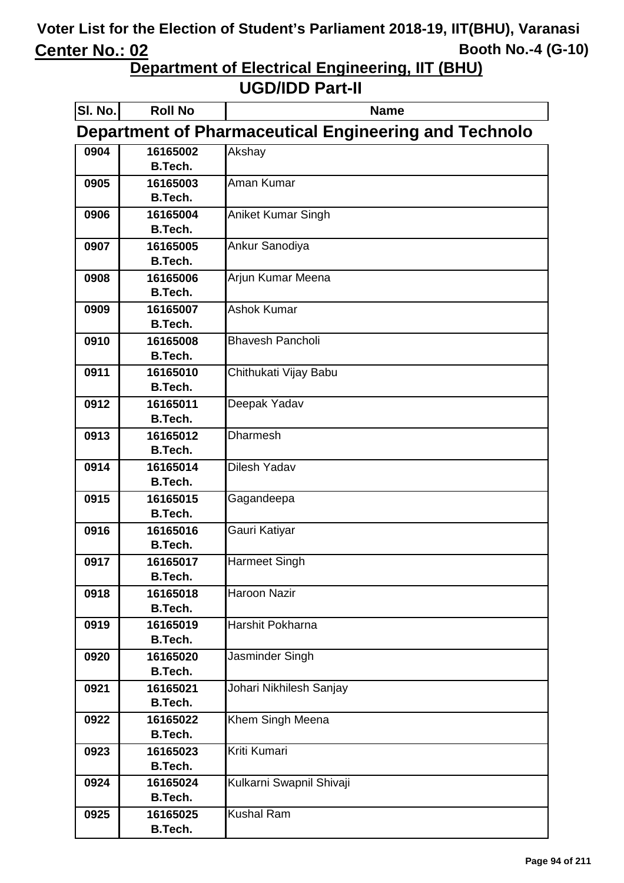# Voter List for the Election of Student's Parliament 2018-19, IIT(BHU), Varanasi

**Center No.: 02** **Booth No.-4 (G-10)**

## Department of Electrical Engineering, IIT (BHU)

## UGD/IDD Part-II

| Sl. No. | Roll No | Name |
|---|---|---|
| **Department of Pharmaceutical Engineering and Technolo** | | |
| 0904 | 16165002 B.Tech. | Akshay |
| 0905 | 16165003 B.Tech. | Aman Kumar |
| 0906 | 16165004 B.Tech. | Aniket Kumar Singh |
| 0907 | 16165005 B.Tech. | Ankur Sanodiya |
| 0908 | 16165006 B.Tech. | Arjun Kumar Meena |
| 0909 | 16165007 B.Tech. | Ashok Kumar |
| 0910 | 16165008 B.Tech. | Bhavesh Pancholi |
| 0911 | 16165010 B.Tech. | Chithukati Vijay Babu |
| 0912 | 16165011 B.Tech. | Deepak Yadav |
| 0913 | 16165012 B.Tech. | Dharmesh |
| 0914 | 16165014 B.Tech. | Dilesh Yadav |
| 0915 | 16165015 B.Tech. | Gagandeepa |
| 0916 | 16165016 B.Tech. | Gauri Katiyar |
| 0917 | 16165017 B.Tech. | Harmeet Singh |
| 0918 | 16165018 B.Tech. | Haroon Nazir |
| 0919 | 16165019 B.Tech. | Harshit Pokharna |
| 0920 | 16165020 B.Tech. | Jasminder Singh |
| 0921 | 16165021 B.Tech. | Johari Nikhilesh Sanjay |
| 0922 | 16165022 B.Tech. | Khem Singh Meena |
| 0923 | 16165023 B.Tech. | Kriti Kumari |
| 0924 | 16165024 B.Tech. | Kulkarni Swapnil Shivaji |
| 0925 | 16165025 B.Tech. | Kushal Ram |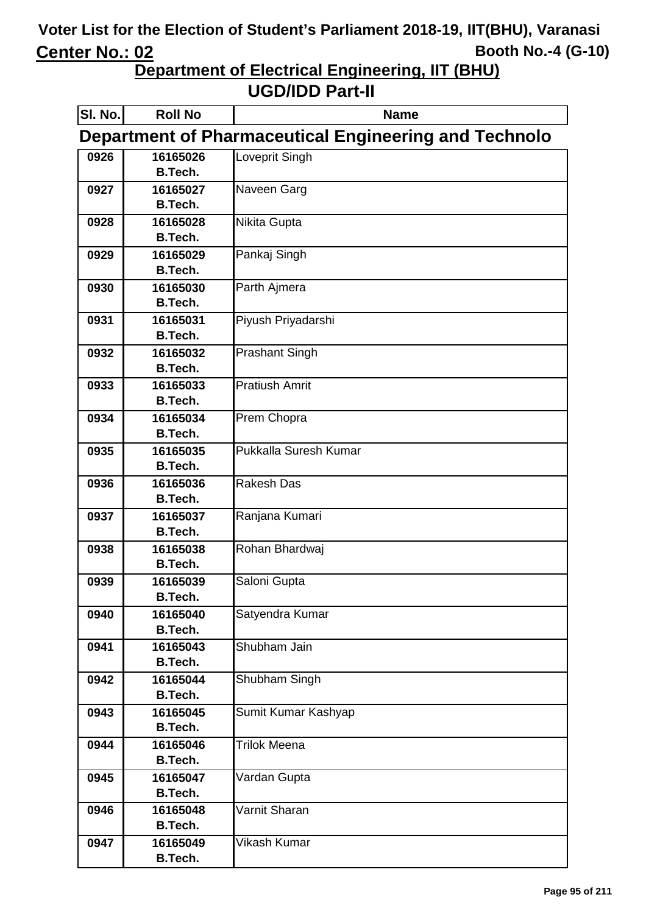# Voter List for the Election of Student's Parliament 2018-19, IIT(BHU), Varanasi

**Center No.: 02** **Booth No.-4 (G-10)**

## Department of Electrical Engineering, IIT (BHU)

## UGD/IDD Part-II

| Sl. No. | Roll No | Name |
|---|---|---|
| **Department of Pharmaceutical Engineering and Technolo** | | |
| 0926 | 16165026 B.Tech. | Loveprit Singh |
| 0927 | 16165027 B.Tech. | Naveen Garg |
| 0928 | 16165028 B.Tech. | Nikita Gupta |
| 0929 | 16165029 B.Tech. | Pankaj Singh |
| 0930 | 16165030 B.Tech. | Parth Ajmera |
| 0931 | 16165031 B.Tech. | Piyush Priyadarshi |
| 0932 | 16165032 B.Tech. | Prashant Singh |
| 0933 | 16165033 B.Tech. | Pratiush Amrit |
| 0934 | 16165034 B.Tech. | Prem Chopra |
| 0935 | 16165035 B.Tech. | Pukkalla Suresh Kumar |
| 0936 | 16165036 B.Tech. | Rakesh Das |
| 0937 | 16165037 B.Tech. | Ranjana Kumari |
| 0938 | 16165038 B.Tech. | Rohan Bhardwaj |
| 0939 | 16165039 B.Tech. | Saloni Gupta |
| 0940 | 16165040 B.Tech. | Satyendra Kumar |
| 0941 | 16165043 B.Tech. | Shubham Jain |
| 0942 | 16165044 B.Tech. | Shubham Singh |
| 0943 | 16165045 B.Tech. | Sumit Kumar Kashyap |
| 0944 | 16165046 B.Tech. | Trilok Meena |
| 0945 | 16165047 B.Tech. | Vardan Gupta |
| 0946 | 16165048 B.Tech. | Varnit Sharan |
| 0947 | 16165049 B.Tech. | Vikash Kumar |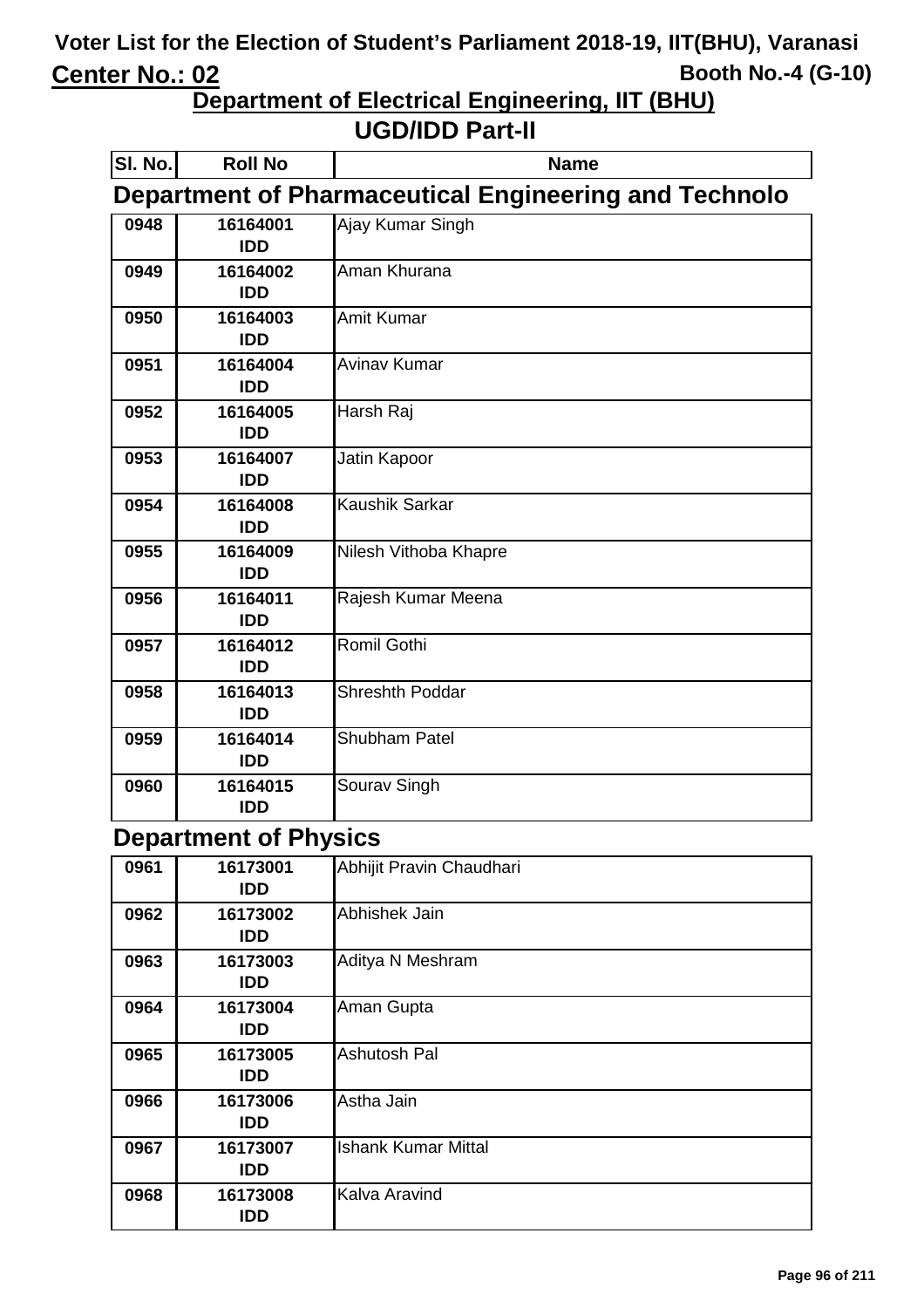# Voter List for the Election of Student's Parliament 2018-19, IIT(BHU), Varanasi

**Center No.: 02** **Booth No.-4 (G-10)**

## Department of Electrical Engineering, IIT (BHU)

## UGD/IDD Part-II

| Sl. No. | Roll No | Name |
|---|---|---|

### Department of Pharmaceutical Engineering and Technolo

| Sl. No. | Roll No | Name |
|---|---|---|
| 0948 | 16164001 IDD | Ajay Kumar Singh |
| 0949 | 16164002 IDD | Aman Khurana |
| 0950 | 16164003 IDD | Amit Kumar |
| 0951 | 16164004 IDD | Avinav Kumar |
| 0952 | 16164005 IDD | Harsh Raj |
| 0953 | 16164007 IDD | Jatin Kapoor |
| 0954 | 16164008 IDD | Kaushik Sarkar |
| 0955 | 16164009 IDD | Nilesh Vithoba Khapre |
| 0956 | 16164011 IDD | Rajesh Kumar Meena |
| 0957 | 16164012 IDD | Romil Gothi |
| 0958 | 16164013 IDD | Shreshth Poddar |
| 0959 | 16164014 IDD | Shubham Patel |
| 0960 | 16164015 IDD | Sourav Singh |

### Department of Physics

| Sl. No. | Roll No | Name |
|---|---|---|
| 0961 | 16173001 IDD | Abhijit Pravin Chaudhari |
| 0962 | 16173002 IDD | Abhishek Jain |
| 0963 | 16173003 IDD | Aditya N Meshram |
| 0964 | 16173004 IDD | Aman Gupta |
| 0965 | 16173005 IDD | Ashutosh Pal |
| 0966 | 16173006 IDD | Astha Jain |
| 0967 | 16173007 IDD | Ishank Kumar Mittal |
| 0968 | 16173008 IDD | Kalva Aravind |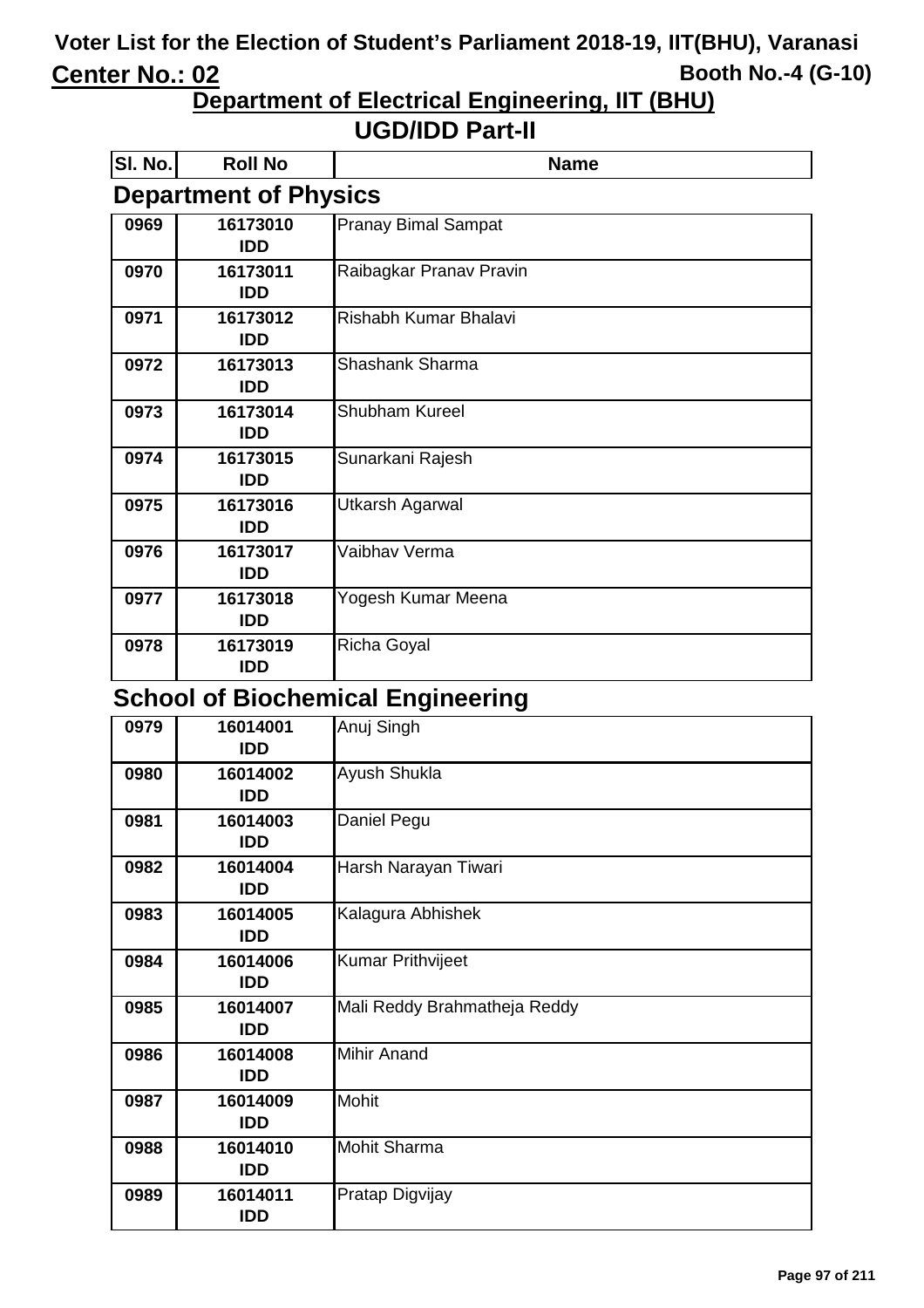# Voter List for the Election of Student's Parliament 2018-19, IIT(BHU), Varanasi

**Center No.: 02** **Booth No.-4 (G-10)**

## Department of Electrical Engineering, IIT (BHU)

## UGD/IDD Part-II

### Department of Physics

| Sl. No. | Roll No | Name |
|---|---|---|
| 0969 | 16173010 IDD | Pranay Bimal Sampat |
| 0970 | 16173011 IDD | Raibagkar Pranav Pravin |
| 0971 | 16173012 IDD | Rishabh Kumar Bhalavi |
| 0972 | 16173013 IDD | Shashank Sharma |
| 0973 | 16173014 IDD | Shubham Kureel |
| 0974 | 16173015 IDD | Sunarkani Rajesh |
| 0975 | 16173016 IDD | Utkarsh Agarwal |
| 0976 | 16173017 IDD | Vaibhav Verma |
| 0977 | 16173018 IDD | Yogesh Kumar Meena |
| 0978 | 16173019 IDD | Richa Goyal |

### School of Biochemical Engineering

| Sl. No. | Roll No | Name |
|---|---|---|
| 0979 | 16014001 IDD | Anuj Singh |
| 0980 | 16014002 IDD | Ayush Shukla |
| 0981 | 16014003 IDD | Daniel Pegu |
| 0982 | 16014004 IDD | Harsh Narayan Tiwari |
| 0983 | 16014005 IDD | Kalagura Abhishek |
| 0984 | 16014006 IDD | Kumar Prithvijeet |
| 0985 | 16014007 IDD | Mali Reddy Brahmatheja Reddy |
| 0986 | 16014008 IDD | Mihir Anand |
| 0987 | 16014009 IDD | Mohit |
| 0988 | 16014010 IDD | Mohit Sharma |
| 0989 | 16014011 IDD | Pratap Digvijay |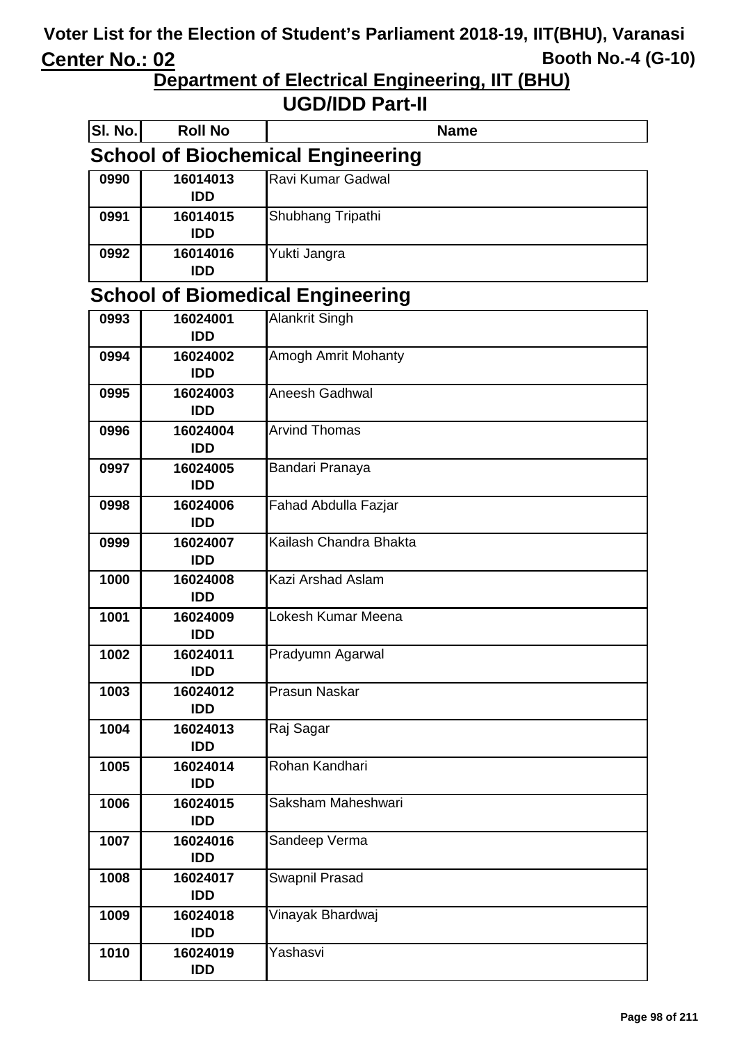# Voter List for the Election of Student's Parliament 2018-19, IIT(BHU), Varanasi

**Center No.: 02** **Booth No.-4 (G-10)**

## Department of Electrical Engineering, IIT (BHU)

## UGD/IDD Part-II

### School of Biochemical Engineering

| Sl. No. | Roll No | Name |
|---|---|---|
| 0990 | 16014013 IDD | Ravi Kumar Gadwal |
| 0991 | 16014015 IDD | Shubhang Tripathi |
| 0992 | 16014016 IDD | Yukti Jangra |

### School of Biomedical Engineering

| Sl. No. | Roll No | Name |
|---|---|---|
| 0993 | 16024001 IDD | Alankrit Singh |
| 0994 | 16024002 IDD | Amogh Amrit Mohanty |
| 0995 | 16024003 IDD | Aneesh Gadhwal |
| 0996 | 16024004 IDD | Arvind Thomas |
| 0997 | 16024005 IDD | Bandari Pranaya |
| 0998 | 16024006 IDD | Fahad Abdulla Fazjar |
| 0999 | 16024007 IDD | Kailash Chandra Bhakta |
| 1000 | 16024008 IDD | Kazi Arshad Aslam |
| 1001 | 16024009 IDD | Lokesh Kumar Meena |
| 1002 | 16024011 IDD | Pradyumn Agarwal |
| 1003 | 16024012 IDD | Prasun Naskar |
| 1004 | 16024013 IDD | Raj Sagar |
| 1005 | 16024014 IDD | Rohan Kandhari |
| 1006 | 16024015 IDD | Saksham Maheshwari |
| 1007 | 16024016 IDD | Sandeep Verma |
| 1008 | 16024017 IDD | Swapnil Prasad |
| 1009 | 16024018 IDD | Vinayak Bhardwaj |
| 1010 | 16024019 IDD | Yashasvi |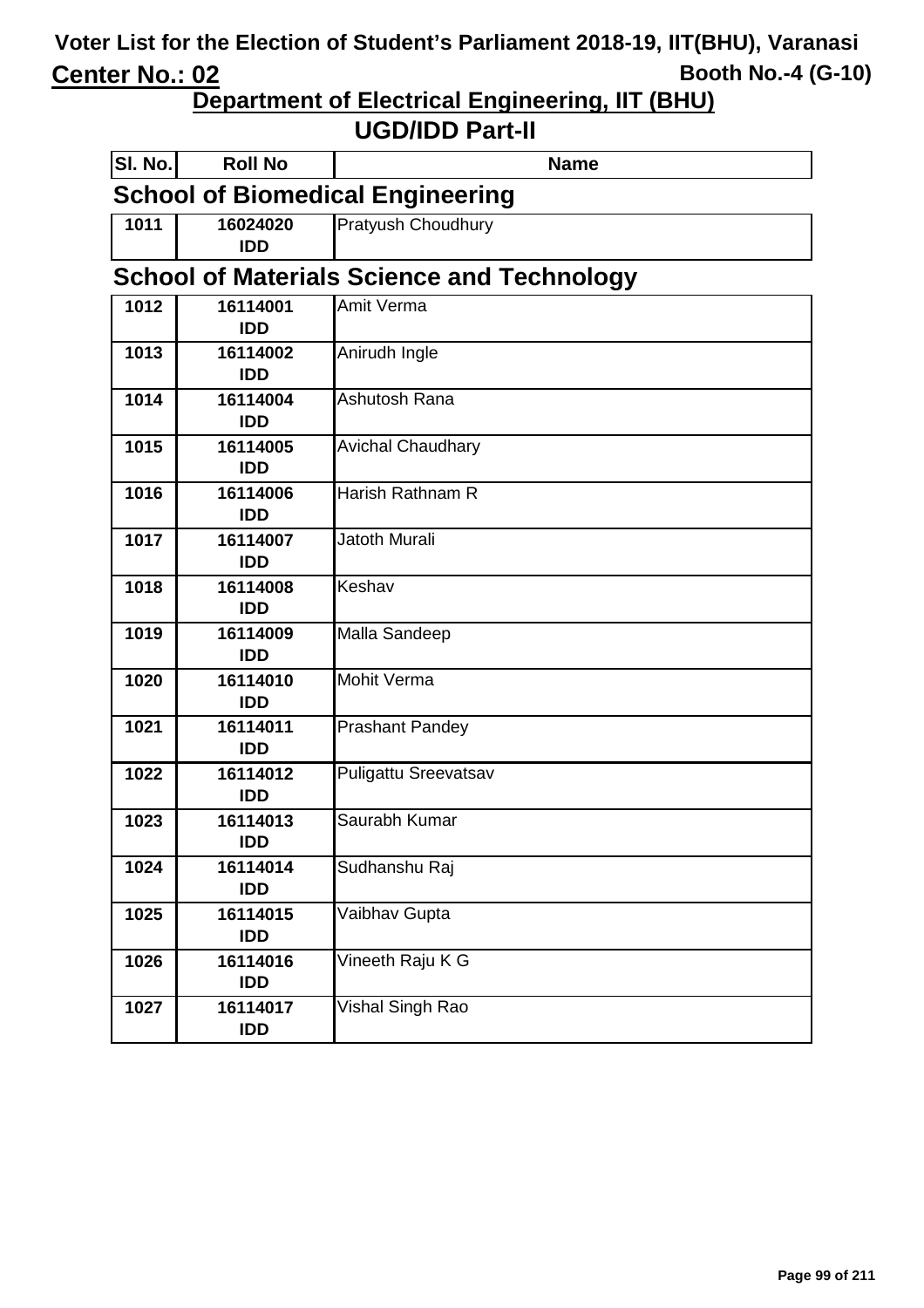# Voter List for the Election of Student's Parliament 2018-19, IIT(BHU), Varanasi

**Center No.: 02** Booth No.-4 (G-10)

## Department of Electrical Engineering, IIT (BHU)

## UGD/IDD Part-II

| Sl. No. | Roll No | Name |
|---|---|---|

### School of Biomedical Engineering

| Sl. No. | Roll No | Name |
|---|---|---|
| 1011 | 16024020 IDD | Pratyush Choudhury |

### School of Materials Science and Technology

| Sl. No. | Roll No | Name |
|---|---|---|
| 1012 | 16114001 IDD | Amit Verma |
| 1013 | 16114002 IDD | Anirudh Ingle |
| 1014 | 16114004 IDD | Ashutosh Rana |
| 1015 | 16114005 IDD | Avichal Chaudhary |
| 1016 | 16114006 IDD | Harish Rathnam R |
| 1017 | 16114007 IDD | Jatoth Murali |
| 1018 | 16114008 IDD | Keshav |
| 1019 | 16114009 IDD | Malla Sandeep |
| 1020 | 16114010 IDD | Mohit Verma |
| 1021 | 16114011 IDD | Prashant Pandey |
| 1022 | 16114012 IDD | Puligattu Sreevatsav |
| 1023 | 16114013 IDD | Saurabh Kumar |
| 1024 | 16114014 IDD | Sudhanshu Raj |
| 1025 | 16114015 IDD | Vaibhav Gupta |
| 1026 | 16114016 IDD | Vineeth Raju K G |
| 1027 | 16114017 IDD | Vishal Singh Rao |